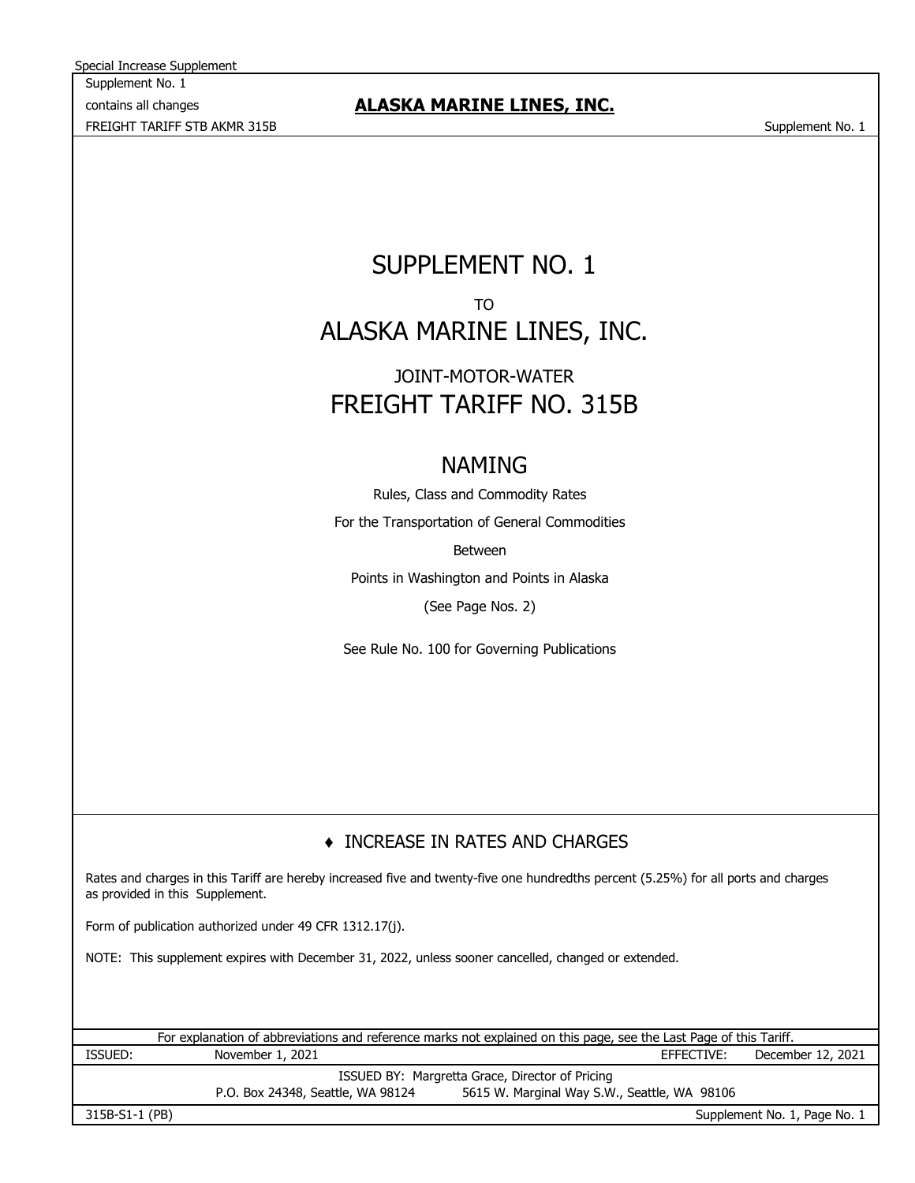Special Increase Supplement

Supplement No. 1

contains all changes

FREIGHT TARIFF STB AKMR 315B

**ALASKA MARINE LINES, INC.**

Supplement No. 1

# SUPPLEMENT NO. 1

TO

# ALASKA MARINE LINES, INC.

JOINT-MOTOR-WATER

# FREIGHT TARIFF NO. 315B

## NAMING

Rules, Class and Commodity Rates

For the Transportation of General Commodities

Between

Points in Washington and Points in Alaska

(See Page Nos. 2)

See Rule No. 100 for Governing Publications

## ♦ INCREASE IN RATES AND CHARGES

Rates and charges in this Tariff are hereby increased five and twenty-five one hundredths percent (5.25%) for all ports and charges as provided in this Supplement.

Form of publication authorized under 49 CFR 1312.17(j).

NOTE: This supplement expires with December 31, 2022, unless sooner cancelled, changed or extended.

For explanation of abbreviations and reference marks not explained on this page, see the Last Page of this Tariff.

ISSUED: November 1, 2021 EFFECTIVE: December 12, 2021

ISSUED BY: Margretta Grace, Director of Pricing

P.O. Box 24348, Seattle, WA 98124 5615 W. Marginal Way S.W., Seattle, WA 98106

315B-S1-1 (PB)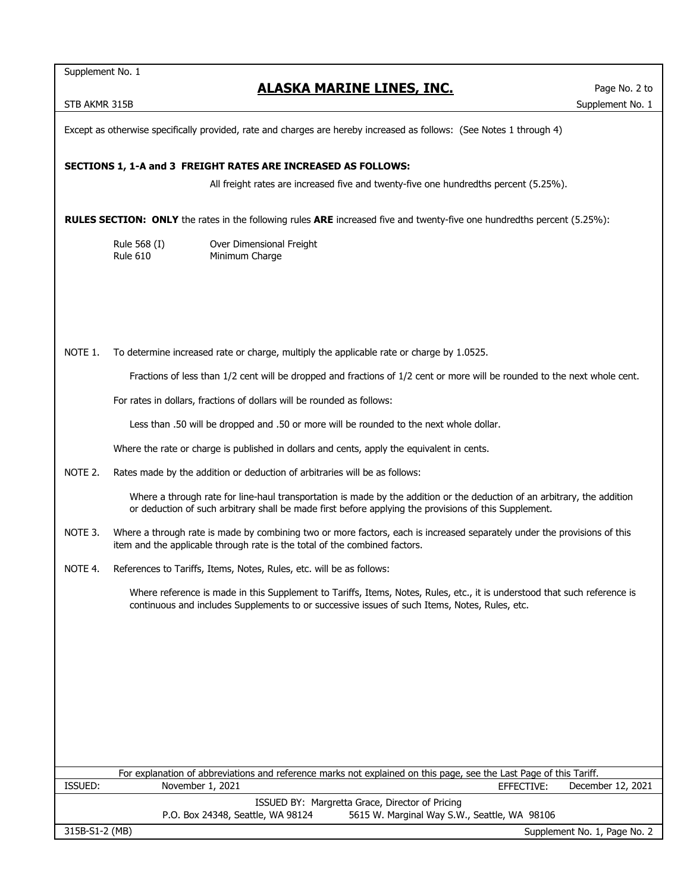Except as otherwise specifically provided, rate and charges are hereby increased as follows: (See Notes 1 through 4)

**SECTIONS 1, 1-A and 3 FREIGHT RATES ARE INCREASED AS FOLLOWS:**

All freight rates are increased five and twenty-five one hundredths percent (5.25%).

**RULES SECTION: ONLY** the rates in the following rules **ARE** increased five and twenty-five one hundredths percent (5.25%):

| | |
|---|---|
| Rule 568 (I) | Over Dimensional Freight |
| Rule 610 | Minimum Charge |

NOTE 1. To determine increased rate or charge, multiply the applicable rate or charge by 1.0525.

Fractions of less than 1/2 cent will be dropped and fractions of 1/2 cent or more will be rounded to the next whole cent.

For rates in dollars, fractions of dollars will be rounded as follows:

Less than .50 will be dropped and .50 or more will be rounded to the next whole dollar.

Where the rate or charge is published in dollars and cents, apply the equivalent in cents.

NOTE 2. Rates made by the addition or deduction of arbitraries will be as follows:

Where a through rate for line-haul transportation is made by the addition or the deduction of an arbitrary, the addition or deduction of such arbitrary shall be made first before applying the provisions of this Supplement.

NOTE 3. Where a through rate is made by combining two or more factors, each is increased separately under the provisions of this item and the applicable through rate is the total of the combined factors.

NOTE 4. References to Tariffs, Items, Notes, Rules, etc. will be as follows:

Where reference is made in this Supplement to Tariffs, Items, Notes, Rules, etc., it is understood that such reference is continuous and includes Supplements to or successive issues of such Items, Notes, Rules, etc.

For explanation of abbreviations and reference marks not explained on this page, see the Last Page of this Tariff.

ISSUED: November 1, 2021 EFFECTIVE: December 12, 2021

ISSUED BY: Margretta Grace, Director of Pricing
P.O. Box 24348, Seattle, WA 98124 5615 W. Marginal Way S.W., Seattle, WA 98106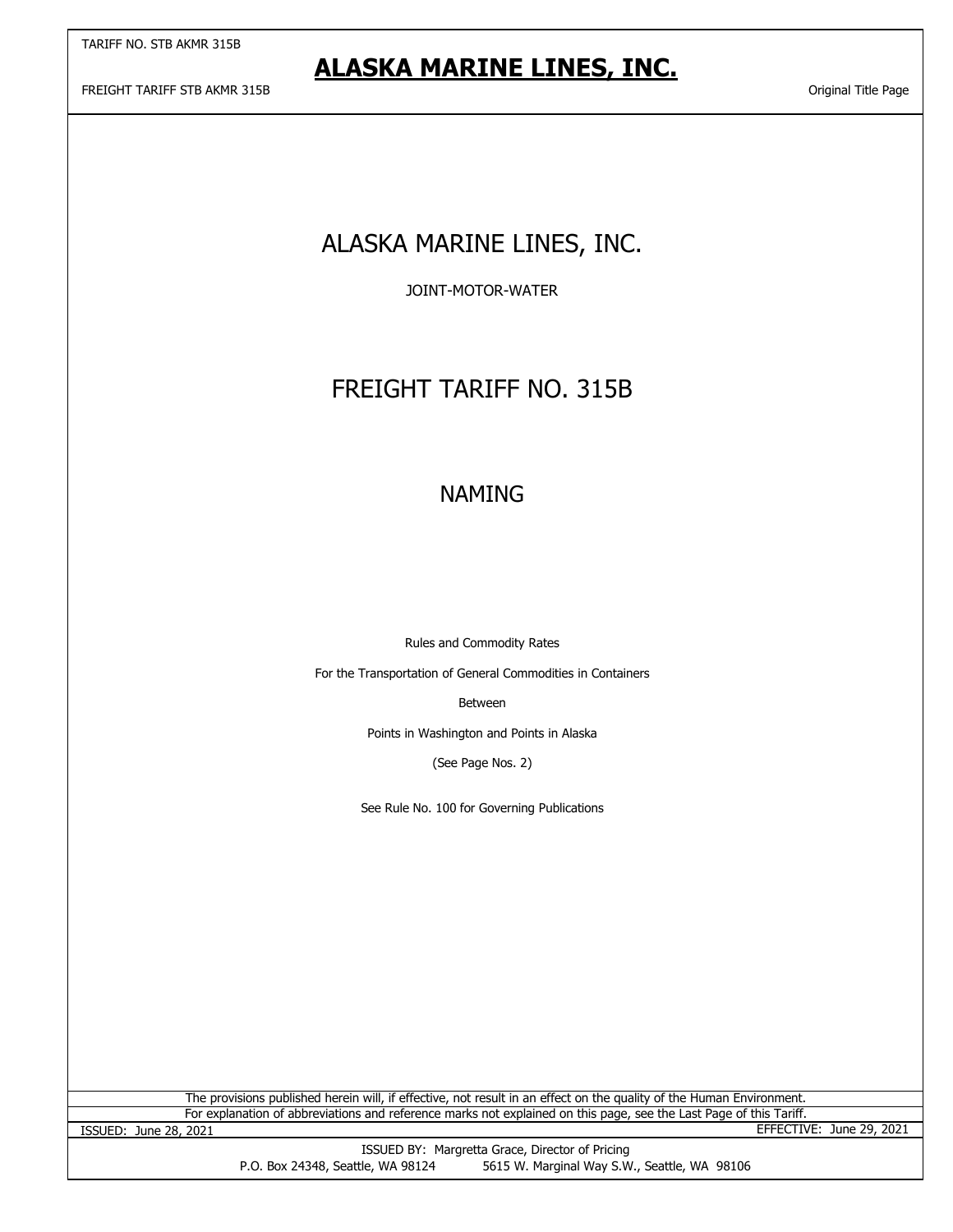# ALASKA MARINE LINES, INC.

JOINT-MOTOR-WATER

# FREIGHT TARIFF NO. 315B

## NAMING

Rules and Commodity Rates

For the Transportation of General Commodities in Containers

Between

Points in Washington and Points in Alaska

(See Page Nos. 2)

See Rule No. 100 for Governing Publications

The provisions published herein will, if effective, not result in an effect on the quality of the Human Environment.

For explanation of abbreviations and reference marks not explained on this page, see the Last Page of this Tariff.

ISSUED: June 28, 2021

EFFECTIVE: June 29, 2021

ISSUED BY: Margretta Grace, Director of Pricing

P.O. Box 24348, Seattle, WA 98124 5615 W. Marginal Way S.W., Seattle, WA 98106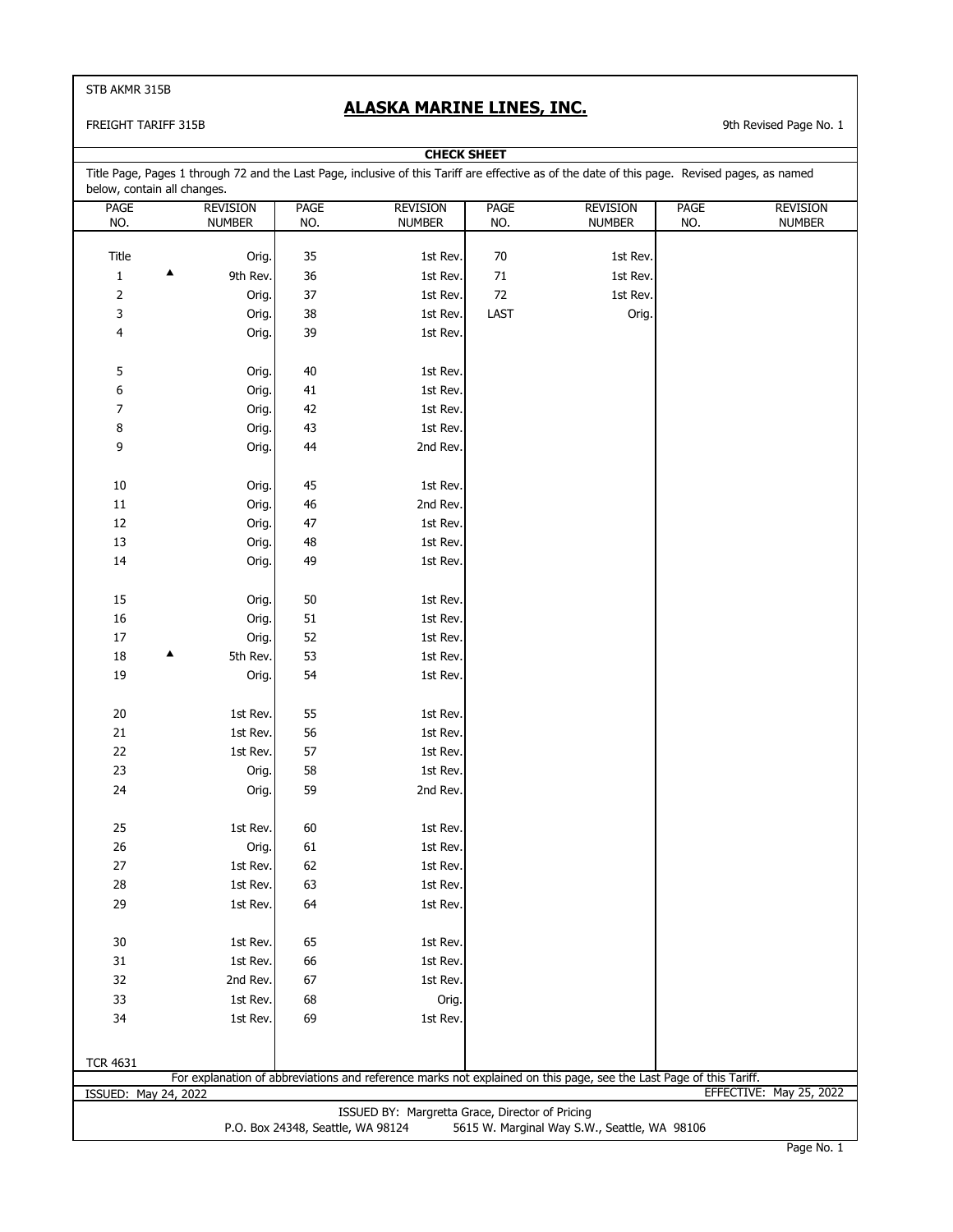STB AKMR 315B

# ALASKA MARINE LINES, INC.

FREIGHT TARIFF 315B

9th Revised Page No. 1

## CHECK SHEET

Title Page, Pages 1 through 72 and the Last Page, inclusive of this Tariff are effective as of the date of this page. Revised pages, as named below, contain all changes.

| PAGE NO. | REVISION NUMBER | PAGE NO. | REVISION NUMBER | PAGE NO. | REVISION NUMBER | PAGE NO. | REVISION NUMBER |
|---|---|---|---|---|---|---|---|
| Title | Orig. | 35 | 1st Rev. | 70 | 1st Rev. | | |
| 1 ▲ | 9th Rev. | 36 | 1st Rev. | 71 | 1st Rev. | | |
| 2 | Orig. | 37 | 1st Rev. | 72 | 1st Rev. | | |
| 3 | Orig. | 38 | 1st Rev. | LAST | Orig. | | |
| 4 | Orig. | 39 | 1st Rev. | | | | |
| 5 | Orig. | 40 | 1st Rev. | | | | |
| 6 | Orig. | 41 | 1st Rev. | | | | |
| 7 | Orig. | 42 | 1st Rev. | | | | |
| 8 | Orig. | 43 | 1st Rev. | | | | |
| 9 | Orig. | 44 | 2nd Rev. | | | | |
| 10 | Orig. | 45 | 1st Rev. | | | | |
| 11 | Orig. | 46 | 2nd Rev. | | | | |
| 12 | Orig. | 47 | 1st Rev. | | | | |
| 13 | Orig. | 48 | 1st Rev. | | | | |
| 14 | Orig. | 49 | 1st Rev. | | | | |
| 15 | Orig. | 50 | 1st Rev. | | | | |
| 16 | Orig. | 51 | 1st Rev. | | | | |
| 17 | Orig. | 52 | 1st Rev. | | | | |
| 18 ▲ | 5th Rev. | 53 | 1st Rev. | | | | |
| 19 | Orig. | 54 | 1st Rev. | | | | |
| 20 | 1st Rev. | 55 | 1st Rev. | | | | |
| 21 | 1st Rev. | 56 | 1st Rev. | | | | |
| 22 | 1st Rev. | 57 | 1st Rev. | | | | |
| 23 | Orig. | 58 | 1st Rev. | | | | |
| 24 | Orig. | 59 | 2nd Rev. | | | | |
| 25 | 1st Rev. | 60 | 1st Rev. | | | | |
| 26 | Orig. | 61 | 1st Rev. | | | | |
| 27 | 1st Rev. | 62 | 1st Rev. | | | | |
| 28 | 1st Rev. | 63 | 1st Rev. | | | | |
| 29 | 1st Rev. | 64 | 1st Rev. | | | | |
| 30 | 1st Rev. | 65 | 1st Rev. | | | | |
| 31 | 1st Rev. | 66 | 1st Rev. | | | | |
| 32 | 2nd Rev. | 67 | 1st Rev. | | | | |
| 33 | 1st Rev. | 68 | Orig. | | | | |
| 34 | 1st Rev. | 69 | 1st Rev. | | | | |

TCR 4631

For explanation of abbreviations and reference marks not explained on this page, see the Last Page of this Tariff.

ISSUED: May 24, 2022

EFFECTIVE: May 25, 2022

ISSUED BY: Margretta Grace, Director of Pricing

P.O. Box 24348, Seattle, WA 98124 5615 W. Marginal Way S.W., Seattle, WA 98106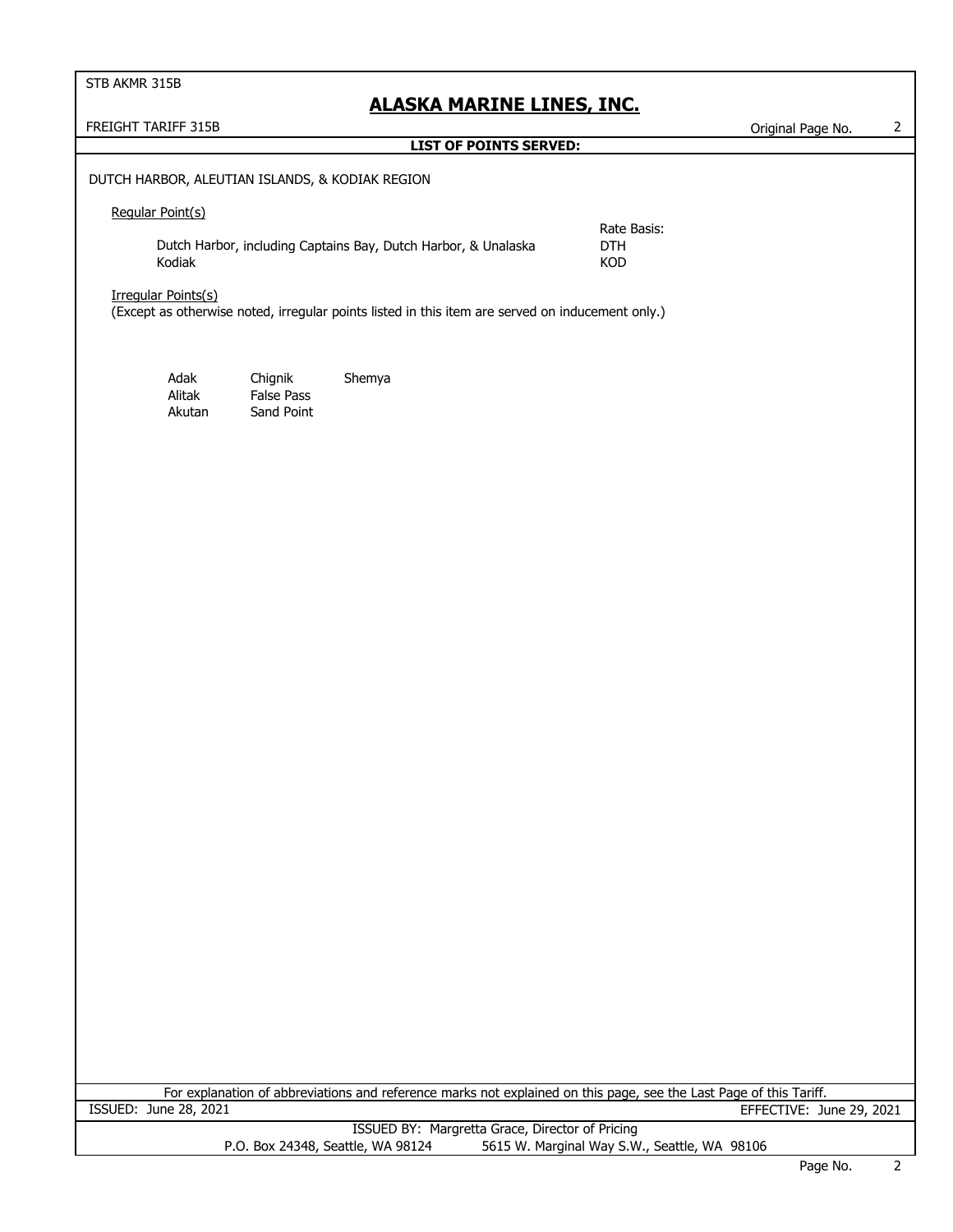## LIST OF POINTS SERVED:

DUTCH HARBOR, ALEUTIAN ISLANDS, & KODIAK REGION

Regular Point(s)

| | Rate Basis: |
|---|---|
| Dutch Harbor, including Captains Bay, Dutch Harbor, & Unalaska | DTH |
| Kodiak | KOD |

Irregular Points(s)

(Except as otherwise noted, irregular points listed in this item are served on inducement only.)

| | | |
|---|---|---|
| Adak | Chignik | Shemya |
| Alitak | False Pass | |
| Akutan | Sand Point | |

For explanation of abbreviations and reference marks not explained on this page, see the Last Page of this Tariff.

ISSUED: June 28, 2021 EFFECTIVE: June 29, 2021

ISSUED BY: Margretta Grace, Director of Pricing

P.O. Box 24348, Seattle, WA 98124 5615 W. Marginal Way S.W., Seattle, WA 98106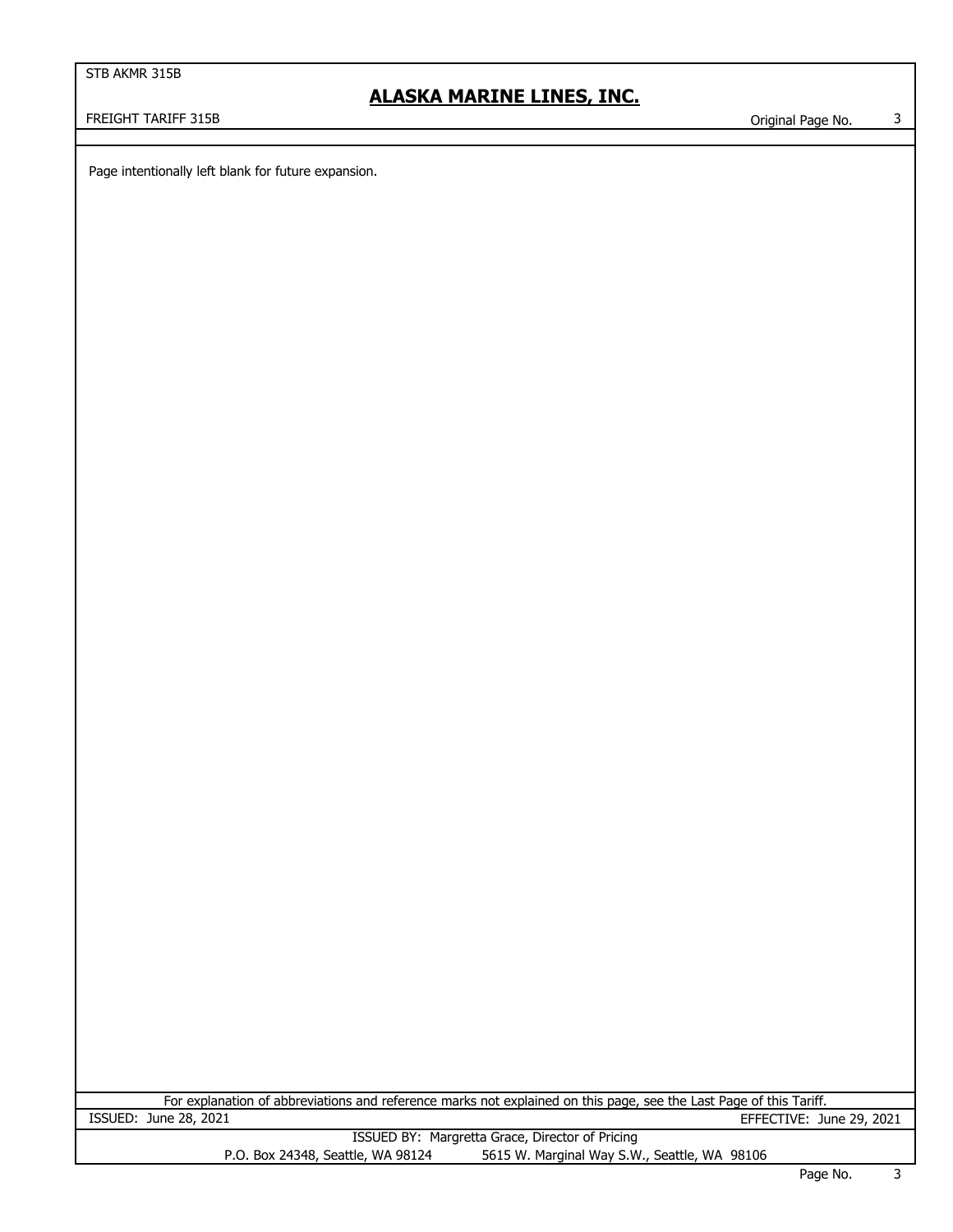Page intentionally left blank for future expansion.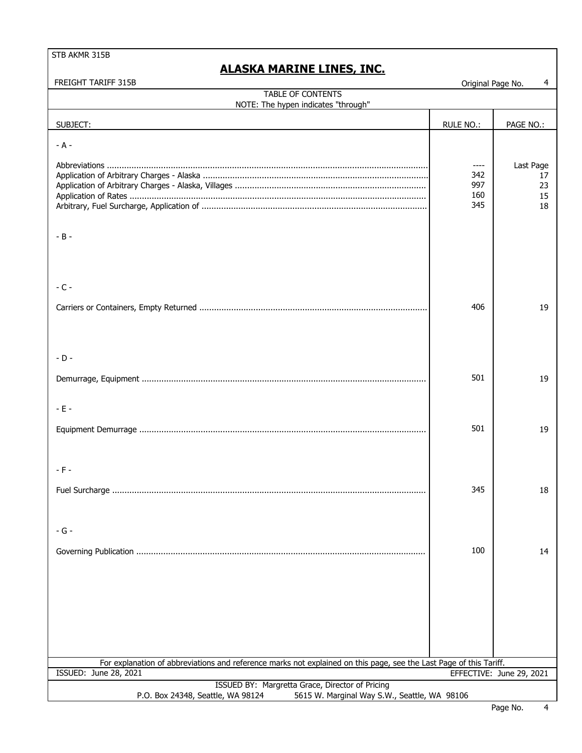# TABLE OF CONTENTS

NOTE: The hypen indicates "through"

| SUBJECT: | RULE NO.: | PAGE NO.: |
|---|---|---|
| **- A -** | | |
| Abbreviations | ---- | Last Page |
| Application of Arbitrary Charges - Alaska | 342 | 17 |
| Application of Arbitrary Charges - Alaska, Villages | 997 | 23 |
| Application of Rates | 160 | 15 |
| Arbitrary, Fuel Surcharge, Application of | 345 | 18 |
| **- B -** | | |
| **- C -** | | |
| Carriers or Containers, Empty Returned | 406 | 19 |
| **- D -** | | |
| Demurrage, Equipment | 501 | 19 |
| **- E -** | | |
| Equipment Demurrage | 501 | 19 |
| **- F -** | | |
| Fuel Surcharge | 345 | 18 |
| **- G -** | | |
| Governing Publication | 100 | 14 |

For explanation of abbreviations and reference marks not explained on this page, see the Last Page of this Tariff.

ISSUED: June 28, 2021

EFFECTIVE: June 29, 2021

ISSUED BY: Margretta Grace, Director of Pricing

P.O. Box 24348, Seattle, WA 98124 — 5615 W. Marginal Way S.W., Seattle, WA 98106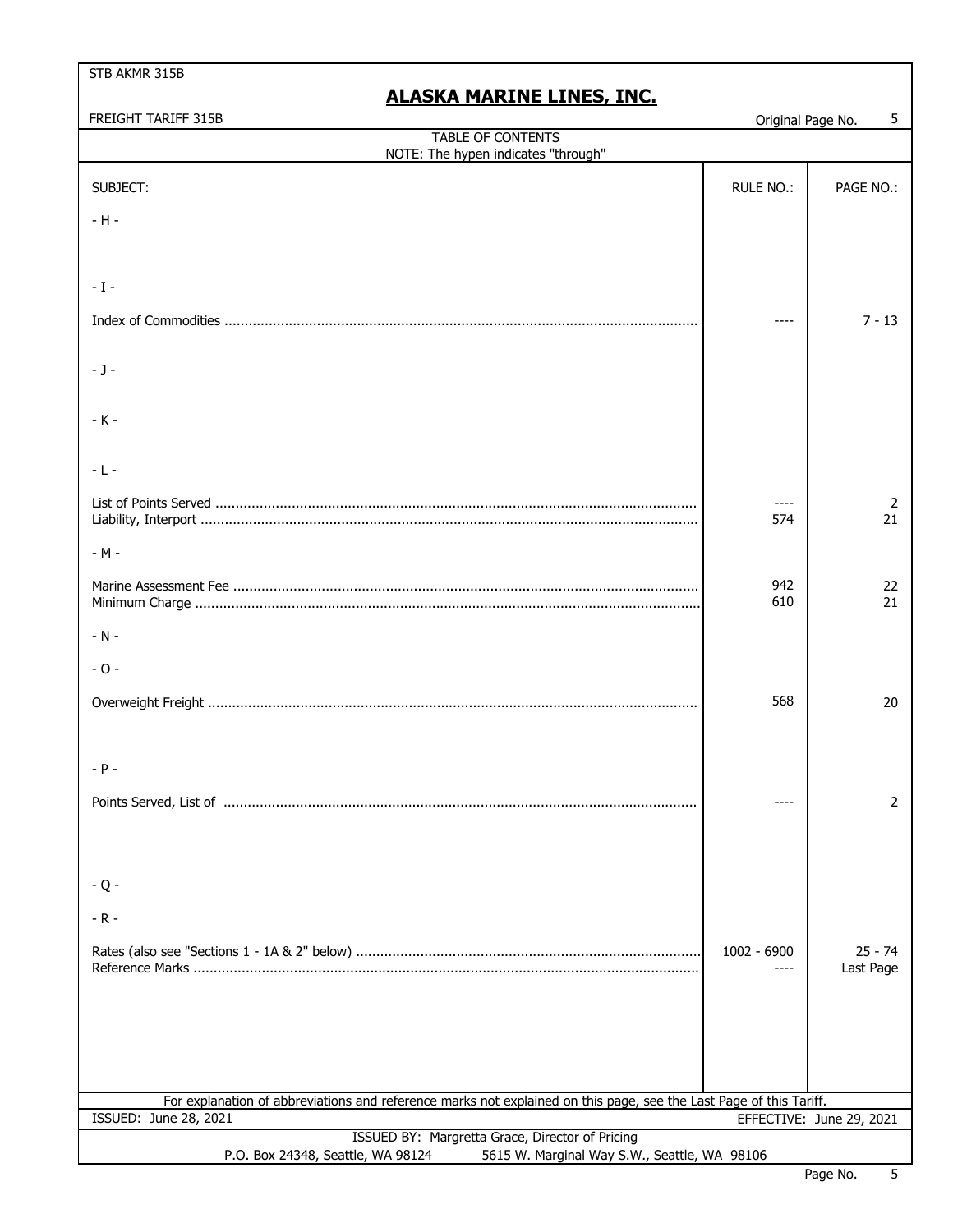STB AKMR 315B

# ALASKA MARINE LINES, INC.

FREIGHT TARIFF 315B

Original Page No. 5

## TABLE OF CONTENTS

NOTE: The hypen indicates "through"

| SUBJECT: | RULE NO.: | PAGE NO.: |
|---|---|---|
| - H - | | |
| - I - | | |
| Index of Commodities | ---- | 7 - 13 |
| - J - | | |
| - K - | | |
| - L - | | |
| List of Points Served | ---- | 2 |
| Liability, Interport | 574 | 21 |
| - M - | | |
| Marine Assessment Fee | 942 | 22 |
| Minimum Charge | 610 | 21 |
| - N - | | |
| - O - | | |
| Overweight Freight | 568 | 20 |
| - P - | | |
| Points Served, List of | ---- | 2 |
| - Q - | | |
| - R - | | |
| Rates (also see "Sections 1 - 1A & 2" below) | 1002 - 6900 | 25 - 74 |
| Reference Marks | ---- | Last Page |

For explanation of abbreviations and reference marks not explained on this page, see the Last Page of this Tariff.

ISSUED: June 28, 2021

EFFECTIVE: June 29, 2021

ISSUED BY: Margretta Grace, Director of Pricing

P.O. Box 24348, Seattle, WA 98124 5615 W. Marginal Way S.W., Seattle, WA 98106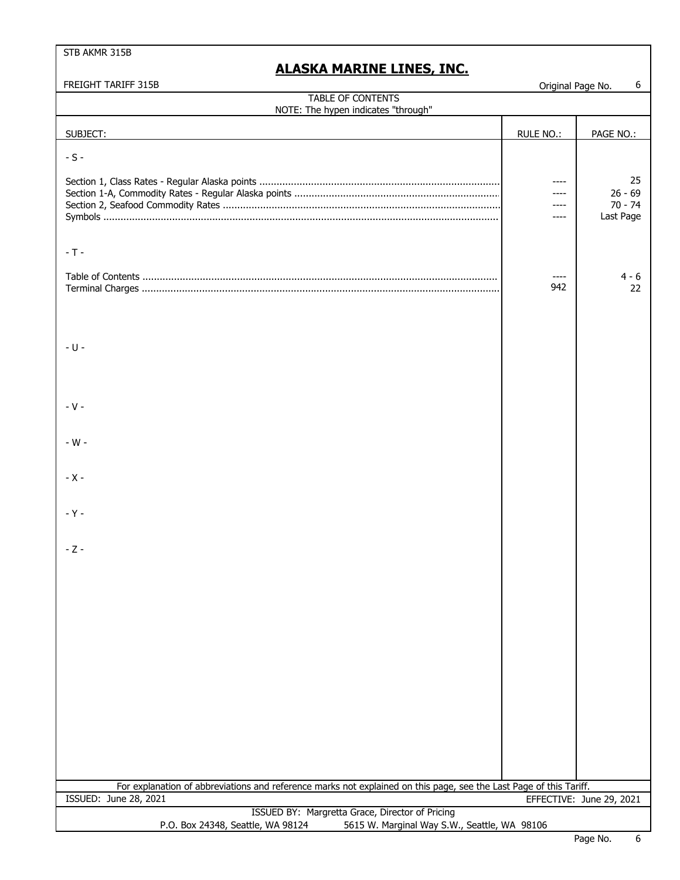## ALASKA MARINE LINES, INC.

FREIGHT TARIFF 315B

Original Page No. 6

TABLE OF CONTENTS

NOTE: The hypen indicates "through"

| SUBJECT: | RULE NO.: | PAGE NO.: |
|---|---|---|
| - S - | | |
| Section 1, Class Rates - Regular Alaska points | ---- | 25 |
| Section 1-A, Commodity Rates - Regular Alaska points | ---- | 26 - 69 |
| Section 2, Seafood Commodity Rates | ---- | 70 - 74 |
| Symbols | ---- | Last Page |
| - T - | | |
| Table of Contents | ---- | 4 - 6 |
| Terminal Charges | 942 | 22 |
| - U - | | |
| - V - | | |
| - W - | | |
| - X - | | |
| - Y - | | |
| - Z - | | |

For explanation of abbreviations and reference marks not explained on this page, see the Last Page of this Tariff.

ISSUED: June 28, 2021

EFFECTIVE: June 29, 2021

ISSUED BY: Margretta Grace, Director of Pricing

P.O. Box 24348, Seattle, WA 98124    5615 W. Marginal Way S.W., Seattle, WA 98106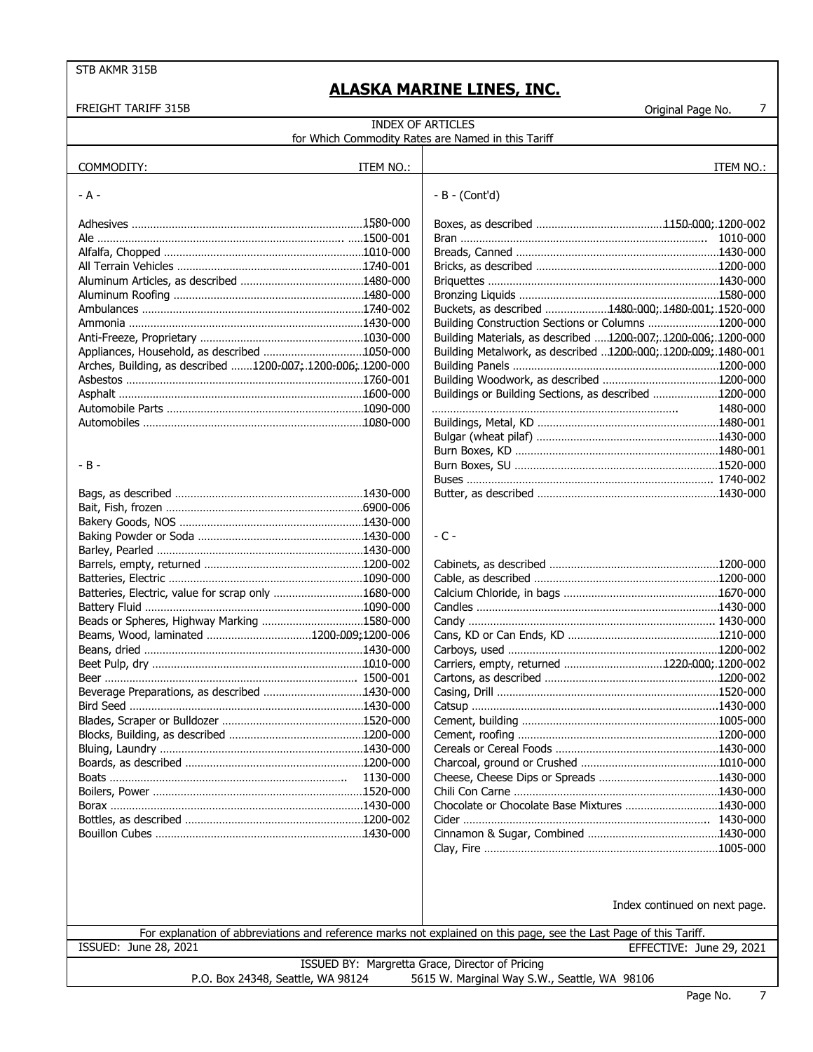STB AKMR 315B

# ALASKA MARINE LINES, INC.

FREIGHT TARIFF 315B

Original Page No. 7

## INDEX OF ARTICLES
for Which Commodity Rates are Named in this Tariff

| COMMODITY: | ITEM NO.: |
|---|---|
| **- A -** | |
| Adhesives | 1580-000 |
| Ale | 1500-001 |
| Alfalfa, Chopped | 1010-000 |
| All Terrain Vehicles | 1740-001 |
| Aluminum Articles, as described | 1480-000 |
| Aluminum Roofing | 1480-000 |
| Ambulances | 1740-002 |
| Ammonia | 1430-000 |
| Anti-Freeze, Proprietary | 1030-000 |
| Appliances, Household, as described | 1050-000 |
| Arches, Building, as described | 1200-007; 1200-006; 1200-000 |
| Asbestos | 1760-001 |
| Asphalt | 1600-000 |
| Automobile Parts | 1090-000 |
| Automobiles | 1080-000 |
| **- B -** | |
| Bags, as described | 1430-000 |
| Bait, Fish, frozen | 6900-006 |
| Bakery Goods, NOS | 1430-000 |
| Baking Powder or Soda | 1430-000 |
| Barley, Pearled | 1430-000 |
| Barrels, empty, returned | 1200-002 |
| Batteries, Electric | 1090-000 |
| Batteries, Electric, value for scrap only | 1680-000 |
| Battery Fluid | 1090-000 |
| Beads or Spheres, Highway Marking | 1580-000 |
| Beams, Wood, laminated | 1200-009; 1200-006 |
| Beans, dried | 1430-000 |
| Beet Pulp, dry | 1010-000 |
| Beer | 1500-001 |
| Beverage Preparations, as described | 1430-000 |
| Bird Seed | 1430-000 |
| Blades, Scraper or Bulldozer | 1520-000 |
| Blocks, Building, as described | 1200-000 |
| Bluing, Laundry | 1430-000 |
| Boards, as described | 1200-000 |
| Boats | 1130-000 |
| Boilers, Power | 1520-000 |
| Borax | 1430-000 |
| Bottles, as described | 1200-002 |
| Bouillon Cubes | 1430-000 |
| **- B - (Cont'd)** | |
| Boxes, as described | 1150-000; 1200-002 |
| Bran | 1010-000 |
| Breads, Canned | 1430-000 |
| Bricks, as described | 1200-000 |
| Briquettes | 1430-000 |
| Bronzing Liquids | 1580-000 |
| Buckets, as described | 1480-000; 1480-001; 1520-000 |
| Building Construction Sections or Columns | 1200-000 |
| Building Materials, as described | 1200-007; 1200-006; 1200-000 |
| Building Metalwork, as described | 1200-000; 1200-009; 1480-001 |
| Building Panels | 1200-000 |
| Building Woodwork, as described | 1200-000 |
| Buildings or Building Sections, as described | 1200-000 |
| | 1480-000 |
| Buildings, Metal, KD | 1480-001 |
| Bulgar (wheat pilaf) | 1430-000 |
| Burn Boxes, KD | 1480-001 |
| Burn Boxes, SU | 1520-000 |
| Buses | 1740-002 |
| Butter, as described | 1430-000 |
| **- C -** | |
| Cabinets, as described | 1200-000 |
| Cable, as described | 1200-000 |
| Calcium Chloride, in bags | 1670-000 |
| Candles | 1430-000 |
| Candy | 1430-000 |
| Cans, KD or Can Ends, KD | 1210-000 |
| Carboys, used | 1200-002 |
| Carriers, empty, returned | 1220-000; 1200-002 |
| Cartons, as described | 1200-002 |
| Casing, Drill | 1520-000 |
| Catsup | 1430-000 |
| Cement, building | 1005-000 |
| Cement, roofing | 1200-000 |
| Cereals or Cereal Foods | 1430-000 |
| Charcoal, ground or Crushed | 1010-000 |
| Cheese, Cheese Dips or Spreads | 1430-000 |
| Chili Con Carne | 1430-000 |
| Chocolate or Chocolate Base Mixtures | 1430-000 |
| Cider | 1430-000 |
| Cinnamon & Sugar, Combined | 1430-000 |
| Clay, Fire | 1005-000 |

Index continued on next page.

For explanation of abbreviations and reference marks not explained on this page, see the Last Page of this Tariff.

ISSUED: June 28, 2021 — EFFECTIVE: June 29, 2021

ISSUED BY: Margretta Grace, Director of Pricing
P.O. Box 24348, Seattle, WA 98124 — 5615 W. Marginal Way S.W., Seattle, WA 98106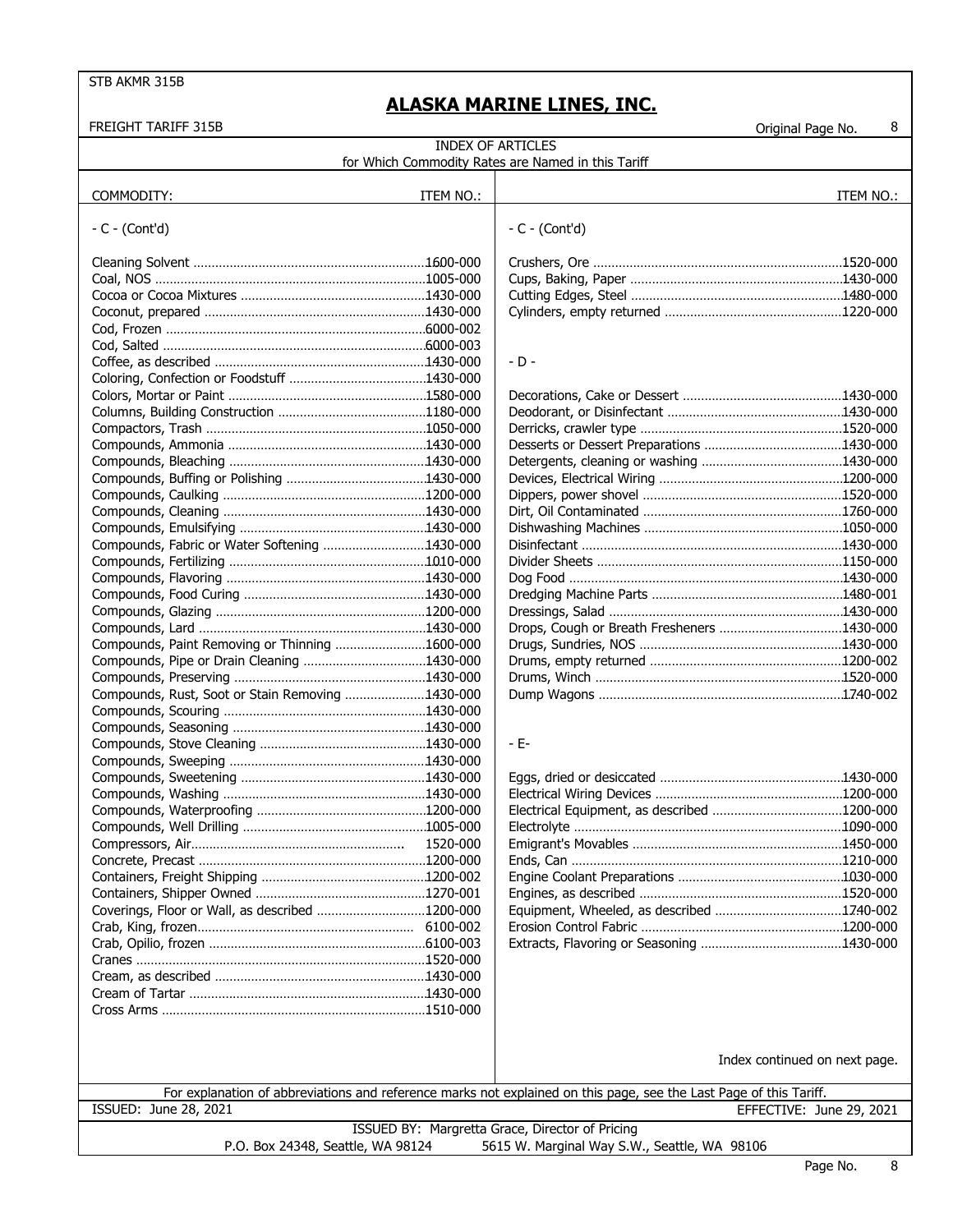STB AKMR 315B

# ALASKA MARINE LINES, INC.

FREIGHT TARIFF 315B

Original Page No. 8

## INDEX OF ARTICLES

for Which Commodity Rates are Named in this Tariff

| COMMODITY: | ITEM NO.: |
|---|---|
| **- C - (Cont'd)** | |
| Cleaning Solvent | 1600-000 |
| Coal, NOS | 1005-000 |
| Cocoa or Cocoa Mixtures | 1430-000 |
| Coconut, prepared | 1430-000 |
| Cod, Frozen | 6000-002 |
| Cod, Salted | 6000-003 |
| Coffee, as described | 1430-000 |
| Coloring, Confection or Foodstuff | 1430-000 |
| Colors, Mortar or Paint | 1580-000 |
| Columns, Building Construction | 1180-000 |
| Compactors, Trash | 1050-000 |
| Compounds, Ammonia | 1430-000 |
| Compounds, Bleaching | 1430-000 |
| Compounds, Buffing or Polishing | 1430-000 |
| Compounds, Caulking | 1200-000 |
| Compounds, Cleaning | 1430-000 |
| Compounds, Emulsifying | 1430-000 |
| Compounds, Fabric or Water Softening | 1430-000 |
| Compounds, Fertilizing | 1010-000 |
| Compounds, Flavoring | 1430-000 |
| Compounds, Food Curing | 1430-000 |
| Compounds, Glazing | 1200-000 |
| Compounds, Lard | 1430-000 |
| Compounds, Paint Removing or Thinning | 1600-000 |
| Compounds, Pipe or Drain Cleaning | 1430-000 |
| Compounds, Preserving | 1430-000 |
| Compounds, Rust, Soot or Stain Removing | 1430-000 |
| Compounds, Scouring | 1430-000 |
| Compounds, Seasoning | 1430-000 |
| Compounds, Stove Cleaning | 1430-000 |
| Compounds, Sweeping | 1430-000 |
| Compounds, Sweetening | 1430-000 |
| Compounds, Washing | 1430-000 |
| Compounds, Waterproofing | 1200-000 |
| Compounds, Well Drilling | 1005-000 |
| Compressors, Air | 1520-000 |
| Concrete, Precast | 1200-000 |
| Containers, Freight Shipping | 1200-002 |
| Containers, Shipper Owned | 1270-001 |
| Coverings, Floor or Wall, as described | 1200-000 |
| Crab, King, frozen | 6100-002 |
| Crab, Opilio, frozen | 6100-003 |
| Cranes | 1520-000 |
| Cream, as described | 1430-000 |
| Cream of Tartar | 1430-000 |
| Cross Arms | 1510-000 |
| **- C - (Cont'd)** | |
| Crushers, Ore | 1520-000 |
| Cups, Baking, Paper | 1430-000 |
| Cutting Edges, Steel | 1480-000 |
| Cylinders, empty returned | 1220-000 |
| **- D -** | |
| Decorations, Cake or Dessert | 1430-000 |
| Deodorant, or Disinfectant | 1430-000 |
| Derricks, crawler type | 1520-000 |
| Desserts or Dessert Preparations | 1430-000 |
| Detergents, cleaning or washing | 1430-000 |
| Devices, Electrical Wiring | 1200-000 |
| Dippers, power shovel | 1520-000 |
| Dirt, Oil Contaminated | 1760-000 |
| Dishwashing Machines | 1050-000 |
| Disinfectant | 1430-000 |
| Divider Sheets | 1150-000 |
| Dog Food | 1430-000 |
| Dredging Machine Parts | 1480-001 |
| Dressings, Salad | 1430-000 |
| Drops, Cough or Breath Fresheners | 1430-000 |
| Drugs, Sundries, NOS | 1430-000 |
| Drums, empty returned | 1200-002 |
| Drums, Winch | 1520-000 |
| Dump Wagons | 1740-002 |
| **- E-** | |
| Eggs, dried or desiccated | 1430-000 |
| Electrical Wiring Devices | 1200-000 |
| Electrical Equipment, as described | 1200-000 |
| Electrolyte | 1090-000 |
| Emigrant's Movables | 1450-000 |
| Ends, Can | 1210-000 |
| Engine Coolant Preparations | 1030-000 |
| Engines, as described | 1520-000 |
| Equipment, Wheeled, as described | 1740-002 |
| Erosion Control Fabric | 1200-000 |
| Extracts, Flavoring or Seasoning | 1430-000 |

Index continued on next page.

For explanation of abbreviations and reference marks not explained on this page, see the Last Page of this Tariff.

ISSUED: June 28, 2021

EFFECTIVE: June 29, 2021

ISSUED BY: Margretta Grace, Director of Pricing

P.O. Box 24348, Seattle, WA 98124 5615 W. Marginal Way S.W., Seattle, WA 98106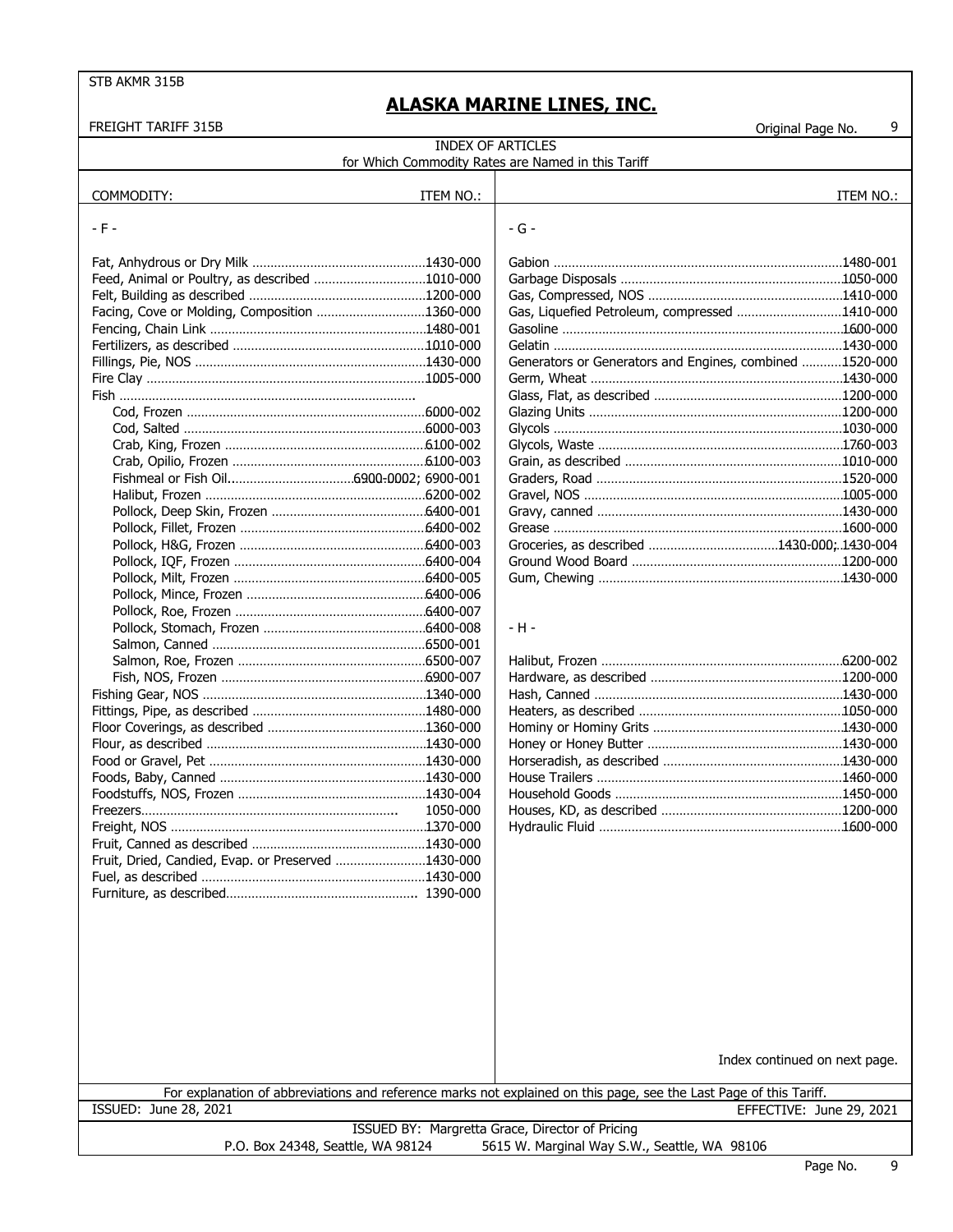STB AKMR 315B

# ALASKA MARINE LINES, INC.

FREIGHT TARIFF 315B

Original Page No. 9

## INDEX OF ARTICLES
for Which Commodity Rates are Named in this Tariff

| COMMODITY: | ITEM NO.: |
|---|---|
| **- F -** | |
| Fat, Anhydrous or Dry Milk | 1430-000 |
| Feed, Animal or Poultry, as described | 1010-000 |
| Felt, Building as described | 1200-000 |
| Facing, Cove or Molding, Composition | 1360-000 |
| Fencing, Chain Link | 1480-001 |
| Fertilizers, as described | 1010-000 |
| Fillings, Pie, NOS | 1430-000 |
| Fire Clay | 1005-000 |
| Fish | |
| Cod, Frozen | 6000-002 |
| Cod, Salted | 6000-003 |
| Crab, King, Frozen | 6100-002 |
| Crab, Opilio, Frozen | 6100-003 |
| Fishmeal or Fish Oil | 6900-0002; 6900-001 |
| Halibut, Frozen | 6200-002 |
| Pollock, Deep Skin, Frozen | 6400-001 |
| Pollock, Fillet, Frozen | 6400-002 |
| Pollock, H&G, Frozen | 6400-003 |
| Pollock, IQF, Frozen | 6400-004 |
| Pollock, Milt, Frozen | 6400-005 |
| Pollock, Mince, Frozen | 6400-006 |
| Pollock, Roe, Frozen | 6400-007 |
| Pollock, Stomach, Frozen | 6400-008 |
| Salmon, Canned | 6500-001 |
| Salmon, Roe, Frozen | 6500-007 |
| Fish, NOS, Frozen | 6900-007 |
| Fishing Gear, NOS | 1340-000 |
| Fittings, Pipe, as described | 1480-000 |
| Floor Coverings, as described | 1360-000 |
| Flour, as described | 1430-000 |
| Food or Gravel, Pet | 1430-000 |
| Foods, Baby, Canned | 1430-000 |
| Foodstuffs, NOS, Frozen | 1430-004 |
| Freezers | 1050-000 |
| Freight, NOS | 1370-000 |
| Fruit, Canned as described | 1430-000 |
| Fruit, Dried, Candied, Evap. or Preserved | 1430-000 |
| Fuel, as described | 1430-000 |
| Furniture, as described | 1390-000 |
| **- G -** | |
| Gabion | 1480-001 |
| Garbage Disposals | 1050-000 |
| Gas, Compressed, NOS | 1410-000 |
| Gas, Liquefied Petroleum, compressed | 1410-000 |
| Gasoline | 1600-000 |
| Gelatin | 1430-000 |
| Generators or Generators and Engines, combined | 1520-000 |
| Germ, Wheat | 1430-000 |
| Glass, Flat, as described | 1200-000 |
| Glazing Units | 1200-000 |
| Glycols | 1030-000 |
| Glycols, Waste | 1760-003 |
| Grain, as described | 1010-000 |
| Graders, Road | 1520-000 |
| Gravel, NOS | 1005-000 |
| Gravy, canned | 1430-000 |
| Grease | 1600-000 |
| Groceries, as described | 1430-000; 1430-004 |
| Ground Wood Board | 1200-000 |
| Gum, Chewing | 1430-000 |
| **- H -** | |
| Halibut, Frozen | 6200-002 |
| Hardware, as described | 1200-000 |
| Hash, Canned | 1430-000 |
| Heaters, as described | 1050-000 |
| Hominy or Hominy Grits | 1430-000 |
| Honey or Honey Butter | 1430-000 |
| Horseradish, as described | 1430-000 |
| House Trailers | 1460-000 |
| Household Goods | 1450-000 |
| Houses, KD, as described | 1200-000 |
| Hydraulic Fluid | 1600-000 |

Index continued on next page.

For explanation of abbreviations and reference marks not explained on this page, see the Last Page of this Tariff.

ISSUED: June 28, 2021 EFFECTIVE: June 29, 2021

ISSUED BY: Margretta Grace, Director of Pricing
P.O. Box 24348, Seattle, WA 98124 5615 W. Marginal Way S.W., Seattle, WA 98106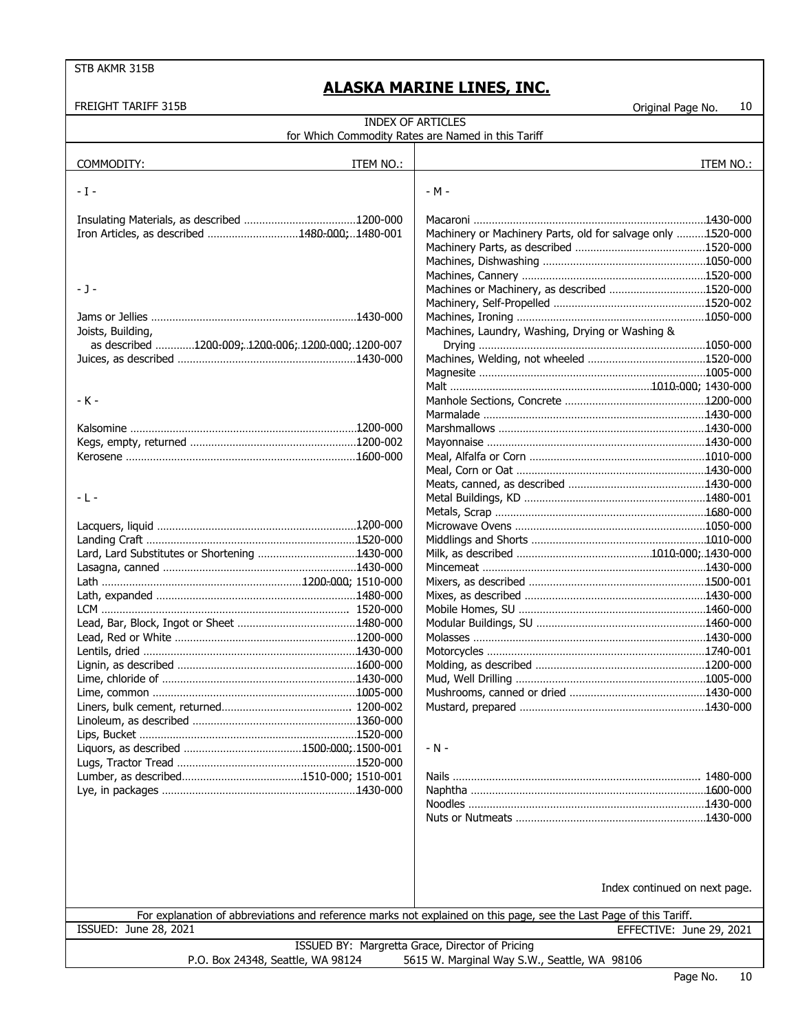STB AKMR 315B

# ALASKA MARINE LINES, INC.

FREIGHT TARIFF 315B

Original Page No. 10

## INDEX OF ARTICLES
for Which Commodity Rates are Named in this Tariff

| COMMODITY: | ITEM NO.: |
|---|---|
| **- I -** | |
| Insulating Materials, as described | 1200-000 |
| Iron Articles, as described | 1480-000; 1480-001 |
| **- J -** | |
| Jams or Jellies | 1430-000 |
| Joists, Building, as described | 1200-009; 1200-006; 1200-000; 1200-007 |
| Juices, as described | 1430-000 |
| **- K -** | |
| Kalsomine | 1200-000 |
| Kegs, empty, returned | 1200-002 |
| Kerosene | 1600-000 |
| **- L -** | |
| Lacquers, liquid | 1200-000 |
| Landing Craft | 1520-000 |
| Lard, Lard Substitutes or Shortening | 1430-000 |
| Lasagna, canned | 1430-000 |
| Lath | 1200-000; 1510-000 |
| Lath, expanded | 1480-000 |
| LCM | 1520-000 |
| Lead, Bar, Block, Ingot or Sheet | 1480-000 |
| Lead, Red or White | 1200-000 |
| Lentils, dried | 1430-000 |
| Lignin, as described | 1600-000 |
| Lime, chloride of | 1430-000 |
| Lime, common | 1005-000 |
| Liners, bulk cement, returned | 1200-002 |
| Linoleum, as described | 1360-000 |
| Lips, Bucket | 1520-000 |
| Liquors, as described | 1500-000; 1500-001 |
| Lugs, Tractor Tread | 1520-000 |
| Lumber, as described | 1510-000; 1510-001 |
| Lye, in packages | 1430-000 |
| **- M -** | |
| Macaroni | 1430-000 |
| Machinery or Machinery Parts, old for salvage only | 1520-000 |
| Machinery Parts, as described | 1520-000 |
| Machines, Dishwashing | 1050-000 |
| Machines, Cannery | 1520-000 |
| Machines or Machinery, as described | 1520-000 |
| Machinery, Self-Propelled | 1520-002 |
| Machines, Ironing | 1050-000 |
| Machines, Laundry, Washing, Drying or Washing & Drying | 1050-000 |
| Machines, Welding, not wheeled | 1520-000 |
| Magnesite | 1005-000 |
| Malt | 1010-000; 1430-000 |
| Manhole Sections, Concrete | 1200-000 |
| Marmalade | 1430-000 |
| Marshmallows | 1430-000 |
| Mayonnaise | 1430-000 |
| Meal, Alfalfa or Corn | 1010-000 |
| Meal, Corn or Oat | 1430-000 |
| Meats, canned, as described | 1430-000 |
| Metal Buildings, KD | 1480-001 |
| Metals, Scrap | 1680-000 |
| Microwave Ovens | 1050-000 |
| Middlings and Shorts | 1010-000 |
| Milk, as described | 1010-000; 1430-000 |
| Mincemeat | 1430-000 |
| Mixers, as described | 1500-001 |
| Mixes, as described | 1430-000 |
| Mobile Homes, SU | 1460-000 |
| Modular Buildings, SU | 1460-000 |
| Molasses | 1430-000 |
| Motorcycles | 1740-001 |
| Molding, as described | 1200-000 |
| Mud, Well Drilling | 1005-000 |
| Mushrooms, canned or dried | 1430-000 |
| Mustard, prepared | 1430-000 |
| **- N -** | |
| Nails | 1480-000 |
| Naphtha | 1600-000 |
| Noodles | 1430-000 |
| Nuts or Nutmeats | 1430-000 |

Index continued on next page.

For explanation of abbreviations and reference marks not explained on this page, see the Last Page of this Tariff.

ISSUED: June 28, 2021 EFFECTIVE: June 29, 2021

ISSUED BY: Margretta Grace, Director of Pricing
P.O. Box 24348, Seattle, WA 98124 5615 W. Marginal Way S.W., Seattle, WA 98106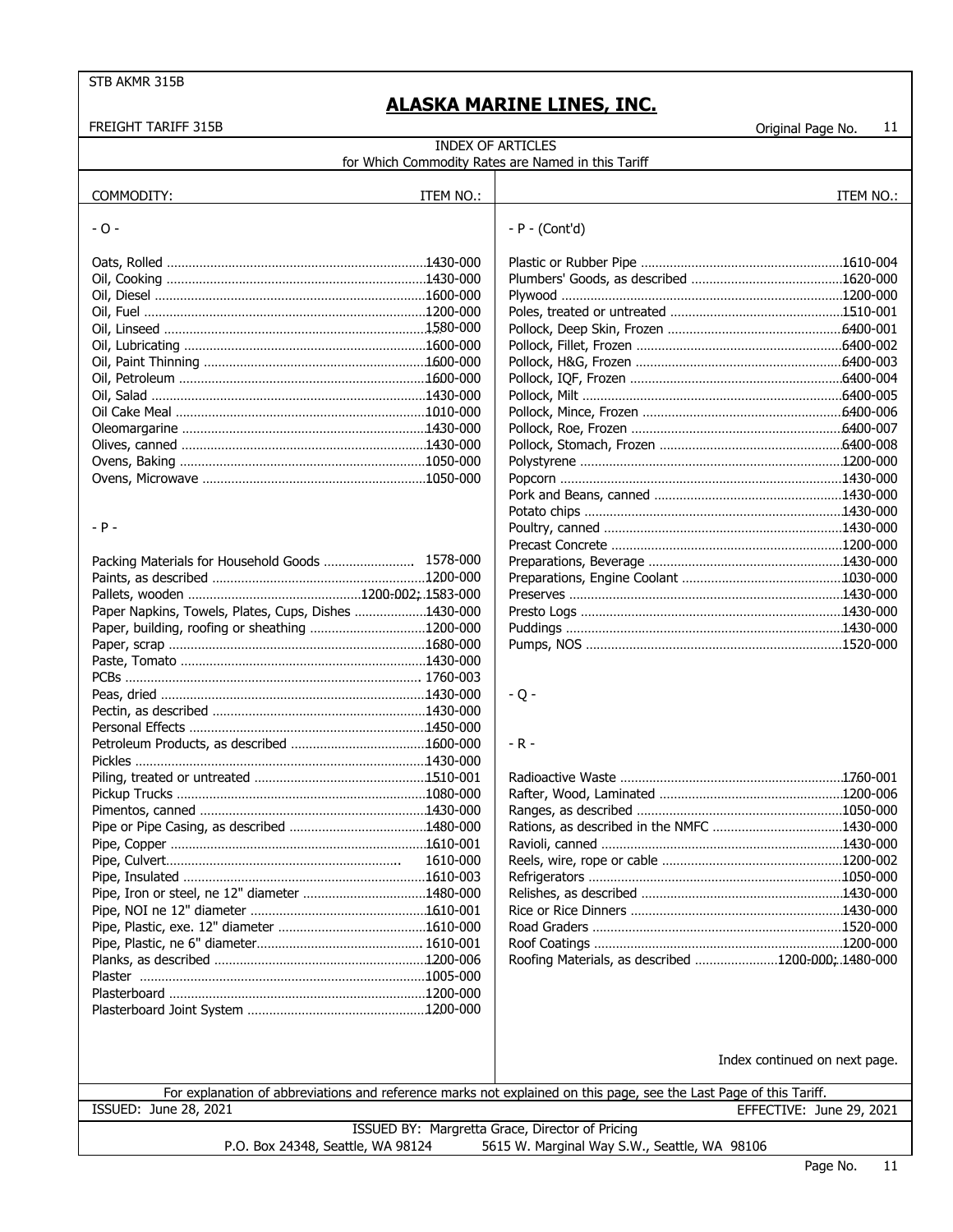# ALASKA MARINE LINES, INC.

FREIGHT TARIFF 315B

Original Page No. 11

## INDEX OF ARTICLES

for Which Commodity Rates are Named in this Tariff

| COMMODITY: | ITEM NO.: |
|---|---|
| **- O -** | |
| Oats, Rolled | 1430-000 |
| Oil, Cooking | 1430-000 |
| Oil, Diesel | 1600-000 |
| Oil, Fuel | 1200-000 |
| Oil, Linseed | 1580-000 |
| Oil, Lubricating | 1600-000 |
| Oil, Paint Thinning | 1600-000 |
| Oil, Petroleum | 1600-000 |
| Oil, Salad | 1430-000 |
| Oil Cake Meal | 1010-000 |
| Oleomargarine | 1430-000 |
| Olives, canned | 1430-000 |
| Ovens, Baking | 1050-000 |
| Ovens, Microwave | 1050-000 |
| **- P -** | |
| Packing Materials for Household Goods | 1578-000 |
| Paints, as described | 1200-000 |
| Pallets, wooden | 1200-002; 1583-000 |
| Paper Napkins, Towels, Plates, Cups, Dishes | 1430-000 |
| Paper, building, roofing or sheathing | 1200-000 |
| Paper, scrap | 1680-000 |
| Paste, Tomato | 1430-000 |
| PCBs | 1760-003 |
| Peas, dried | 1430-000 |
| Pectin, as described | 1430-000 |
| Personal Effects | 1450-000 |
| Petroleum Products, as described | 1600-000 |
| Pickles | 1430-000 |
| Piling, treated or untreated | 1510-001 |
| Pickup Trucks | 1080-000 |
| Pimentos, canned | 1430-000 |
| Pipe or Pipe Casing, as described | 1480-000 |
| Pipe, Copper | 1610-001 |
| Pipe, Culvert | 1610-000 |
| Pipe, Insulated | 1610-003 |
| Pipe, Iron or steel, ne 12" diameter | 1480-000 |
| Pipe, NOI ne 12" diameter | 1610-001 |
| Pipe, Plastic, exe. 12" diameter | 1610-000 |
| Pipe, Plastic, ne 6" diameter | 1610-001 |
| Planks, as described | 1200-006 |
| Plaster | 1005-000 |
| Plasterboard | 1200-000 |
| Plasterboard Joint System | 1200-000 |
| **- P - (Cont'd)** | |
| Plastic or Rubber Pipe | 1610-004 |
| Plumbers' Goods, as described | 1620-000 |
| Plywood | 1200-000 |
| Poles, treated or untreated | 1510-001 |
| Pollock, Deep Skin, Frozen | 6400-001 |
| Pollock, Fillet, Frozen | 6400-002 |
| Pollock, H&G, Frozen | 6400-003 |
| Pollock, IQF, Frozen | 6400-004 |
| Pollock, Milt | 6400-005 |
| Pollock, Mince, Frozen | 6400-006 |
| Pollock, Roe, Frozen | 6400-007 |
| Pollock, Stomach, Frozen | 6400-008 |
| Polystyrene | 1200-000 |
| Popcorn | 1430-000 |
| Pork and Beans, canned | 1430-000 |
| Potato chips | 1430-000 |
| Poultry, canned | 1430-000 |
| Precast Concrete | 1200-000 |
| Preparations, Beverage | 1430-000 |
| Preparations, Engine Coolant | 1030-000 |
| Preserves | 1430-000 |
| Presto Logs | 1430-000 |
| Puddings | 1430-000 |
| Pumps, NOS | 1520-000 |
| **- Q -** | |
| **- R -** | |
| Radioactive Waste | 1760-001 |
| Rafter, Wood, Laminated | 1200-006 |
| Ranges, as described | 1050-000 |
| Rations, as described in the NMFC | 1430-000 |
| Ravioli, canned | 1430-000 |
| Reels, wire, rope or cable | 1200-002 |
| Refrigerators | 1050-000 |
| Relishes, as described | 1430-000 |
| Rice or Rice Dinners | 1430-000 |
| Road Graders | 1520-000 |
| Roof Coatings | 1200-000 |
| Roofing Materials, as described | 1200-000; 1480-000 |

Index continued on next page.

For explanation of abbreviations and reference marks not explained on this page, see the Last Page of this Tariff.

ISSUED: June 28, 2021

EFFECTIVE: June 29, 2021

ISSUED BY: Margretta Grace, Director of Pricing

P.O. Box 24348, Seattle, WA 98124 — 5615 W. Marginal Way S.W., Seattle, WA 98106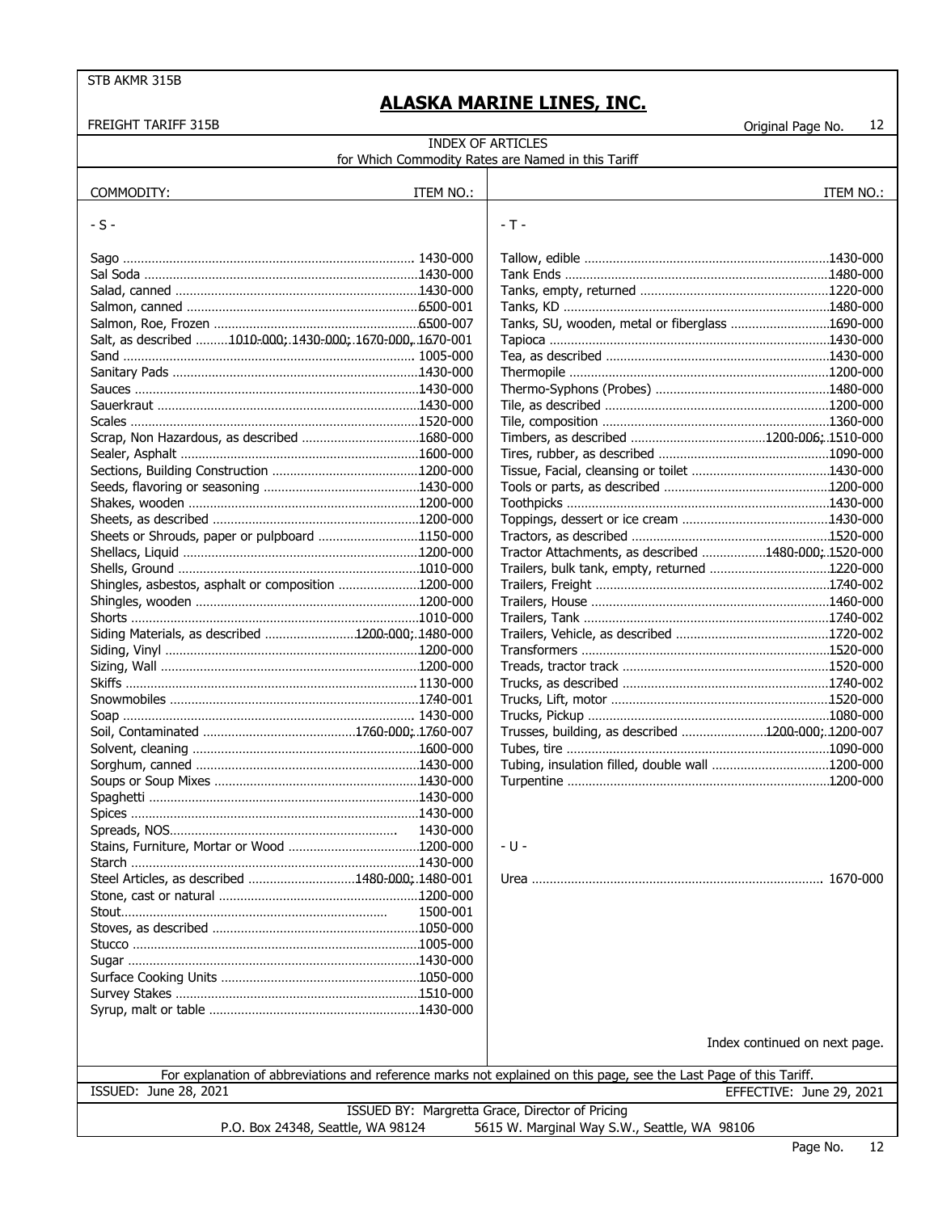STB AKMR 315B

# ALASKA MARINE LINES, INC.

FREIGHT TARIFF 315B

Original Page No. 12

## INDEX OF ARTICLES
for Which Commodity Rates are Named in this Tariff

| COMMODITY: | ITEM NO.: |
|---|---|
| **- S -** | |
| Sago | 1430-000 |
| Sal Soda | 1430-000 |
| Salad, canned | 1430-000 |
| Salmon, canned | 6500-001 |
| Salmon, Roe, Frozen | 6500-007 |
| Salt, as described | 1010-000; 1430-000; 1670-000, 1670-001 |
| Sand | 1005-000 |
| Sanitary Pads | 1430-000 |
| Sauces | 1430-000 |
| Sauerkraut | 1430-000 |
| Scales | 1520-000 |
| Scrap, Non Hazardous, as described | 1680-000 |
| Sealer, Asphalt | 1600-000 |
| Sections, Building Construction | 1200-000 |
| Seeds, flavoring or seasoning | 1430-000 |
| Shakes, wooden | 1200-000 |
| Sheets, as described | 1200-000 |
| Sheets or Shrouds, paper or pulpboard | 1150-000 |
| Shellacs, Liquid | 1200-000 |
| Shells, Ground | 1010-000 |
| Shingles, asbestos, asphalt or composition | 1200-000 |
| Shingles, wooden | 1200-000 |
| Shorts | 1010-000 |
| Siding Materials, as described | 1200-000; 1480-000 |
| Siding, Vinyl | 1200-000 |
| Sizing, Wall | 1200-000 |
| Skiffs | 1130-000 |
| Snowmobiles | 1740-001 |
| Soap | 1430-000 |
| Soil, Contaminated | 1760-000; 1760-007 |
| Solvent, cleaning | 1600-000 |
| Sorghum, canned | 1430-000 |
| Soups or Soup Mixes | 1430-000 |
| Spaghetti | 1430-000 |
| Spices | 1430-000 |
| Spreads, NOS | 1430-000 |
| Stains, Furniture, Mortar or Wood | 1200-000 |
| Starch | 1430-000 |
| Steel Articles, as described | 1480-000; 1480-001 |
| Stone, cast or natural | 1200-000 |
| Stout | 1500-001 |
| Stoves, as described | 1050-000 |
| Stucco | 1005-000 |
| Sugar | 1430-000 |
| Surface Cooking Units | 1050-000 |
| Survey Stakes | 1510-000 |
| Syrup, malt or table | 1430-000 |

| COMMODITY: | ITEM NO.: |
|---|---|
| **- T -** | |
| Tallow, edible | 1430-000 |
| Tank Ends | 1480-000 |
| Tanks, empty, returned | 1220-000 |
| Tanks, KD | 1480-000 |
| Tanks, SU, wooden, metal or fiberglass | 1690-000 |
| Tapioca | 1430-000 |
| Tea, as described | 1430-000 |
| Thermopile | 1200-000 |
| Thermo-Syphons (Probes) | 1480-000 |
| Tile, as described | 1200-000 |
| Tile, composition | 1360-000 |
| Timbers, as described | 1200-006; 1510-000 |
| Tires, rubber, as described | 1090-000 |
| Tissue, Facial, cleansing or toilet | 1430-000 |
| Tools or parts, as described | 1200-000 |
| Toothpicks | 1430-000 |
| Toppings, dessert or ice cream | 1430-000 |
| Tractors, as described | 1520-000 |
| Tractor Attachments, as described | 1480-000; 1520-000 |
| Trailers, bulk tank, empty, returned | 1220-000 |
| Trailers, Freight | 1740-002 |
| Trailers, House | 1460-000 |
| Trailers, Tank | 1740-002 |
| Trailers, Vehicle, as described | 1720-002 |
| Transformers | 1520-000 |
| Treads, tractor track | 1520-000 |
| Trucks, as described | 1740-002 |
| Trucks, Lift, motor | 1520-000 |
| Trucks, Pickup | 1080-000 |
| Trusses, building, as described | 1200-000; 1200-007 |
| Tubes, tire | 1090-000 |
| Tubing, insulation filled, double wall | 1200-000 |
| Turpentine | 1200-000 |
| **- U -** | |
| Urea | 1670-000 |

Index continued on next page.

For explanation of abbreviations and reference marks not explained on this page, see the Last Page of this Tariff.

ISSUED: June 28, 2021 EFFECTIVE: June 29, 2021

ISSUED BY: Margretta Grace, Director of Pricing
P.O. Box 24348, Seattle, WA 98124 5615 W. Marginal Way S.W., Seattle, WA 98106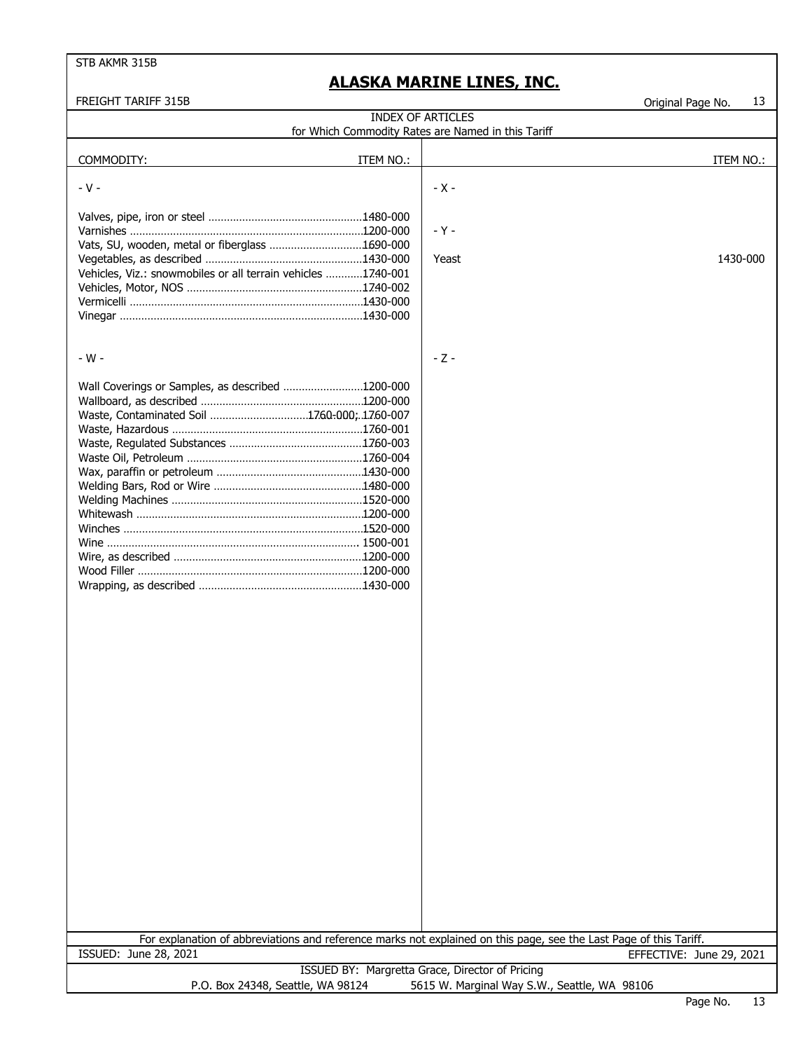# ALASKA MARINE LINES, INC.

FREIGHT TARIFF 315B

Original Page No. 13

## INDEX OF ARTICLES
for Which Commodity Rates are Named in this Tariff

| COMMODITY: | ITEM NO.: |
|---|---|
| **- V -** | |
| Valves, pipe, iron or steel | 1480-000 |
| Varnishes | 1200-000 |
| Vats, SU, wooden, metal or fiberglass | 1690-000 |
| Vegetables, as described | 1430-000 |
| Vehicles, Viz.: snowmobiles or all terrain vehicles | 1740-001 |
| Vehicles, Motor, NOS | 1740-002 |
| Vermicelli | 1430-000 |
| Vinegar | 1430-000 |
| **- W -** | |
| Wall Coverings or Samples, as described | 1200-000 |
| Wallboard, as described | 1200-000 |
| Waste, Contaminated Soil | 1760-000; 1760-007 |
| Waste, Hazardous | 1760-001 |
| Waste, Regulated Substances | 1760-003 |
| Waste Oil, Petroleum | 1760-004 |
| Wax, paraffin or petroleum | 1430-000 |
| Welding Bars, Rod or Wire | 1480-000 |
| Welding Machines | 1520-000 |
| Whitewash | 1200-000 |
| Winches | 1520-000 |
| Wine | 1500-001 |
| Wire, as described | 1200-000 |
| Wood Filler | 1200-000 |
| Wrapping, as described | 1430-000 |
| **- X -** | |
| **- Y -** | |
| Yeast | 1430-000 |
| **- Z -** | |

For explanation of abbreviations and reference marks not explained on this page, see the Last Page of this Tariff.

ISSUED: June 28, 2021

EFFECTIVE: June 29, 2021

ISSUED BY: Margretta Grace, Director of Pricing

P.O. Box 24348, Seattle, WA 98124 5615 W. Marginal Way S.W., Seattle, WA 98106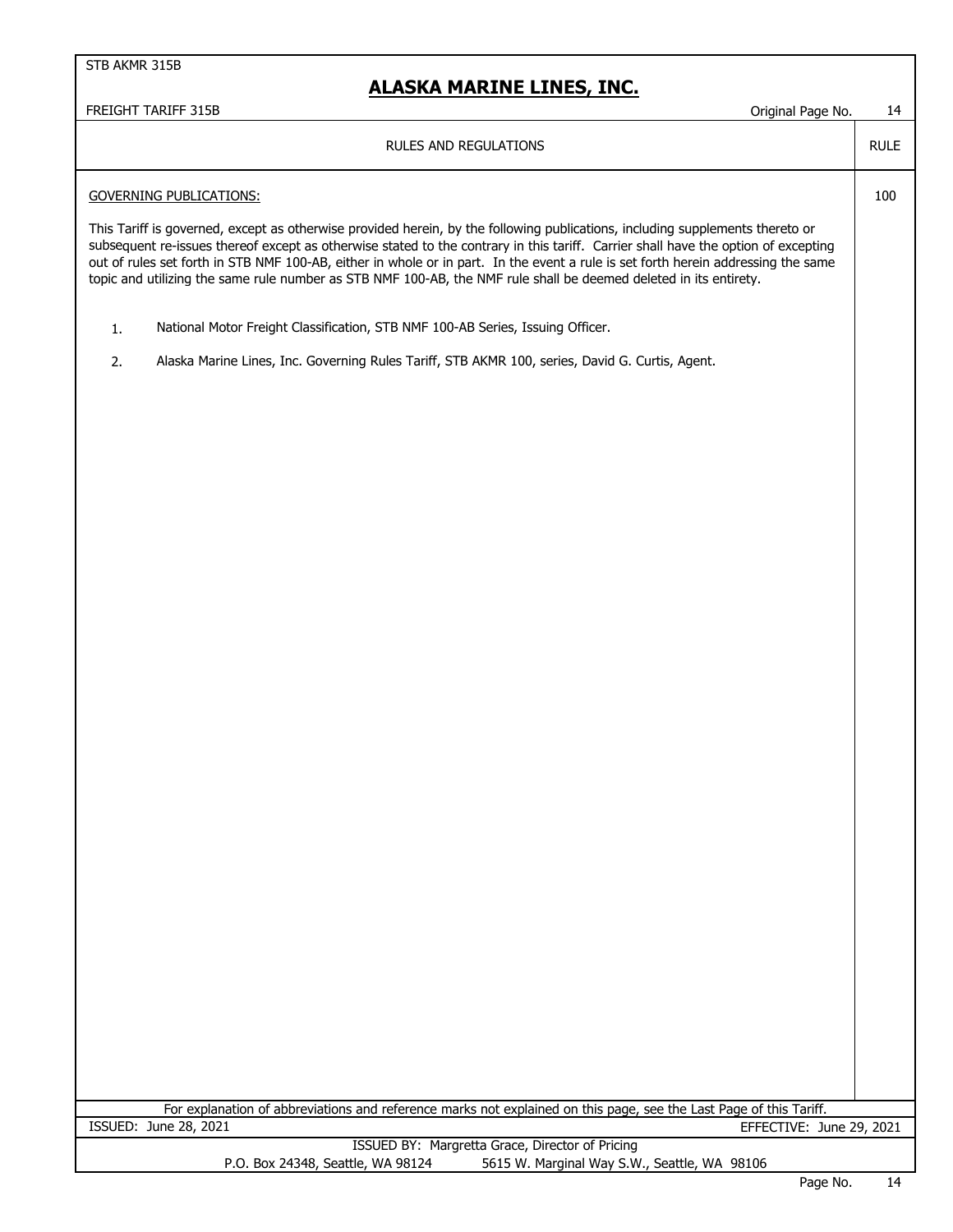RULES AND REGULATIONS

RULE 100

GOVERNING PUBLICATIONS:

This Tariff is governed, except as otherwise provided herein, by the following publications, including supplements thereto or subsequent re-issues thereof except as otherwise stated to the contrary in this tariff. Carrier shall have the option of excepting out of rules set forth in STB NMF 100-AB, either in whole or in part. In the event a rule is set forth herein addressing the same topic and utilizing the same rule number as STB NMF 100-AB, the NMF rule shall be deemed deleted in its entirety.

1. National Motor Freight Classification, STB NMF 100-AB Series, Issuing Officer.
2. Alaska Marine Lines, Inc. Governing Rules Tariff, STB AKMR 100, series, David G. Curtis, Agent.

For explanation of abbreviations and reference marks not explained on this page, see the Last Page of this Tariff.

ISSUED: June 28, 2021

EFFECTIVE: June 29, 2021

ISSUED BY: Margretta Grace, Director of Pricing

P.O. Box 24348, Seattle, WA 98124 5615 W. Marginal Way S.W., Seattle, WA 98106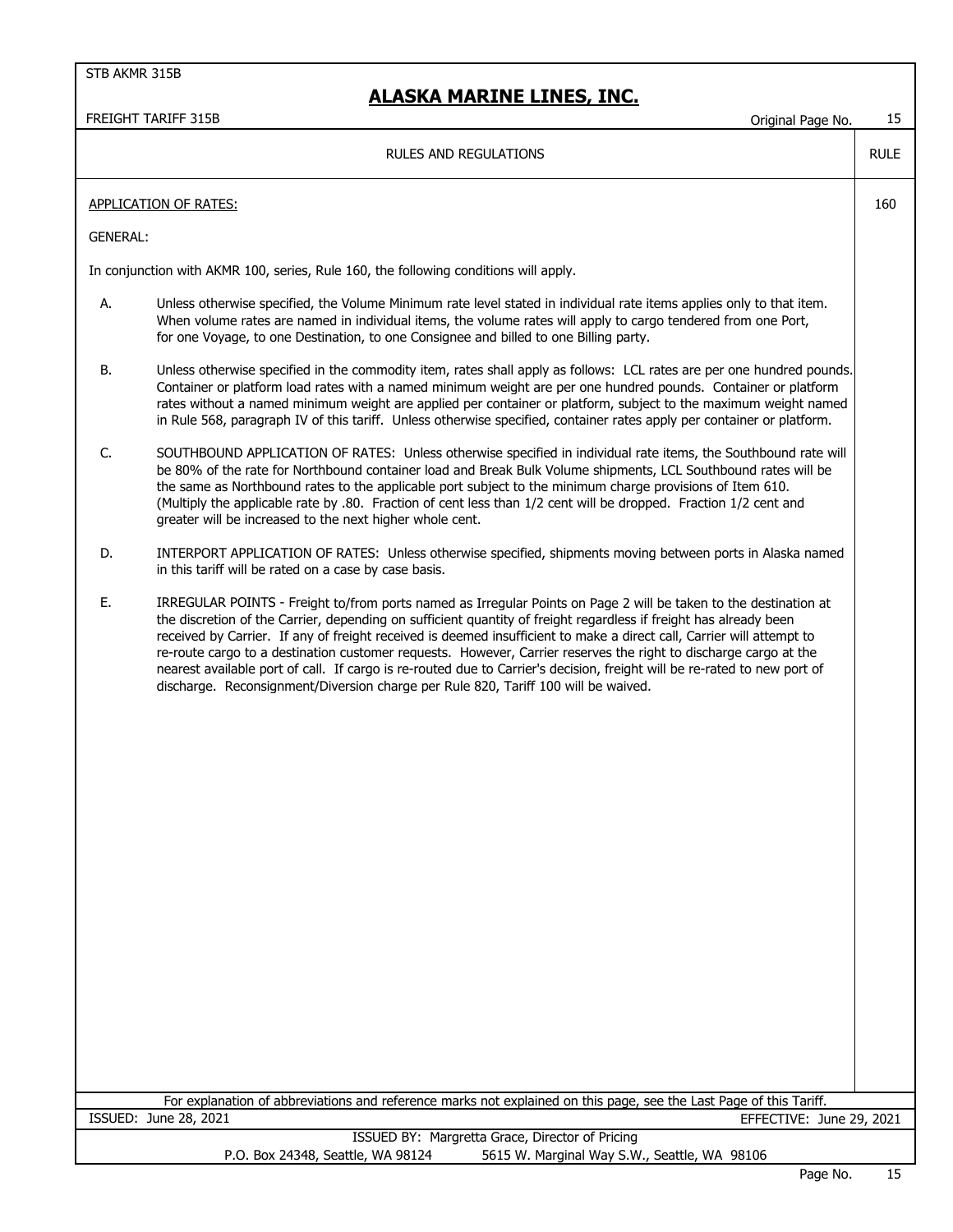## RULES AND REGULATIONS

**RULE 160**

APPLICATION OF RATES:

GENERAL:

In conjunction with AKMR 100, series, Rule 160, the following conditions will apply.

A. Unless otherwise specified, the Volume Minimum rate level stated in individual rate items applies only to that item. When volume rates are named in individual items, the volume rates will apply to cargo tendered from one Port, for one Voyage, to one Destination, to one Consignee and billed to one Billing party.

B. Unless otherwise specified in the commodity item, rates shall apply as follows: LCL rates are per one hundred pounds. Container or platform load rates with a named minimum weight are per one hundred pounds. Container or platform rates without a named minimum weight are applied per container or platform, subject to the maximum weight named in Rule 568, paragraph IV of this tariff. Unless otherwise specified, container rates apply per container or platform.

C. SOUTHBOUND APPLICATION OF RATES: Unless otherwise specified in individual rate items, the Southbound rate will be 80% of the rate for Northbound container load and Break Bulk Volume shipments, LCL Southbound rates will be the same as Northbound rates to the applicable port subject to the minimum charge provisions of Item 610. (Multiply the applicable rate by .80. Fraction of cent less than 1/2 cent will be dropped. Fraction 1/2 cent and greater will be increased to the next higher whole cent.

D. INTERPORT APPLICATION OF RATES: Unless otherwise specified, shipments moving between ports in Alaska named in this tariff will be rated on a case by case basis.

E. IRREGULAR POINTS - Freight to/from ports named as Irregular Points on Page 2 will be taken to the destination at the discretion of the Carrier, depending on sufficient quantity of freight regardless if freight has already been received by Carrier. If any of freight received is deemed insufficient to make a direct call, Carrier will attempt to re-route cargo to a destination customer requests. However, Carrier reserves the right to discharge cargo at the nearest available port of call. If cargo is re-routed due to Carrier's decision, freight will be re-rated to new port of discharge. Reconsignment/Diversion charge per Rule 820, Tariff 100 will be waived.

For explanation of abbreviations and reference marks not explained on this page, see the Last Page of this Tariff.

ISSUED: June 28, 2021 EFFECTIVE: June 29, 2021

ISSUED BY: Margretta Grace, Director of Pricing
P.O. Box 24348, Seattle, WA 98124 5615 W. Marginal Way S.W., Seattle, WA 98106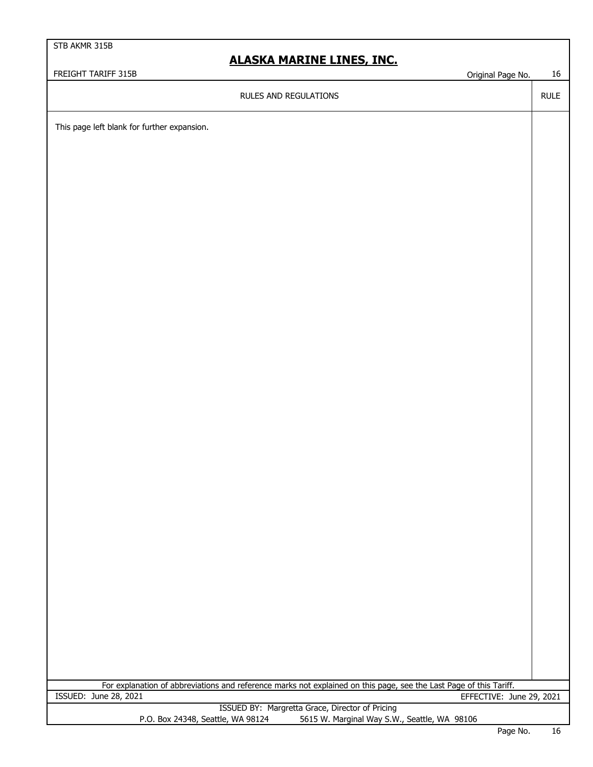RULES AND REGULATIONS

This page left blank for further expansion.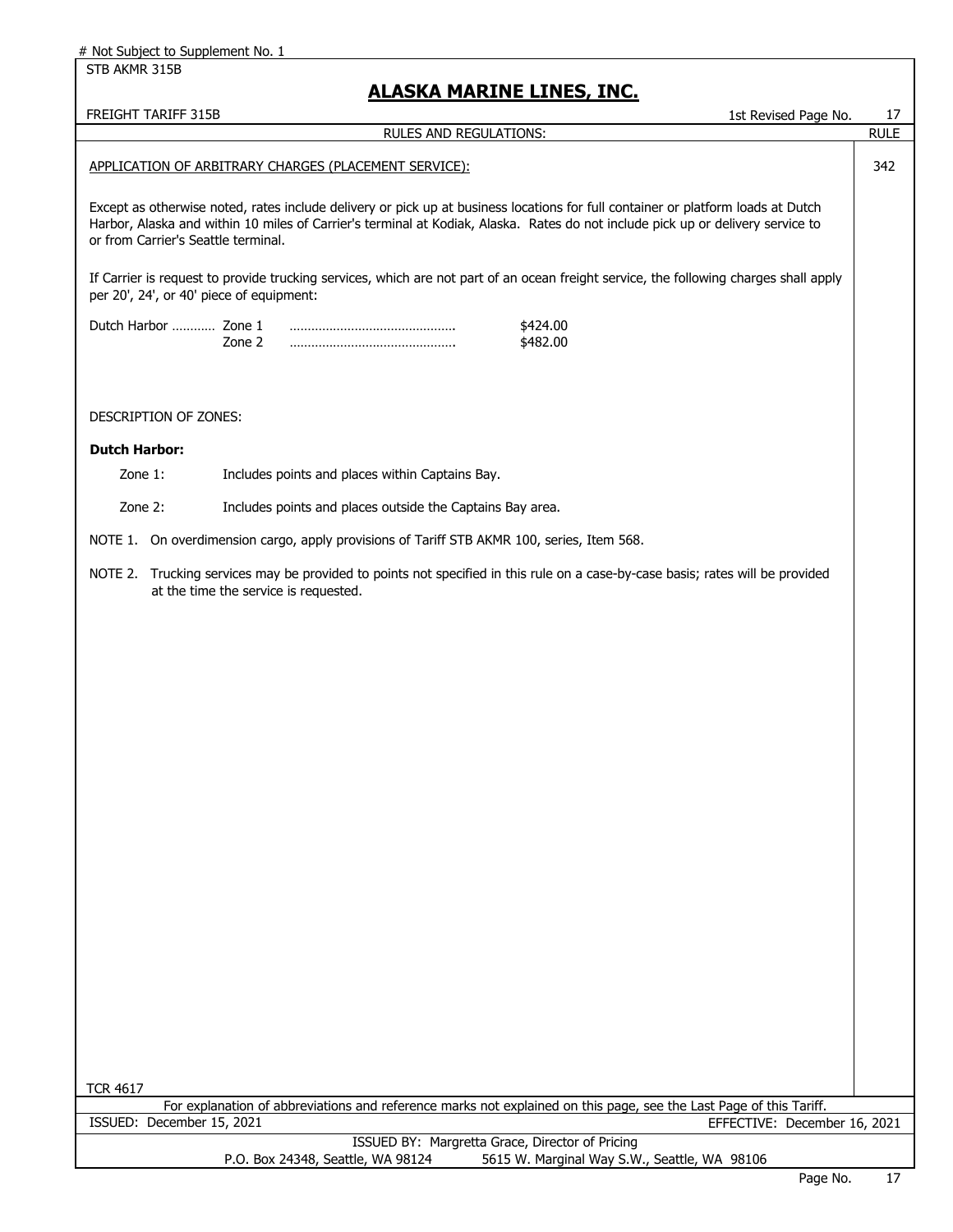# Not Subject to Supplement No. 1

STB AKMR 315B

# ALASKA MARINE LINES, INC.

FREIGHT TARIFF 315B — 1st Revised Page No. 17

RULES AND REGULATIONS: — RULE

## APPLICATION OF ARBITRARY CHARGES (PLACEMENT SERVICE): — 342

Except as otherwise noted, rates include delivery or pick up at business locations for full container or platform loads at Dutch Harbor, Alaska and within 10 miles of Carrier's terminal at Kodiak, Alaska. Rates do not include pick up or delivery service to or from Carrier's Seattle terminal.

If Carrier is request to provide trucking services, which are not part of an ocean freight service, the following charges shall apply per 20', 24', or 40' piece of equipment:

| | | |
|---|---|---|
| Dutch Harbor | Zone 1 | $424.00 |
| | Zone 2 | $482.00 |

DESCRIPTION OF ZONES:

**Dutch Harbor:**

Zone 1: Includes points and places within Captains Bay.

Zone 2: Includes points and places outside the Captains Bay area.

NOTE 1. On overdimension cargo, apply provisions of Tariff STB AKMR 100, series, Item 568.

NOTE 2. Trucking services may be provided to points not specified in this rule on a case-by-case basis; rates will be provided at the time the service is requested.

TCR 4617

For explanation of abbreviations and reference marks not explained on this page, see the Last Page of this Tariff.

ISSUED: December 15, 2021 — EFFECTIVE: December 16, 2021

ISSUED BY: Margretta Grace, Director of Pricing

P.O. Box 24348, Seattle, WA 98124 — 5615 W. Marginal Way S.W., Seattle, WA 98106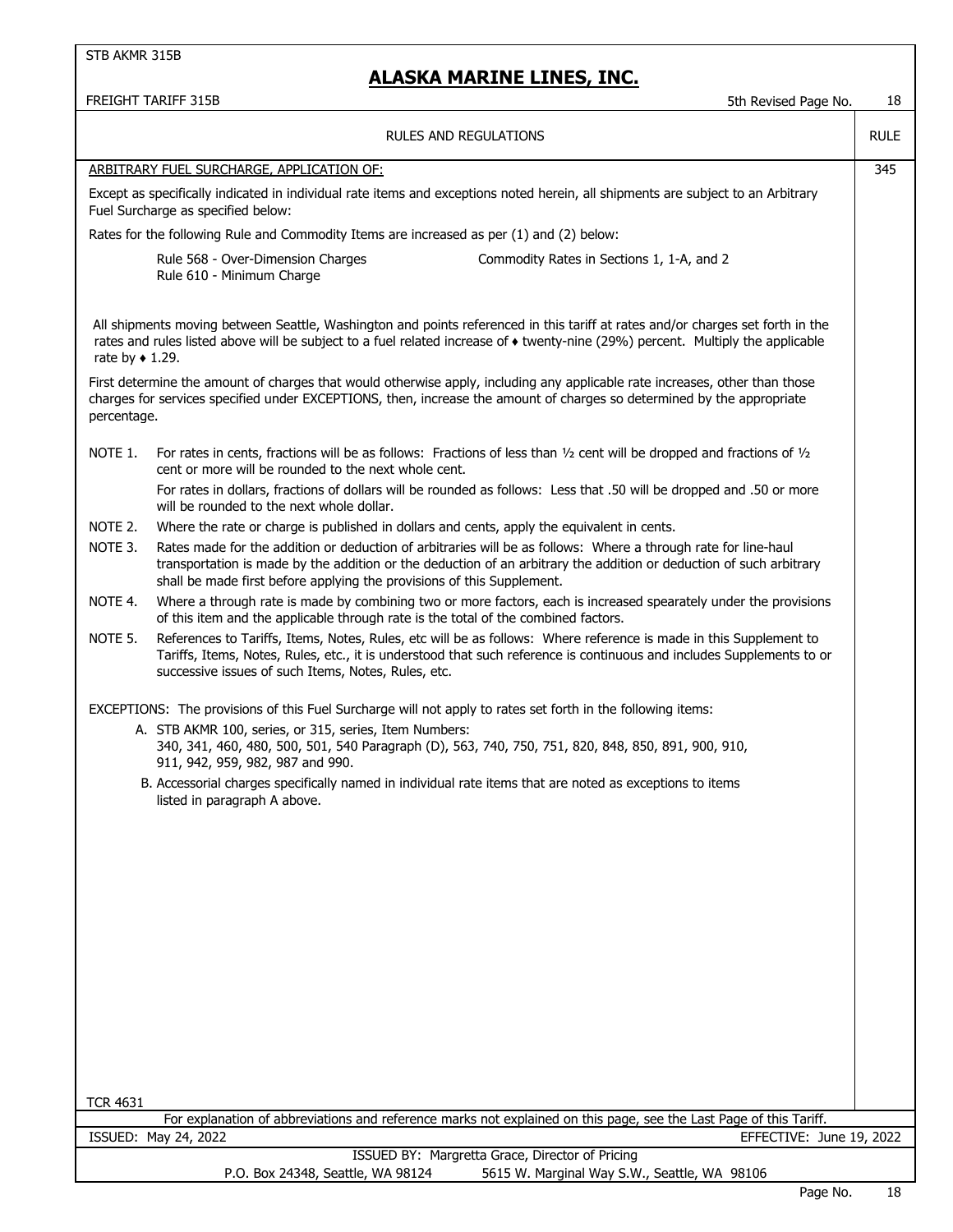## RULES AND REGULATIONS

RULE 345

ARBITRARY FUEL SURCHARGE, APPLICATION OF:

Except as specifically indicated in individual rate items and exceptions noted herein, all shipments are subject to an Arbitrary Fuel Surcharge as specified below:

Rates for the following Rule and Commodity Items are increased as per (1) and (2) below:

Rule 568 - Over-Dimension Charges
Rule 610 - Minimum Charge
Commodity Rates in Sections 1, 1-A, and 2

All shipments moving between Seattle, Washington and points referenced in this tariff at rates and/or charges set forth in the rates and rules listed above will be subject to a fuel related increase of ♦ twenty-nine (29%) percent. Multiply the applicable rate by ♦ 1.29.

First determine the amount of charges that would otherwise apply, including any applicable rate increases, other than those charges for services specified under EXCEPTIONS, then, increase the amount of charges so determined by the appropriate percentage.

NOTE 1. For rates in cents, fractions will be as follows: Fractions of less than ½ cent will be dropped and fractions of ½ cent or more will be rounded to the next whole cent.

For rates in dollars, fractions of dollars will be rounded as follows: Less that .50 will be dropped and .50 or more will be rounded to the next whole dollar.

NOTE 2. Where the rate or charge is published in dollars and cents, apply the equivalent in cents.

NOTE 3. Rates made for the addition or deduction of arbitraries will be as follows: Where a through rate for line-haul transportation is made by the addition or the deduction of an arbitrary the addition or deduction of such arbitrary shall be made first before applying the provisions of this Supplement.

NOTE 4. Where a through rate is made by combining two or more factors, each is increased spearately under the provisions of this item and the applicable through rate is the total of the combined factors.

NOTE 5. References to Tariffs, Items, Notes, Rules, etc will be as follows: Where reference is made in this Supplement to Tariffs, Items, Notes, Rules, etc., it is understood that such reference is continuous and includes Supplements to or successive issues of such Items, Notes, Rules, etc.

EXCEPTIONS: The provisions of this Fuel Surcharge will not apply to rates set forth in the following items:

A. STB AKMR 100, series, or 315, series, Item Numbers:
340, 341, 460, 480, 500, 501, 540 Paragraph (D), 563, 740, 750, 751, 820, 848, 850, 891, 900, 910, 911, 942, 959, 982, 987 and 990.

B. Accessorial charges specifically named in individual rate items that are noted as exceptions to items listed in paragraph A above.

TCR 4631

For explanation of abbreviations and reference marks not explained on this page, see the Last Page of this Tariff.

ISSUED: May 24, 2022 EFFECTIVE: June 19, 2022

ISSUED BY: Margretta Grace, Director of Pricing
P.O. Box 24348, Seattle, WA 98124 5615 W. Marginal Way S.W., Seattle, WA 98106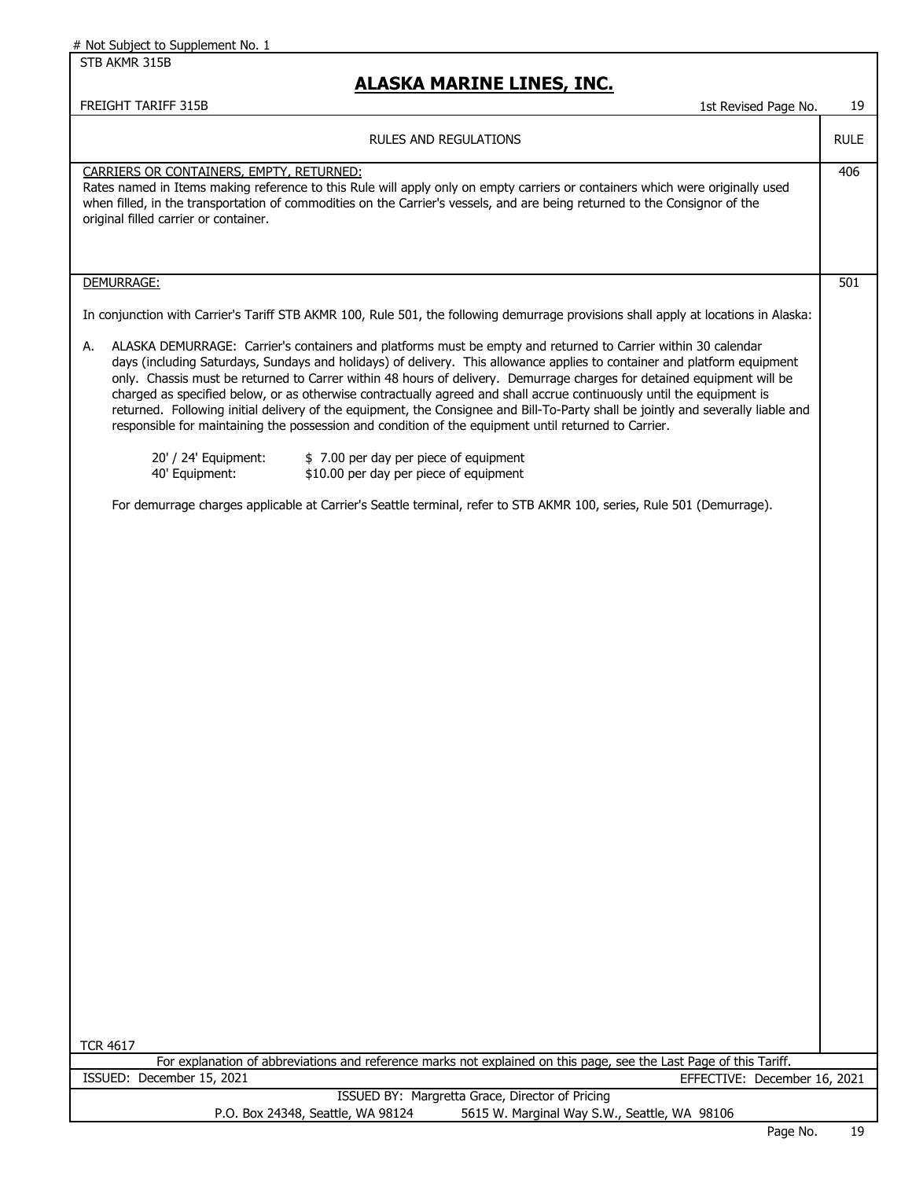# Not Subject to Supplement No. 1

STB AKMR 315B

## ALASKA MARINE LINES, INC.

FREIGHT TARIFF 315B — 1st Revised Page No. 19

RULES AND REGULATIONS

**RULE 406**

CARRIERS OR CONTAINERS, EMPTY, RETURNED:

Rates named in Items making reference to this Rule will apply only on empty carriers or containers which were originally used when filled, in the transportation of commodities on the Carrier's vessels, and are being returned to the Consignor of the original filled carrier or container.

**RULE 501**

DEMURRAGE:

In conjunction with Carrier's Tariff STB AKMR 100, Rule 501, the following demurrage provisions shall apply at locations in Alaska:

A. ALASKA DEMURRAGE: Carrier's containers and platforms must be empty and returned to Carrier within 30 calendar days (including Saturdays, Sundays and holidays) of delivery. This allowance applies to container and platform equipment only. Chassis must be returned to Carrer within 48 hours of delivery. Demurrage charges for detained equipment will be charged as specified below, or as otherwise contractually agreed and shall accrue continuously until the equipment is returned. Following initial delivery of the equipment, the Consignee and Bill-To-Party shall be jointly and severally liable and responsible for maintaining the possession and condition of the equipment until returned to Carrier.

| | |
|---|---|
| 20' / 24' Equipment: | $ 7.00 per day per piece of equipment |
| 40' Equipment: | $10.00 per day per piece of equipment |

For demurrage charges applicable at Carrier's Seattle terminal, refer to STB AKMR 100, series, Rule 501 (Demurrage).

TCR 4617

For explanation of abbreviations and reference marks not explained on this page, see the Last Page of this Tariff.

ISSUED: December 15, 2021 — EFFECTIVE: December 16, 2021

ISSUED BY: Margretta Grace, Director of Pricing

P.O. Box 24348, Seattle, WA 98124 — 5615 W. Marginal Way S.W., Seattle, WA 98106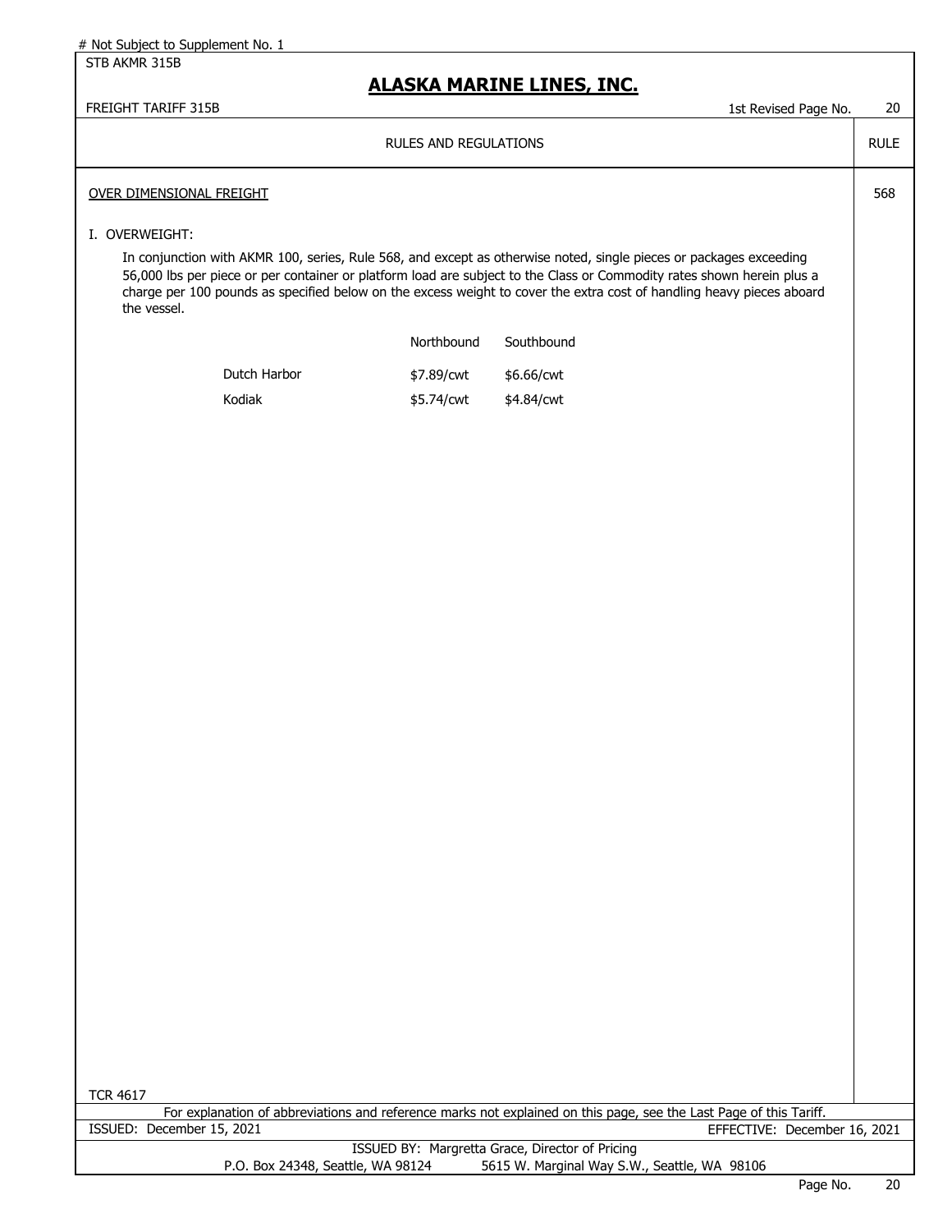## RULES AND REGULATIONS

### OVER DIMENSIONAL FREIGHT — RULE 568

I. OVERWEIGHT:

In conjunction with AKMR 100, series, Rule 568, and except as otherwise noted, single pieces or packages exceeding 56,000 lbs per piece or per container or platform load are subject to the Class or Commodity rates shown herein plus a charge per 100 pounds as specified below on the excess weight to cover the extra cost of handling heavy pieces aboard the vessel.

| | Northbound | Southbound |
|---|---|---|
| Dutch Harbor | $7.89/cwt | $6.66/cwt |
| Kodiak | $5.74/cwt | $4.84/cwt |

TCR 4617

For explanation of abbreviations and reference marks not explained on this page, see the Last Page of this Tariff.

ISSUED: December 15, 2021 EFFECTIVE: December 16, 2021

ISSUED BY: Margretta Grace, Director of Pricing
P.O. Box 24348, Seattle, WA 98124 5615 W. Marginal Way S.W., Seattle, WA 98106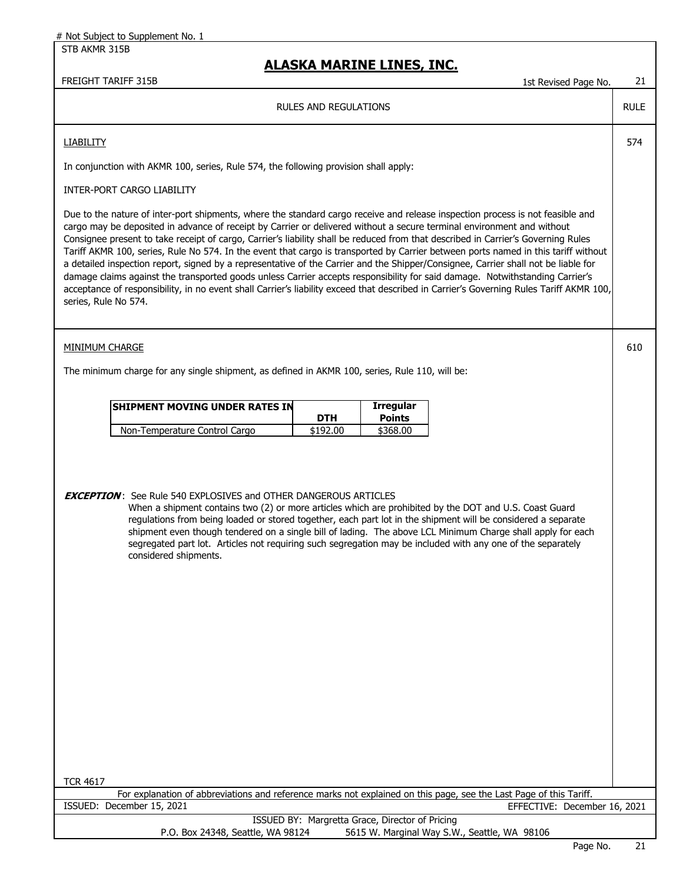# Not Subject to Supplement No. 1

STB AKMR 315B

## ALASKA MARINE LINES, INC.

FREIGHT TARIFF 315B — 1st Revised Page No. 21

RULES AND REGULATIONS — RULE

### LIABILITY — Rule 574

In conjunction with AKMR 100, series, Rule 574, the following provision shall apply:

INTER-PORT CARGO LIABILITY

Due to the nature of inter-port shipments, where the standard cargo receive and release inspection process is not feasible and cargo may be deposited in advance of receipt by Carrier or delivered without a secure terminal environment and without Consignee present to take receipt of cargo, Carrier's liability shall be reduced from that described in Carrier's Governing Rules Tariff AKMR 100, series, Rule No 574. In the event that cargo is transported by Carrier between ports named in this tariff without a detailed inspection report, signed by a representative of the Carrier and the Shipper/Consignee, Carrier shall not be liable for damage claims against the transported goods unless Carrier accepts responsibility for said damage. Notwithstanding Carrier's acceptance of responsibility, in no event shall Carrier's liability exceed that described in Carrier's Governing Rules Tariff AKMR 100, series, Rule No 574.

### MINIMUM CHARGE — Rule 610

The minimum charge for any single shipment, as defined in AKMR 100, series, Rule 110, will be:

| SHIPMENT MOVING UNDER RATES IN | DTH | Irregular Points |
|---|---|---|
| Non-Temperature Control Cargo | $192.00 | $368.00 |

***EXCEPTION***: See Rule 540 EXPLOSIVES and OTHER DANGEROUS ARTICLES
When a shipment contains two (2) or more articles which are prohibited by the DOT and U.S. Coast Guard regulations from being loaded or stored together, each part lot in the shipment will be considered a separate shipment even though tendered on a single bill of lading. The above LCL Minimum Charge shall apply for each segregated part lot. Articles not requiring such segregation may be included with any one of the separately considered shipments.

TCR 4617

For explanation of abbreviations and reference marks not explained on this page, see the Last Page of this Tariff.

ISSUED: December 15, 2021 — EFFECTIVE: December 16, 2021

ISSUED BY: Margretta Grace, Director of Pricing
P.O. Box 24348, Seattle, WA 98124 — 5615 W. Marginal Way S.W., Seattle, WA 98106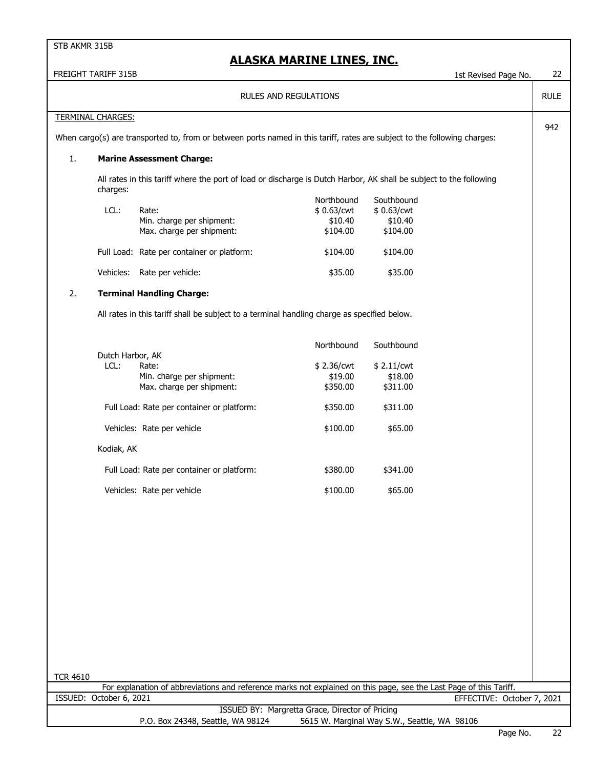STB AKMR 315B

# ALASKA MARINE LINES, INC.

FREIGHT TARIFF 315B — 1st Revised Page No. 22

## RULES AND REGULATIONS

RULE 942

**TERMINAL CHARGES:**

When cargo(s) are transported to, from or between ports named in this tariff, rates are subject to the following charges:

1. **Marine Assessment Charge:**

All rates in this tariff where the port of load or discharge is Dutch Harbor, AK shall be subject to the following charges:

| | | Northbound | Southbound |
|---|---|---|---|
| LCL: | Rate: | $ 0.63/cwt | $ 0.63/cwt |
| | Min. charge per shipment: | $10.40 | $10.40 |
| | Max. charge per shipment: | $104.00 | $104.00 |
| Full Load: | Rate per container or platform: | $104.00 | $104.00 |
| Vehicles: | Rate per vehicle: | $35.00 | $35.00 |

2. **Terminal Handling Charge:**

All rates in this tariff shall be subject to a terminal handling charge as specified below.

| | | Northbound | Southbound |
|---|---|---|---|
| Dutch Harbor, AK | | | |
| LCL: | Rate: | $ 2.36/cwt | $ 2.11/cwt |
| | Min. charge per shipment: | $19.00 | $18.00 |
| | Max. charge per shipment: | $350.00 | $311.00 |
| Full Load: | Rate per container or platform: | $350.00 | $311.00 |
| Vehicles: | Rate per vehicle | $100.00 | $65.00 |
| Kodiak, AK | | | |
| Full Load: | Rate per container or platform: | $380.00 | $341.00 |
| Vehicles: | Rate per vehicle | $100.00 | $65.00 |

TCR 4610

For explanation of abbreviations and reference marks not explained on this page, see the Last Page of this Tariff.

ISSUED: October 6, 2021 — EFFECTIVE: October 7, 2021

ISSUED BY: Margretta Grace, Director of Pricing

P.O. Box 24348, Seattle, WA 98124 — 5615 W. Marginal Way S.W., Seattle, WA 98106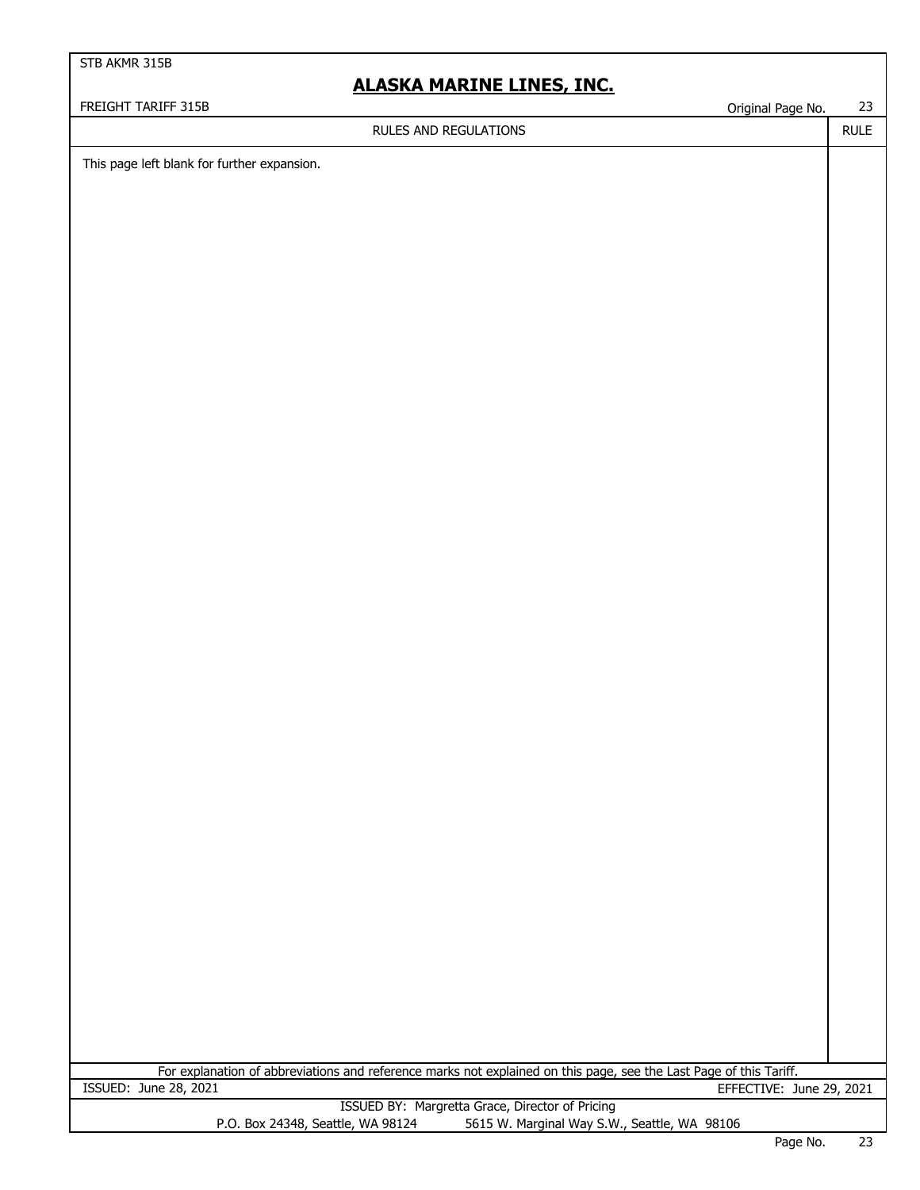RULES AND REGULATIONS

This page left blank for further expansion.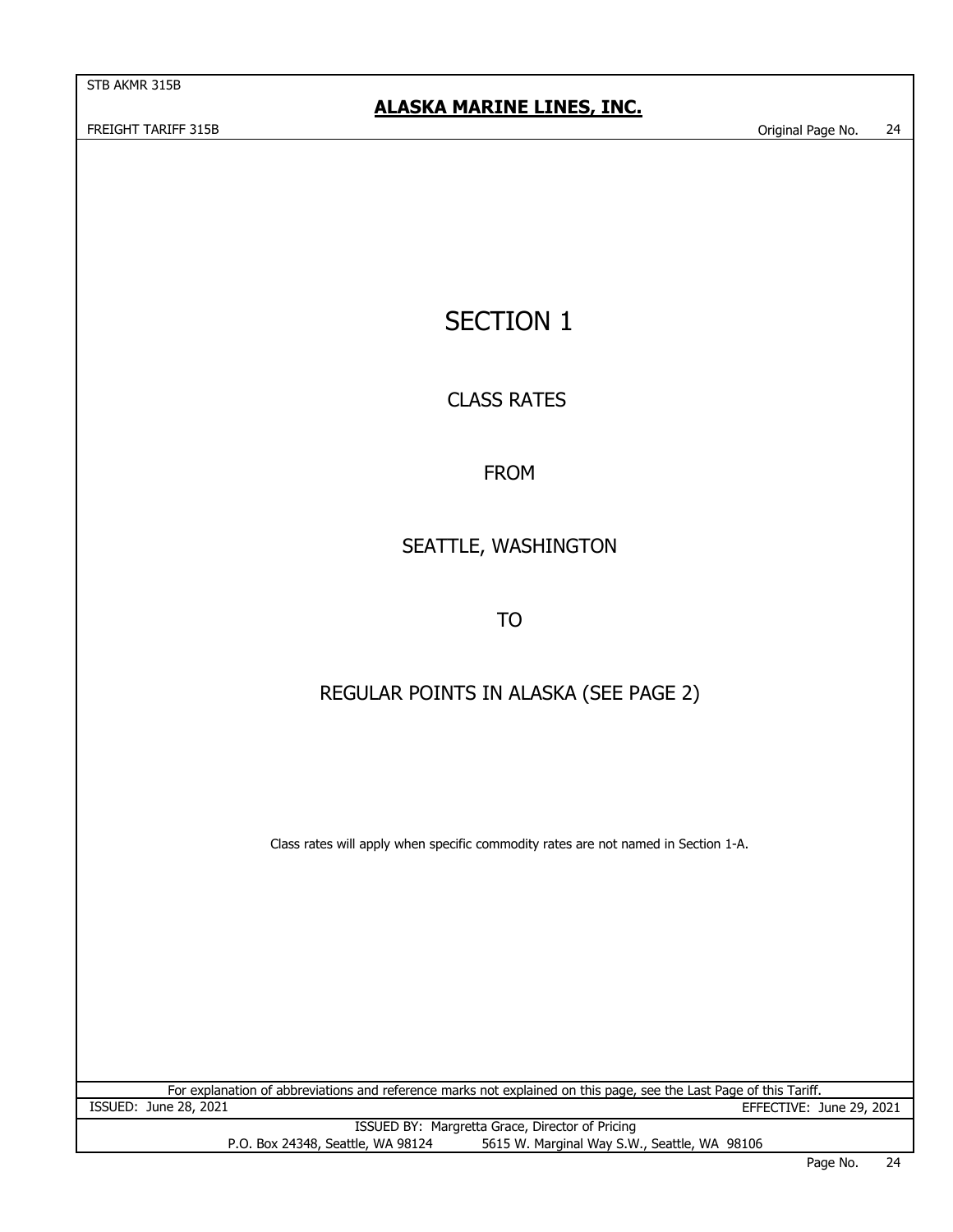# SECTION 1

## CLASS RATES

## FROM

## SEATTLE, WASHINGTON

## TO

## REGULAR POINTS IN ALASKA (SEE PAGE 2)

Class rates will apply when specific commodity rates are not named in Section 1-A.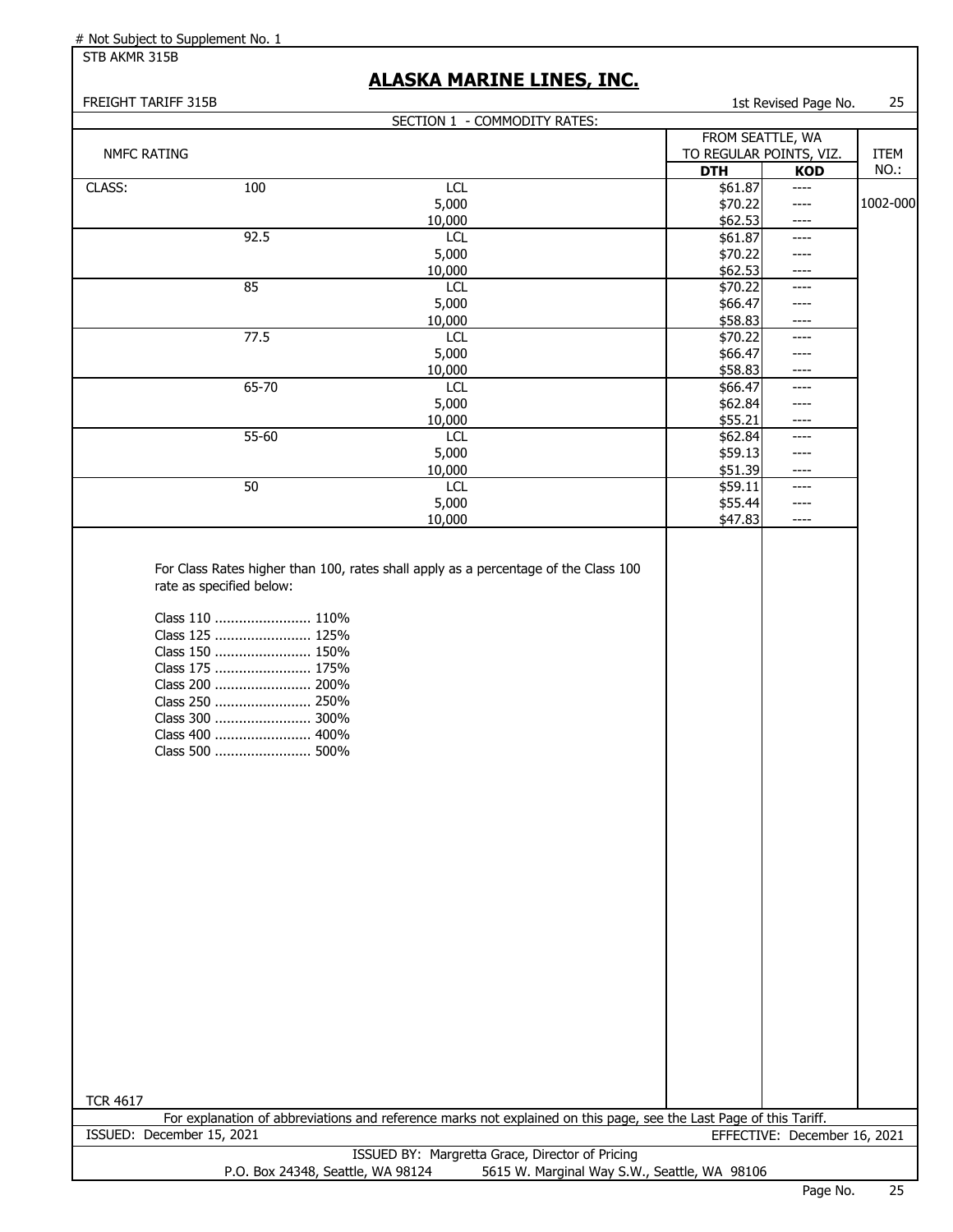# Not Subject to Supplement No. 1

STB AKMR 315B

## ALASKA MARINE LINES, INC.

FREIGHT TARIFF 315B

1st Revised Page No. 25

SECTION 1 - COMMODITY RATES:

| NMFC RATING | | | FROM SEATTLE, WA TO REGULAR POINTS, VIZ. | | ITEM NO.: |
|---|---|---|---|---|---|
| | | | **DTH** | **KOD** | |
| CLASS: | 100 | LCL | $61.87 | ---- | |
| | | 5,000 | $70.22 | ---- | 1002-000 |
| | | 10,000 | $62.53 | ---- | |
| | 92.5 | LCL | $61.87 | ---- | |
| | | 5,000 | $70.22 | ---- | |
| | | 10,000 | $62.53 | ---- | |
| | 85 | LCL | $70.22 | ---- | |
| | | 5,000 | $66.47 | ---- | |
| | | 10,000 | $58.83 | ---- | |
| | 77.5 | LCL | $70.22 | ---- | |
| | | 5,000 | $66.47 | ---- | |
| | | 10,000 | $58.83 | ---- | |
| | 65-70 | LCL | $66.47 | ---- | |
| | | 5,000 | $62.84 | ---- | |
| | | 10,000 | $55.21 | ---- | |
| | 55-60 | LCL | $62.84 | ---- | |
| | | 5,000 | $59.13 | ---- | |
| | | 10,000 | $51.39 | ---- | |
| | 50 | LCL | $59.11 | ---- | |
| | | 5,000 | $55.44 | ---- | |
| | | 10,000 | $47.83 | ---- | |

For Class Rates higher than 100, rates shall apply as a percentage of the Class 100 rate as specified below:

Class 110 ........................ 110%
Class 125 ........................ 125%
Class 150 ........................ 150%
Class 175 ........................ 175%
Class 200 ........................ 200%
Class 250 ........................ 250%
Class 300 ........................ 300%
Class 400 ........................ 400%
Class 500 ........................ 500%

TCR 4617

For explanation of abbreviations and reference marks not explained on this page, see the Last Page of this Tariff.

ISSUED: December 15, 2021

EFFECTIVE: December 16, 2021

ISSUED BY: Margretta Grace, Director of Pricing

P.O. Box 24348, Seattle, WA 98124 5615 W. Marginal Way S.W., Seattle, WA 98106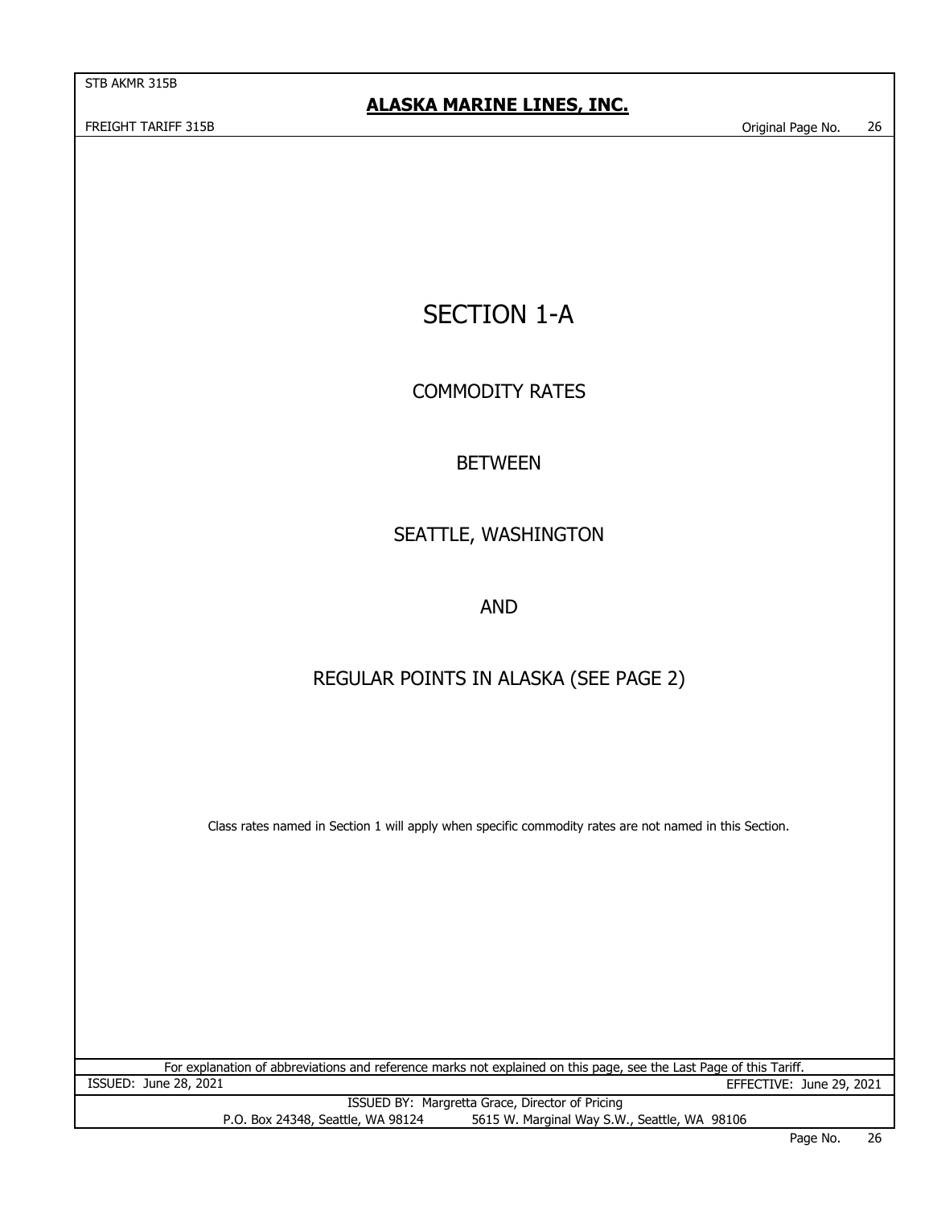# SECTION 1-A

## COMMODITY RATES

## BETWEEN

## SEATTLE, WASHINGTON

## AND

## REGULAR POINTS IN ALASKA (SEE PAGE 2)

Class rates named in Section 1 will apply when specific commodity rates are not named in this Section.

For explanation of abbreviations and reference marks not explained on this page, see the Last Page of this Tariff.

ISSUED: June 28, 2021

EFFECTIVE: June 29, 2021

ISSUED BY: Margretta Grace, Director of Pricing

P.O. Box 24348, Seattle, WA 98124    5615 W. Marginal Way S.W., Seattle, WA 98106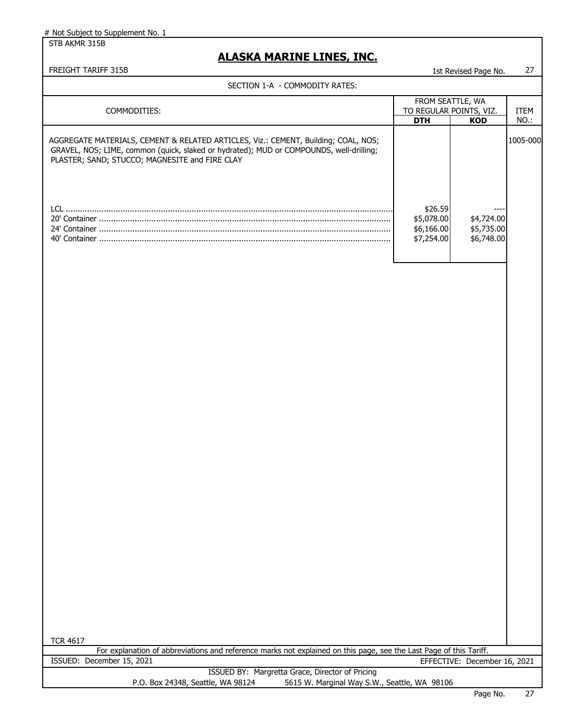# Not Subject to Supplement No. 1

STB AKMR 315B

## ALASKA MARINE LINES, INC.

FREIGHT TARIFF 315B

1st Revised Page No. 27

SECTION 1-A - COMMODITY RATES:

| COMMODITIES: | FROM SEATTLE, WA TO REGULAR POINTS, VIZ. | | ITEM NO.: |
|---|---|---|---|
| | **DTH** | **KOD** | |
| AGGREGATE MATERIALS, CEMENT & RELATED ARTICLES, Viz.: CEMENT, Building; COAL, NOS; GRAVEL, NOS; LIME, common (quick, slaked or hydrated); MUD or COMPOUNDS, well-drilling; PLASTER; SAND; STUCCO; MAGNESITE and FIRE CLAY | | | 1005-000 |
| LCL | $26.59 | ---- | |
| 20' Container | $5,078.00 | $4,724.00 | |
| 24' Container | $6,166.00 | $5,735.00 | |
| 40' Container | $7,254.00 | $6,748.00 | |

TCR 4617

For explanation of abbreviations and reference marks not explained on this page, see the Last Page of this Tariff.

ISSUED: December 15, 2021

EFFECTIVE: December 16, 2021

ISSUED BY: Margretta Grace, Director of Pricing

P.O. Box 24348, Seattle, WA 98124 5615 W. Marginal Way S.W., Seattle, WA 98106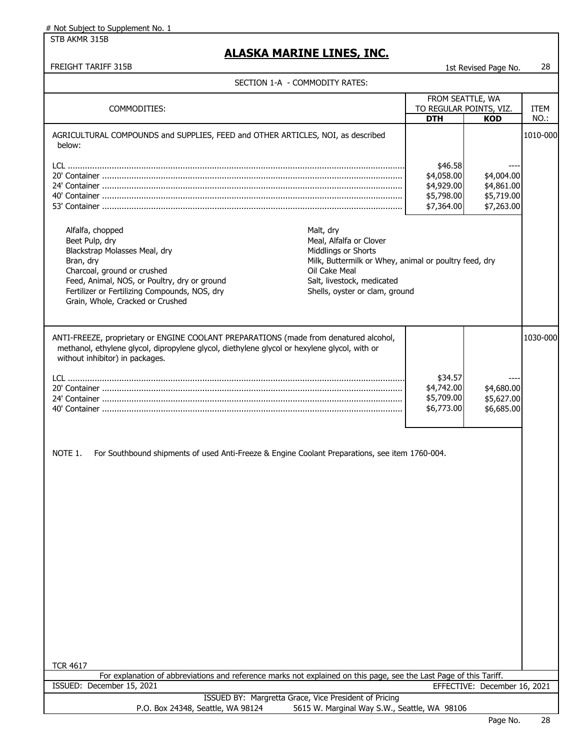# Not Subject to Supplement No. 1

STB AKMR 315B

## ALASKA MARINE LINES, INC.

FREIGHT TARIFF 315B — 1st Revised Page No. 28

SECTION 1-A - COMMODITY RATES:

| COMMODITIES: | FROM SEATTLE, WA TO REGULAR POINTS, VIZ. DTH | KOD | ITEM NO.: |
|---|---|---|---|
| AGRICULTURAL COMPOUNDS and SUPPLIES, FEED and OTHER ARTICLES, NOI, as described below: | | | 1010-000 |
| LCL | $46.58 | ---- | |
| 20' Container | $4,058.00 | $4,004.00 | |
| 24' Container | $4,929.00 | $4,861.00 | |
| 40' Container | $5,798.00 | $5,719.00 | |
| 53' Container | $7,364.00 | $7,263.00 | |

- Alfalfa, chopped
- Beet Pulp, dry
- Blackstrap Molasses Meal, dry
- Bran, dry
- Charcoal, ground or crushed
- Feed, Animal, NOS, or Poultry, dry or ground
- Fertilizer or Fertilizing Compounds, NOS, dry
- Grain, Whole, Cracked or Crushed
- Malt, dry
- Meal, Alfalfa or Clover
- Middlings or Shorts
- Milk, Buttermilk or Whey, animal or poultry feed, dry
- Oil Cake Meal
- Salt, livestock, medicated
- Shells, oyster or clam, ground

| COMMODITIES: | DTH | KOD | ITEM NO.: |
|---|---|---|---|
| ANTI-FREEZE, proprietary or ENGINE COOLANT PREPARATIONS (made from denatured alcohol, methanol, ethylene glycol, dipropylene glycol, diethylene glycol or hexylene glycol, with or without inhibitor) in packages. | | | 1030-000 |
| LCL | $34.57 | ---- | |
| 20' Container | $4,742.00 | $4,680.00 | |
| 24' Container | $5,709.00 | $5,627.00 | |
| 40' Container | $6,773.00 | $6,685.00 | |

NOTE 1. For Southbound shipments of used Anti-Freeze & Engine Coolant Preparations, see item 1760-004.

TCR 4617

For explanation of abbreviations and reference marks not explained on this page, see the Last Page of this Tariff.

ISSUED: December 15, 2021 — EFFECTIVE: December 16, 2021

ISSUED BY: Margretta Grace, Vice President of Pricing

P.O. Box 24348, Seattle, WA 98124 — 5615 W. Marginal Way S.W., Seattle, WA 98106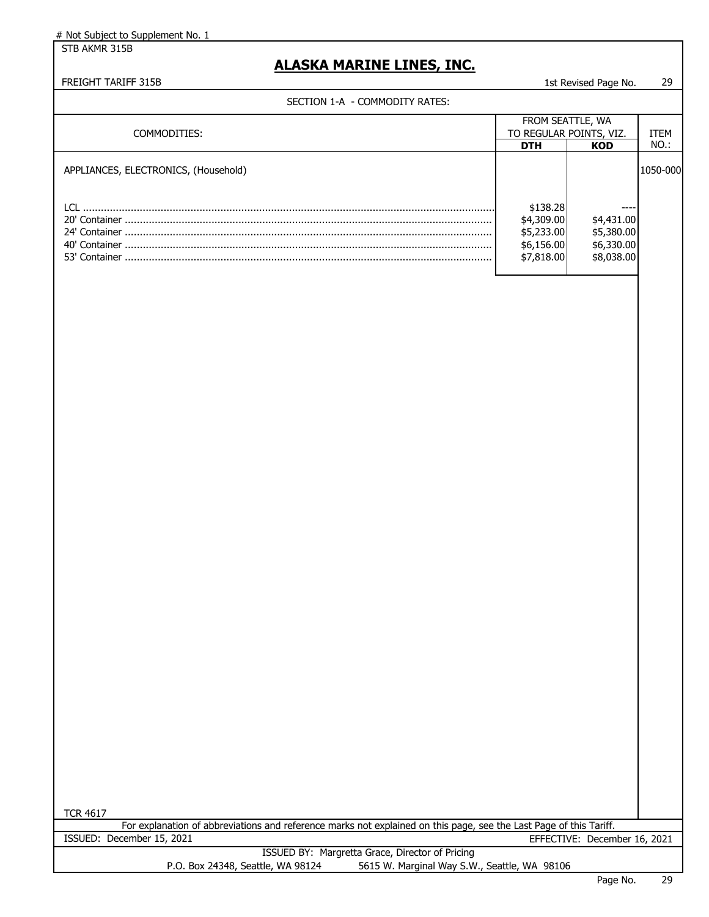\# Not Subject to Supplement No. 1

STB AKMR 315B

## ALASKA MARINE LINES, INC.

FREIGHT TARIFF 315B — 1st Revised Page No. 29

SECTION 1-A - COMMODITY RATES:

| COMMODITIES: | FROM SEATTLE, WA TO REGULAR POINTS, VIZ. | | ITEM NO.: |
|---|---|---|---|
| | **DTH** | **KOD** | |
| APPLIANCES, ELECTRONICS, (Household) | | | 1050-000 |
| LCL | $138.28 | ---- | |
| 20' Container | $4,309.00 | $4,431.00 | |
| 24' Container | $5,233.00 | $5,380.00 | |
| 40' Container | $6,156.00 | $6,330.00 | |
| 53' Container | $7,818.00 | $8,038.00 | |

TCR 4617

For explanation of abbreviations and reference marks not explained on this page, see the Last Page of this Tariff.

ISSUED: December 15, 2021 — EFFECTIVE: December 16, 2021

ISSUED BY: Margretta Grace, Director of Pricing

P.O. Box 24348, Seattle, WA 98124 — 5615 W. Marginal Way S.W., Seattle, WA 98106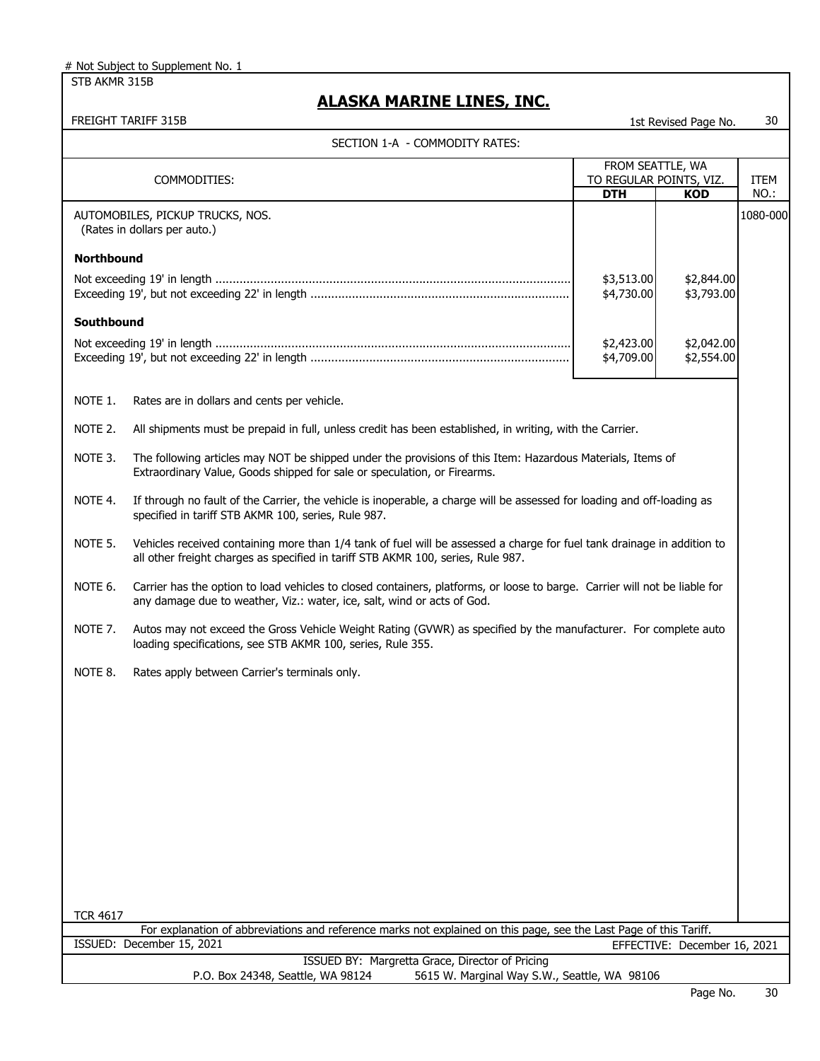# Not Subject to Supplement No. 1

STB AKMR 315B

## ALASKA MARINE LINES, INC.

FREIGHT TARIFF 315B — 1st Revised Page No. 30

### SECTION 1-A - COMMODITY RATES:

| COMMODITIES: | FROM SEATTLE, WA TO REGULAR POINTS, VIZ. | | ITEM NO.: |
|---|---|---|---|
| | **DTH** | **KOD** | |
| AUTOMOBILES, PICKUP TRUCKS, NOS. (Rates in dollars per auto.) | | | 1080-000 |
| **Northbound** | | | |
| Not exceeding 19' in length | $3,513.00 | $2,844.00 | |
| Exceeding 19', but not exceeding 22' in length | $4,730.00 | $3,793.00 | |
| **Southbound** | | | |
| Not exceeding 19' in length | $2,423.00 | $2,042.00 | |
| Exceeding 19', but not exceeding 22' in length | $4,709.00 | $2,554.00 | |

NOTE 1. Rates are in dollars and cents per vehicle.

NOTE 2. All shipments must be prepaid in full, unless credit has been established, in writing, with the Carrier.

NOTE 3. The following articles may NOT be shipped under the provisions of this Item: Hazardous Materials, Items of Extraordinary Value, Goods shipped for sale or speculation, or Firearms.

NOTE 4. If through no fault of the Carrier, the vehicle is inoperable, a charge will be assessed for loading and off-loading as specified in tariff STB AKMR 100, series, Rule 987.

NOTE 5. Vehicles received containing more than 1/4 tank of fuel will be assessed a charge for fuel tank drainage in addition to all other freight charges as specified in tariff STB AKMR 100, series, Rule 987.

NOTE 6. Carrier has the option to load vehicles to closed containers, platforms, or loose to barge. Carrier will not be liable for any damage due to weather, Viz.: water, ice, salt, wind or acts of God.

NOTE 7. Autos may not exceed the Gross Vehicle Weight Rating (GVWR) as specified by the manufacturer. For complete auto loading specifications, see STB AKMR 100, series, Rule 355.

NOTE 8. Rates apply between Carrier's terminals only.

TCR 4617

For explanation of abbreviations and reference marks not explained on this page, see the Last Page of this Tariff.

ISSUED: December 15, 2021 — EFFECTIVE: December 16, 2021

ISSUED BY: Margretta Grace, Director of Pricing

P.O. Box 24348, Seattle, WA 98124 — 5615 W. Marginal Way S.W., Seattle, WA 98106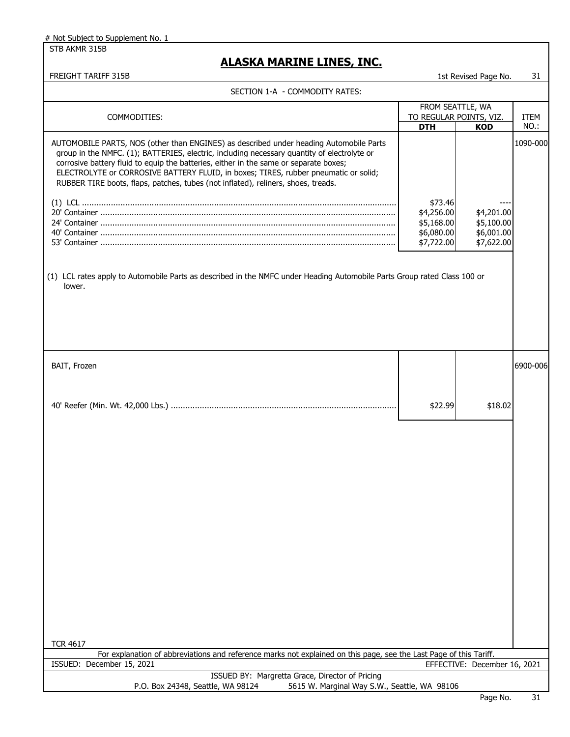# Not Subject to Supplement No. 1

STB AKMR 315B

## ALASKA MARINE LINES, INC.

FREIGHT TARIFF 315B — 1st Revised Page No. 31

SECTION 1-A - COMMODITY RATES:

| COMMODITIES: | FROM SEATTLE, WA TO REGULAR POINTS, VIZ. | | ITEM NO.: |
|---|---|---|---|
| | **DTH** | **KOD** | |
| AUTOMOBILE PARTS, NOS (other than ENGINES) as described under heading Automobile Parts group in the NMFC. (1); BATTERIES, electric, including necessary quantity of electrolyte or corrosive battery fluid to equip the batteries, either in the same or separate boxes; ELECTROLYTE or CORROSIVE BATTERY FLUID, in boxes; TIRES, rubber pneumatic or solid; RUBBER TIRE boots, flaps, patches, tubes (not inflated), reliners, shoes, treads. | | | 1090-000 |
| (1) LCL | $73.46 | ---- | |
| 20' Container | $4,256.00 | $4,201.00 | |
| 24' Container | $5,168.00 | $5,100.00 | |
| 40' Container | $6,080.00 | $6,001.00 | |
| 53' Container | $7,722.00 | $7,622.00 | |
| BAIT, Frozen | | | 6900-006 |
| 40' Reefer (Min. Wt. 42,000 Lbs.) | $22.99 | $18.02 | |

(1) LCL rates apply to Automobile Parts as described in the NMFC under Heading Automobile Parts Group rated Class 100 or lower.

TCR 4617

For explanation of abbreviations and reference marks not explained on this page, see the Last Page of this Tariff.

ISSUED: December 15, 2021 — EFFECTIVE: December 16, 2021

ISSUED BY: Margretta Grace, Director of Pricing

P.O. Box 24348, Seattle, WA 98124 — 5615 W. Marginal Way S.W., Seattle, WA 98106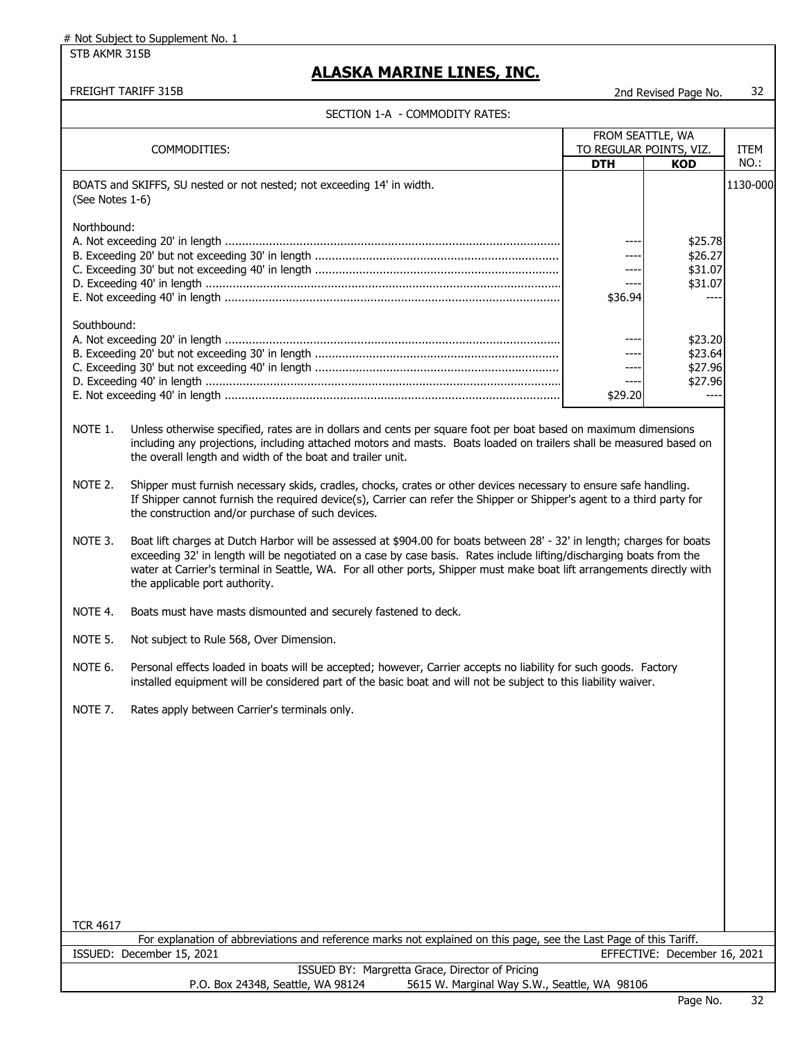# Not Subject to Supplement No. 1

STB AKMR 315B

## ALASKA MARINE LINES, INC.

FREIGHT TARIFF 315B

2nd Revised Page No. 32

### SECTION 1-A - COMMODITY RATES:

| COMMODITIES: | FROM SEATTLE, WA TO REGULAR POINTS, VIZ. | | ITEM NO.: |
|---|---|---|---|
| | **DTH** | **KOD** | |
| BOATS and SKIFFS, SU nested or not nested; not exceeding 14' in width. (See Notes 1-6) | | | 1130-000 |
| Northbound: | | | |
| A. Not exceeding 20' in length | ---- | $25.78 | |
| B. Exceeding 20' but not exceeding 30' in length | ---- | $26.27 | |
| C. Exceeding 30' but not exceeding 40' in length | ---- | $31.07 | |
| D. Exceeding 40' in length | ---- | $31.07 | |
| E. Not exceeding 40' in length | $36.94 | ---- | |
| Southbound: | | | |
| A. Not exceeding 20' in length | ---- | $23.20 | |
| B. Exceeding 20' but not exceeding 30' in length | ---- | $23.64 | |
| C. Exceeding 30' but not exceeding 40' in length | ---- | $27.96 | |
| D. Exceeding 40' in length | ---- | $27.96 | |
| E. Not exceeding 40' in length | $29.20 | ---- | |

NOTE 1. Unless otherwise specified, rates are in dollars and cents per square foot per boat based on maximum dimensions including any projections, including attached motors and masts. Boats loaded on trailers shall be measured based on the overall length and width of the boat and trailer unit.

NOTE 2. Shipper must furnish necessary skids, cradles, chocks, crates or other devices necessary to ensure safe handling. If Shipper cannot furnish the required device(s), Carrier can refer the Shipper or Shipper's agent to a third party for the construction and/or purchase of such devices.

NOTE 3. Boat lift charges at Dutch Harbor will be assessed at $904.00 for boats between 28' - 32' in length; charges for boats exceeding 32' in length will be negotiated on a case by case basis. Rates include lifting/discharging boats from the water at Carrier's terminal in Seattle, WA. For all other ports, Shipper must make boat lift arrangements directly with the applicable port authority.

NOTE 4. Boats must have masts dismounted and securely fastened to deck.

NOTE 5. Not subject to Rule 568, Over Dimension.

NOTE 6. Personal effects loaded in boats will be accepted; however, Carrier accepts no liability for such goods. Factory installed equipment will be considered part of the basic boat and will not be subject to this liability waiver.

NOTE 7. Rates apply between Carrier's terminals only.

TCR 4617

For explanation of abbreviations and reference marks not explained on this page, see the Last Page of this Tariff.

ISSUED: December 15, 2021 EFFECTIVE: December 16, 2021

ISSUED BY: Margretta Grace, Director of Pricing
P.O. Box 24348, Seattle, WA 98124 5615 W. Marginal Way S.W., Seattle, WA 98106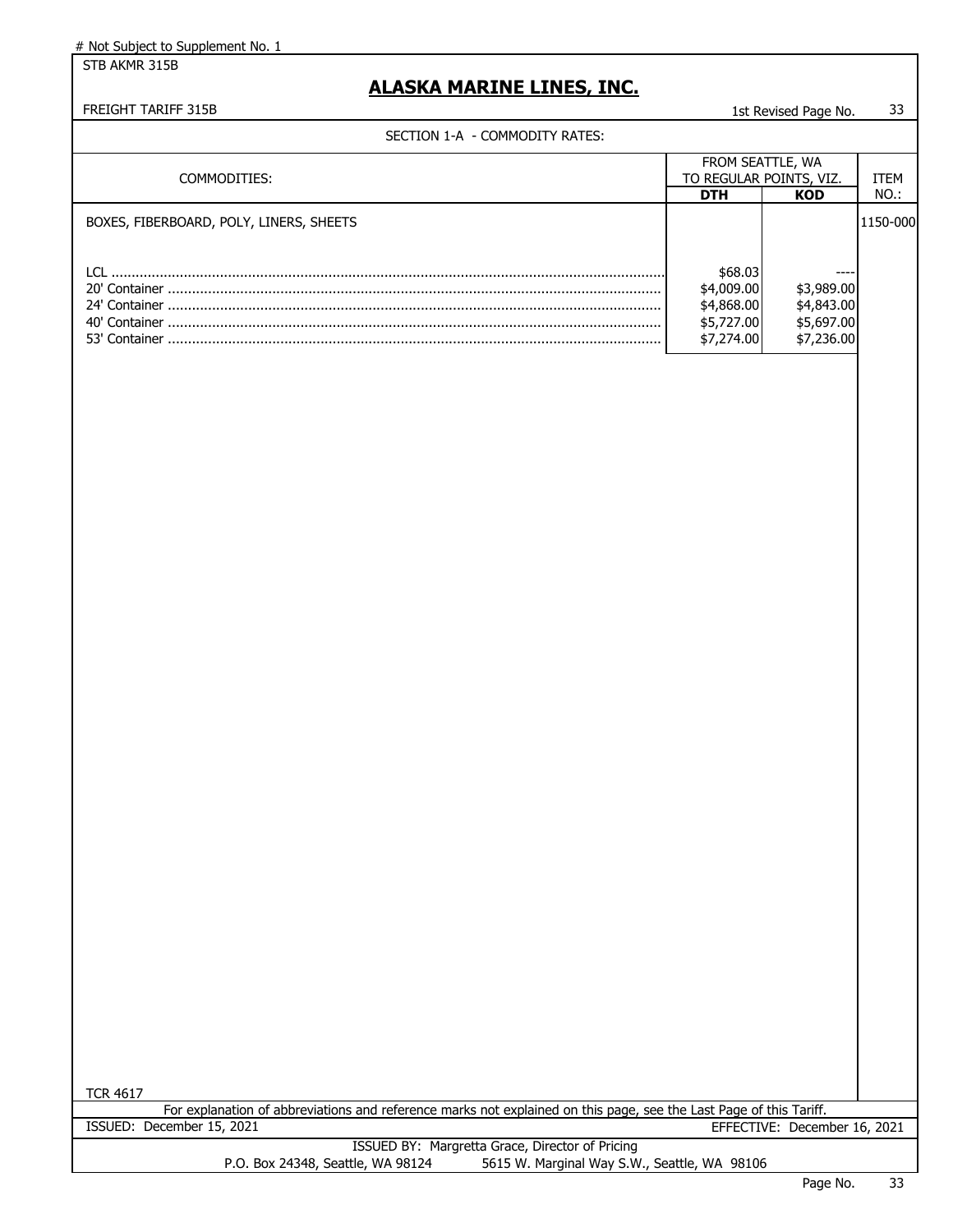# Not Subject to Supplement No. 1

STB AKMR 315B

# ALASKA MARINE LINES, INC.

FREIGHT TARIFF 315B

1st Revised Page No. 33

SECTION 1-A - COMMODITY RATES:

| COMMODITIES: | FROM SEATTLE, WA TO REGULAR POINTS, VIZ. | | ITEM NO.: |
|---|---|---|---|
| | **DTH** | **KOD** | |
| BOXES, FIBERBOARD, POLY, LINERS, SHEETS | | | 1150-000 |
| LCL | $68.03 | ---- | |
| 20' Container | $4,009.00 | $3,989.00 | |
| 24' Container | $4,868.00 | $4,843.00 | |
| 40' Container | $5,727.00 | $5,697.00 | |
| 53' Container | $7,274.00 | $7,236.00 | |

TCR 4617

For explanation of abbreviations and reference marks not explained on this page, see the Last Page of this Tariff.

ISSUED: December 15, 2021

EFFECTIVE: December 16, 2021

ISSUED BY: Margretta Grace, Director of Pricing

P.O. Box 24348, Seattle, WA 98124 5615 W. Marginal Way S.W., Seattle, WA 98106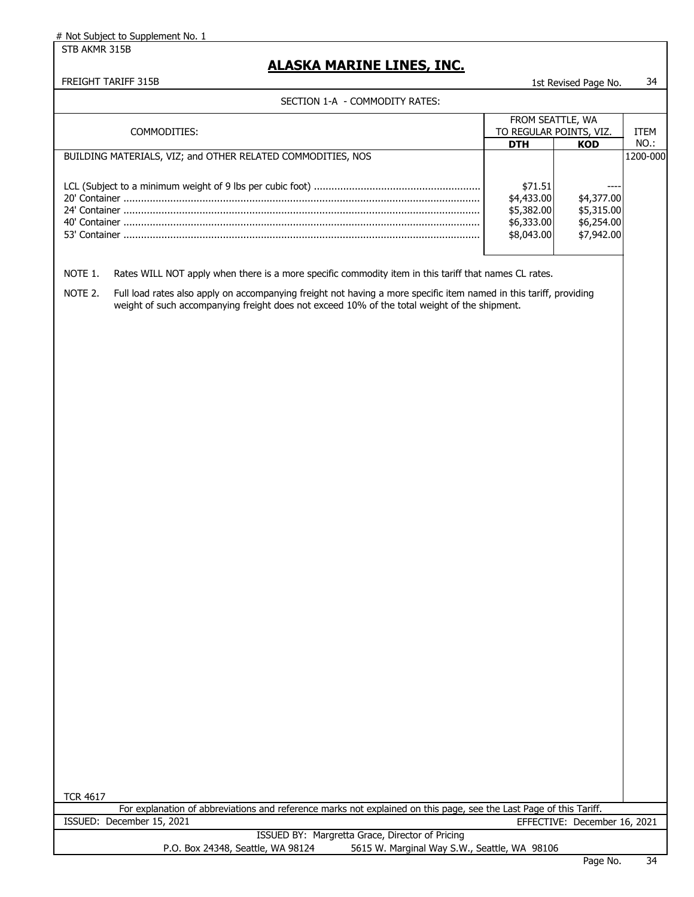# Not Subject to Supplement No. 1

STB AKMR 315B

# ALASKA MARINE LINES, INC.

FREIGHT TARIFF 315B

1st Revised Page No. 34

SECTION 1-A - COMMODITY RATES:

| COMMODITIES: | FROM SEATTLE, WA TO REGULAR POINTS, VIZ. | | ITEM NO.: |
|---|---|---|---|
| | **DTH** | **KOD** | |
| BUILDING MATERIALS, VIZ; and OTHER RELATED COMMODITIES, NOS | | | 1200-000 |
| LCL (Subject to a minimum weight of 9 lbs per cubic foot) | $71.51 | ---- | |
| 20' Container | $4,433.00 | $4,377.00 | |
| 24' Container | $5,382.00 | $5,315.00 | |
| 40' Container | $6,333.00 | $6,254.00 | |
| 53' Container | $8,043.00 | $7,942.00 | |

NOTE 1. Rates WILL NOT apply when there is a more specific commodity item in this tariff that names CL rates.

NOTE 2. Full load rates also apply on accompanying freight not having a more specific item named in this tariff, providing weight of such accompanying freight does not exceed 10% of the total weight of the shipment.

TCR 4617

For explanation of abbreviations and reference marks not explained on this page, see the Last Page of this Tariff.

ISSUED: December 15, 2021

EFFECTIVE: December 16, 2021

ISSUED BY: Margretta Grace, Director of Pricing

P.O. Box 24348, Seattle, WA 98124 5615 W. Marginal Way S.W., Seattle, WA 98106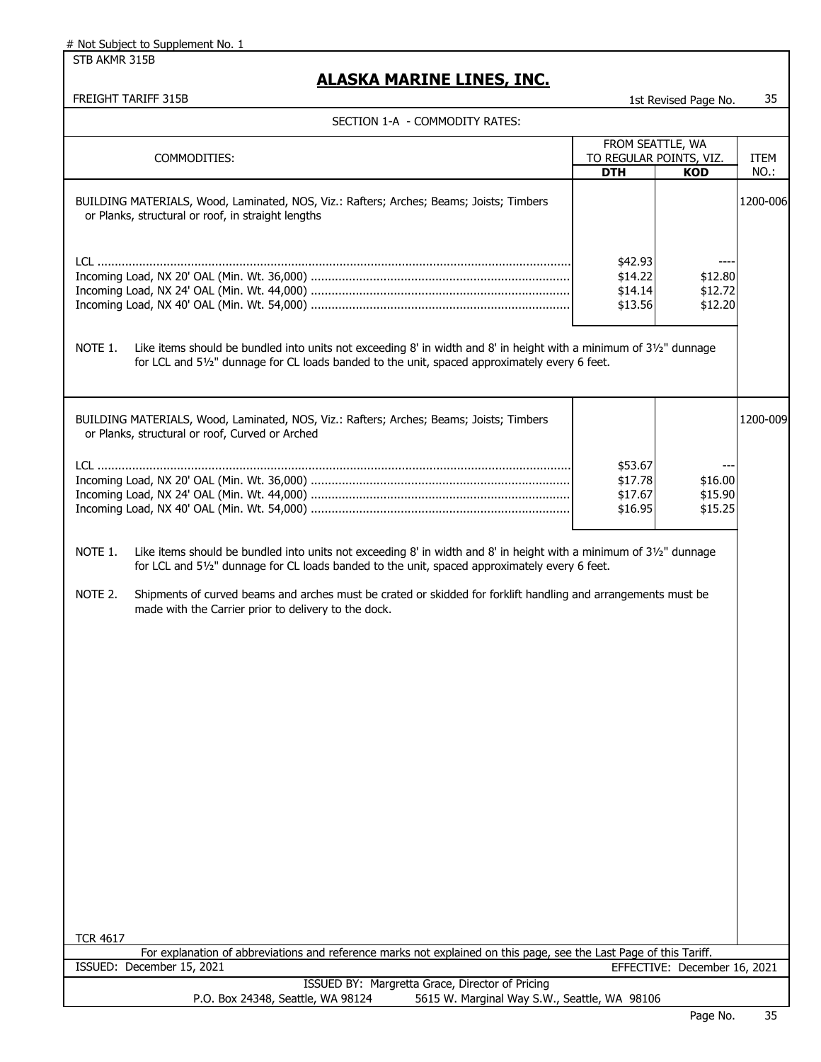# Not Subject to Supplement No. 1

STB AKMR 315B

## ALASKA MARINE LINES, INC.

FREIGHT TARIFF 315B

1st Revised Page No. 35

SECTION 1-A - COMMODITY RATES:

| COMMODITIES: | FROM SEATTLE, WA TO REGULAR POINTS, VIZ. | | ITEM NO.: |
|---|---|---|---|
| | **DTH** | **KOD** | |
| BUILDING MATERIALS, Wood, Laminated, NOS, Viz.: Rafters; Arches; Beams; Joists; Timbers or Planks, structural or roof, in straight lengths | | | 1200-006 |
| LCL | $42.93 | ---- | |
| Incoming Load, NX 20' OAL (Min. Wt. 36,000) | $14.22 | $12.80 | |
| Incoming Load, NX 24' OAL (Min. Wt. 44,000) | $14.14 | $12.72 | |
| Incoming Load, NX 40' OAL (Min. Wt. 54,000) | $13.56 | $12.20 | |

NOTE 1. Like items should be bundled into units not exceeding 8' in width and 8' in height with a minimum of 3½" dunnage for LCL and 5½" dunnage for CL loads banded to the unit, spaced approximately every 6 feet.

| COMMODITIES: | DTH | KOD | ITEM NO.: |
|---|---|---|---|
| BUILDING MATERIALS, Wood, Laminated, NOS, Viz.: Rafters; Arches; Beams; Joists; Timbers or Planks, structural or roof, Curved or Arched | | | 1200-009 |
| LCL | $53.67 | --- | |
| Incoming Load, NX 20' OAL (Min. Wt. 36,000) | $17.78 | $16.00 | |
| Incoming Load, NX 24' OAL (Min. Wt. 44,000) | $17.67 | $15.90 | |
| Incoming Load, NX 40' OAL (Min. Wt. 54,000) | $16.95 | $15.25 | |

NOTE 1. Like items should be bundled into units not exceeding 8' in width and 8' in height with a minimum of 3½" dunnage for LCL and 5½" dunnage for CL loads banded to the unit, spaced approximately every 6 feet.

NOTE 2. Shipments of curved beams and arches must be crated or skidded for forklift handling and arrangements must be made with the Carrier prior to delivery to the dock.

TCR 4617

For explanation of abbreviations and reference marks not explained on this page, see the Last Page of this Tariff.

ISSUED: December 15, 2021 EFFECTIVE: December 16, 2021

ISSUED BY: Margretta Grace, Director of Pricing

P.O. Box 24348, Seattle, WA 98124 5615 W. Marginal Way S.W., Seattle, WA 98106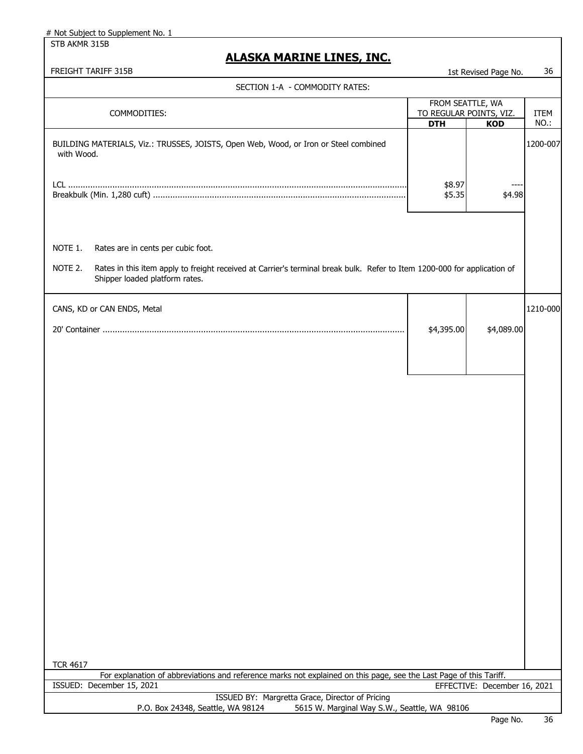# Not Subject to Supplement No. 1

STB AKMR 315B

## ALASKA MARINE LINES, INC.

FREIGHT TARIFF 315B — 1st Revised Page No. 36

SECTION 1-A - COMMODITY RATES:

| COMMODITIES: | FROM SEATTLE, WA TO REGULAR POINTS, VIZ. | | ITEM NO.: |
|---|---|---|---|
| | **DTH** | **KOD** | |
| BUILDING MATERIALS, Viz.: TRUSSES, JOISTS, Open Web, Wood, or Iron or Steel combined with Wood. | | | 1200-007 |
| LCL | $8.97 | ---- | |
| Breakbulk (Min. 1,280 cuft) | $5.35 | $4.98 | |
| NOTE 1. Rates are in cents per cubic foot. | | | |
| NOTE 2. Rates in this item apply to freight received at Carrier's terminal break bulk. Refer to Item 1200-000 for application of Shipper loaded platform rates. | | | |
| CANS, KD or CAN ENDS, Metal | | | 1210-000 |
| 20' Container | $4,395.00 | $4,089.00 | |

TCR 4617

For explanation of abbreviations and reference marks not explained on this page, see the Last Page of this Tariff.

ISSUED: December 15, 2021 — EFFECTIVE: December 16, 2021

ISSUED BY: Margretta Grace, Director of Pricing

P.O. Box 24348, Seattle, WA 98124 — 5615 W. Marginal Way S.W., Seattle, WA 98106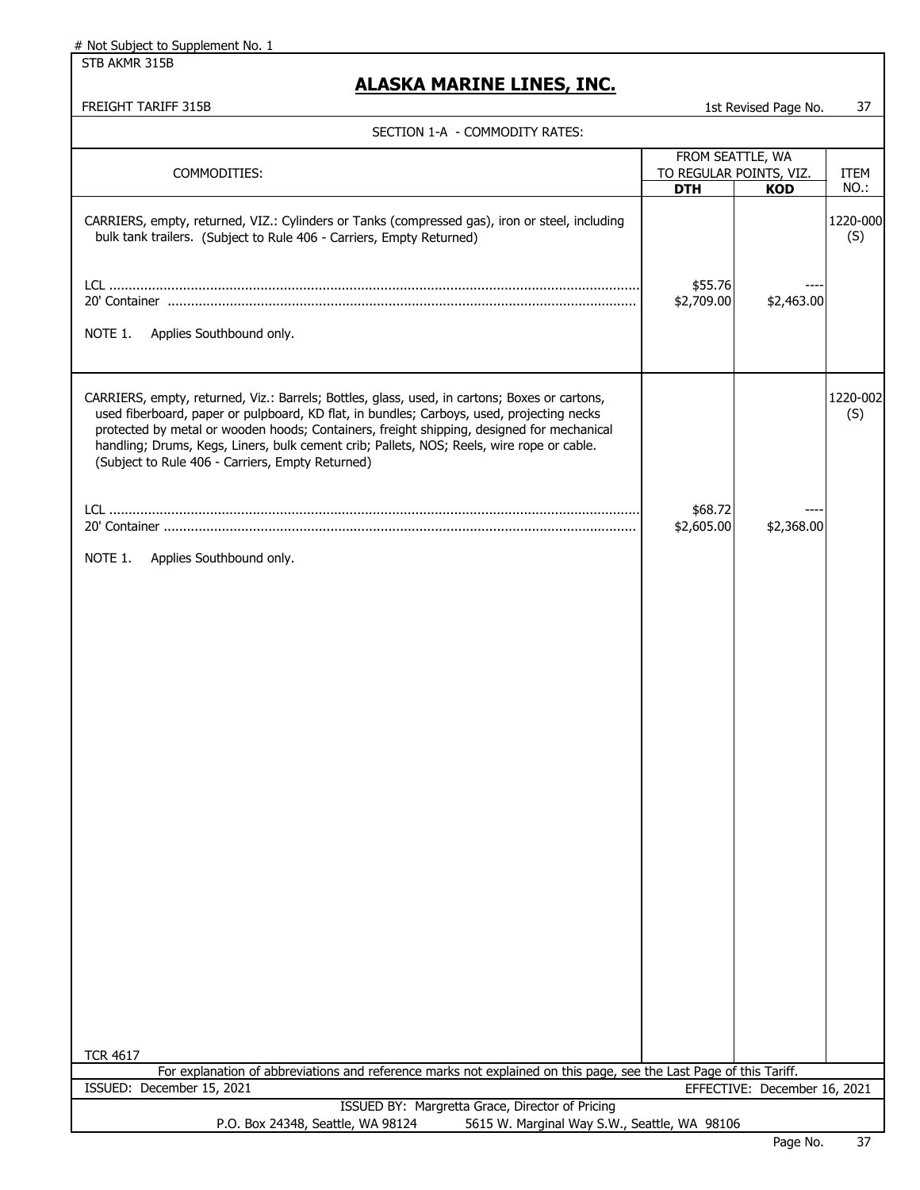# Not Subject to Supplement No. 1

STB AKMR 315B

## ALASKA MARINE LINES, INC.

FREIGHT TARIFF 315B — 1st Revised Page No. 37

SECTION 1-A - COMMODITY RATES:

| COMMODITIES: | FROM SEATTLE, WA TO REGULAR POINTS, VIZ. DTH | KOD | ITEM NO.: |
|---|---|---|---|
| CARRIERS, empty, returned, VIZ.: Cylinders or Tanks (compressed gas), iron or steel, including bulk tank trailers. (Subject to Rule 406 - Carriers, Empty Returned) | | | 1220-000 (S) |
| LCL | $55.76 | ---- | |
| 20' Container | $2,709.00 | $2,463.00 | |
| NOTE 1. Applies Southbound only. | | | |
| CARRIERS, empty, returned, Viz.: Barrels; Bottles, glass, used, in cartons; Boxes or cartons, used fiberboard, paper or pulpboard, KD flat, in bundles; Carboys, used, projecting necks protected by metal or wooden hoods; Containers, freight shipping, designed for mechanical handling; Drums, Kegs, Liners, bulk cement crib; Pallets, NOS; Reels, wire rope or cable. (Subject to Rule 406 - Carriers, Empty Returned) | | | 1220-002 (S) |
| LCL | $68.72 | ---- | |
| 20' Container | $2,605.00 | $2,368.00 | |
| NOTE 1. Applies Southbound only. | | | |

TCR 4617

For explanation of abbreviations and reference marks not explained on this page, see the Last Page of this Tariff.

ISSUED: December 15, 2021 — EFFECTIVE: December 16, 2021

ISSUED BY: Margretta Grace, Director of Pricing

P.O. Box 24348, Seattle, WA 98124 — 5615 W. Marginal Way S.W., Seattle, WA 98106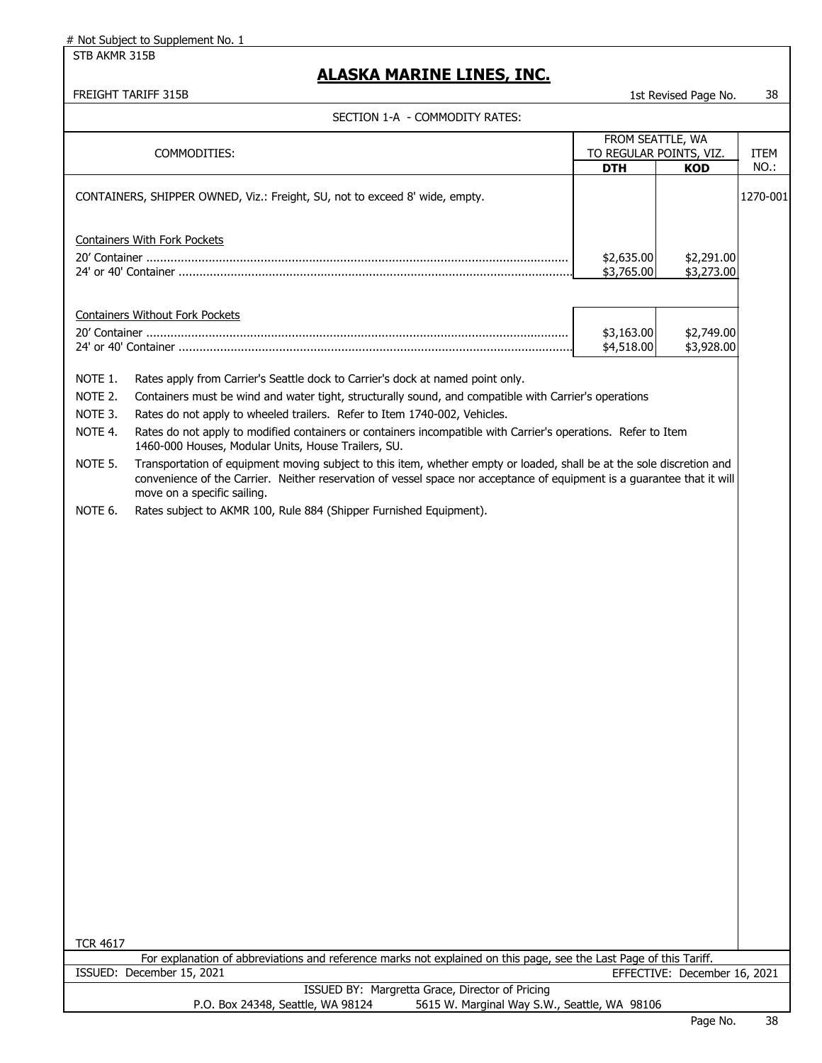# Not Subject to Supplement No. 1

STB AKMR 315B

## ALASKA MARINE LINES, INC.

FREIGHT TARIFF 315B — 1st Revised Page No. 38

SECTION 1-A - COMMODITY RATES:

| COMMODITIES: | FROM SEATTLE, WA TO REGULAR POINTS, VIZ. | | ITEM NO.: |
|---|---|---|---|
| | DTH | KOD | |
| CONTAINERS, SHIPPER OWNED, Viz.: Freight, SU, not to exceed 8' wide, empty. | | | 1270-001 |
| Containers With Fork Pockets | | | |
| 20' Container | $2,635.00 | $2,291.00 | |
| 24' or 40' Container | $3,765.00 | $3,273.00 | |
| Containers Without Fork Pockets | | | |
| 20' Container | $3,163.00 | $2,749.00 | |
| 24' or 40' Container | $4,518.00 | $3,928.00 | |

NOTE 1. Rates apply from Carrier's Seattle dock to Carrier's dock at named point only.

NOTE 2. Containers must be wind and water tight, structurally sound, and compatible with Carrier's operations

NOTE 3. Rates do not apply to wheeled trailers. Refer to Item 1740-002, Vehicles.

NOTE 4. Rates do not apply to modified containers or containers incompatible with Carrier's operations. Refer to Item 1460-000 Houses, Modular Units, House Trailers, SU.

NOTE 5. Transportation of equipment moving subject to this item, whether empty or loaded, shall be at the sole discretion and convenience of the Carrier. Neither reservation of vessel space nor acceptance of equipment is a guarantee that it will move on a specific sailing.

NOTE 6. Rates subject to AKMR 100, Rule 884 (Shipper Furnished Equipment).

TCR 4617

For explanation of abbreviations and reference marks not explained on this page, see the Last Page of this Tariff.

ISSUED: December 15, 2021 — EFFECTIVE: December 16, 2021

ISSUED BY: Margretta Grace, Director of Pricing

P.O. Box 24348, Seattle, WA 98124 — 5615 W. Marginal Way S.W., Seattle, WA 98106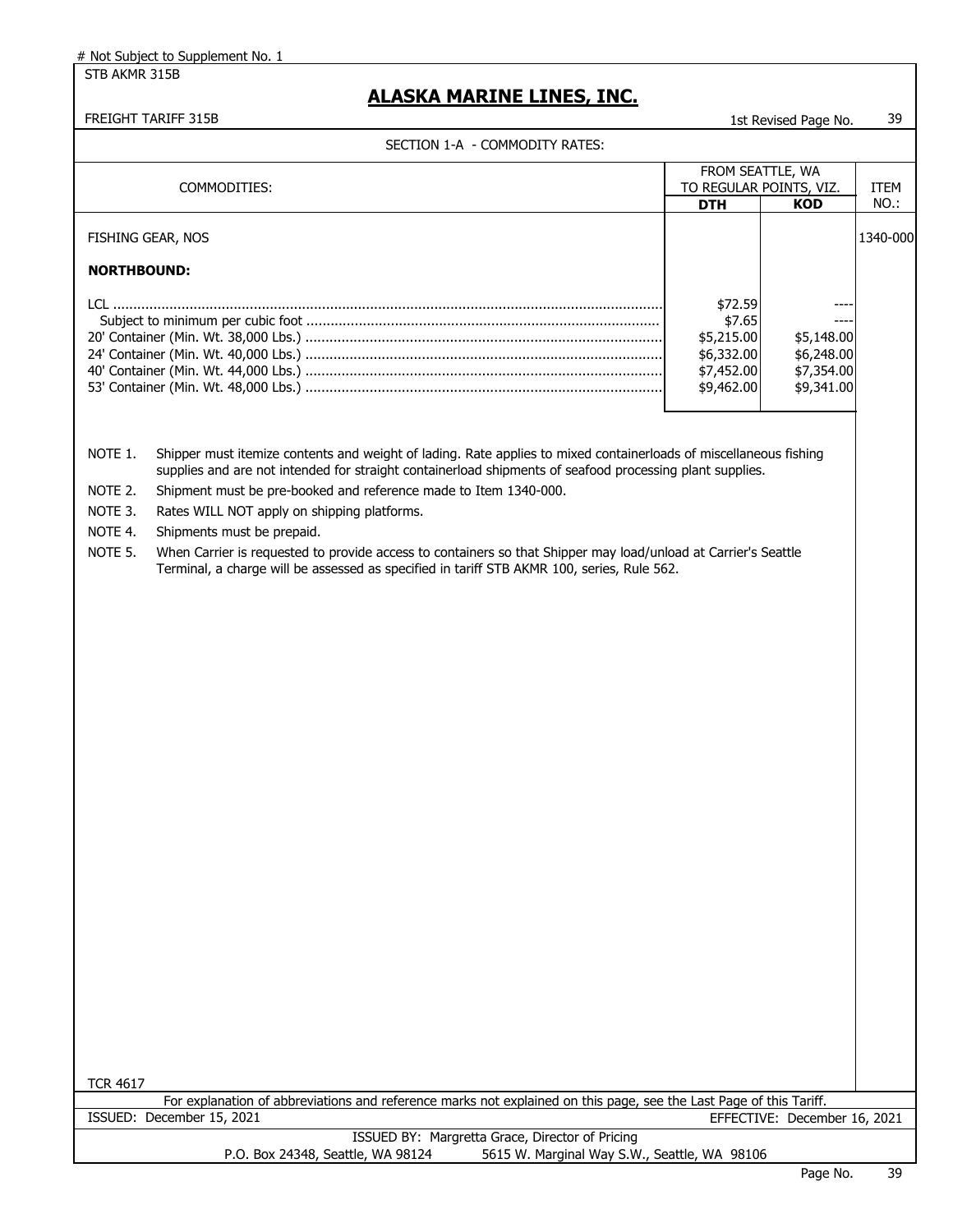# Not Subject to Supplement No. 1

STB AKMR 315B

## ALASKA MARINE LINES, INC.

FREIGHT TARIFF 315B — 1st Revised Page No. 39

SECTION 1-A - COMMODITY RATES:

| COMMODITIES: | FROM SEATTLE, WA TO REGULAR POINTS, VIZ. | | ITEM NO.: |
|---|---|---|---|
| | **DTH** | **KOD** | |
| FISHING GEAR, NOS | | | 1340-000 |
| **NORTHBOUND:** | | | |
| LCL | $72.59 | ---- | |
| Subject to minimum per cubic foot | $7.65 | ---- | |
| 20' Container (Min. Wt. 38,000 Lbs.) | $5,215.00 | $5,148.00 | |
| 24' Container (Min. Wt. 40,000 Lbs.) | $6,332.00 | $6,248.00 | |
| 40' Container (Min. Wt. 44,000 Lbs.) | $7,452.00 | $7,354.00 | |
| 53' Container (Min. Wt. 48,000 Lbs.) | $9,462.00 | $9,341.00 | |

NOTE 1. Shipper must itemize contents and weight of lading. Rate applies to mixed containerloads of miscellaneous fishing supplies and are not intended for straight containerload shipments of seafood processing plant supplies.

NOTE 2. Shipment must be pre-booked and reference made to Item 1340-000.

NOTE 3. Rates WILL NOT apply on shipping platforms.

NOTE 4. Shipments must be prepaid.

NOTE 5. When Carrier is requested to provide access to containers so that Shipper may load/unload at Carrier's Seattle Terminal, a charge will be assessed as specified in tariff STB AKMR 100, series, Rule 562.

TCR 4617

For explanation of abbreviations and reference marks not explained on this page, see the Last Page of this Tariff.

ISSUED: December 15, 2021 — EFFECTIVE: December 16, 2021

ISSUED BY: Margretta Grace, Director of Pricing
P.O. Box 24348, Seattle, WA 98124 — 5615 W. Marginal Way S.W., Seattle, WA 98106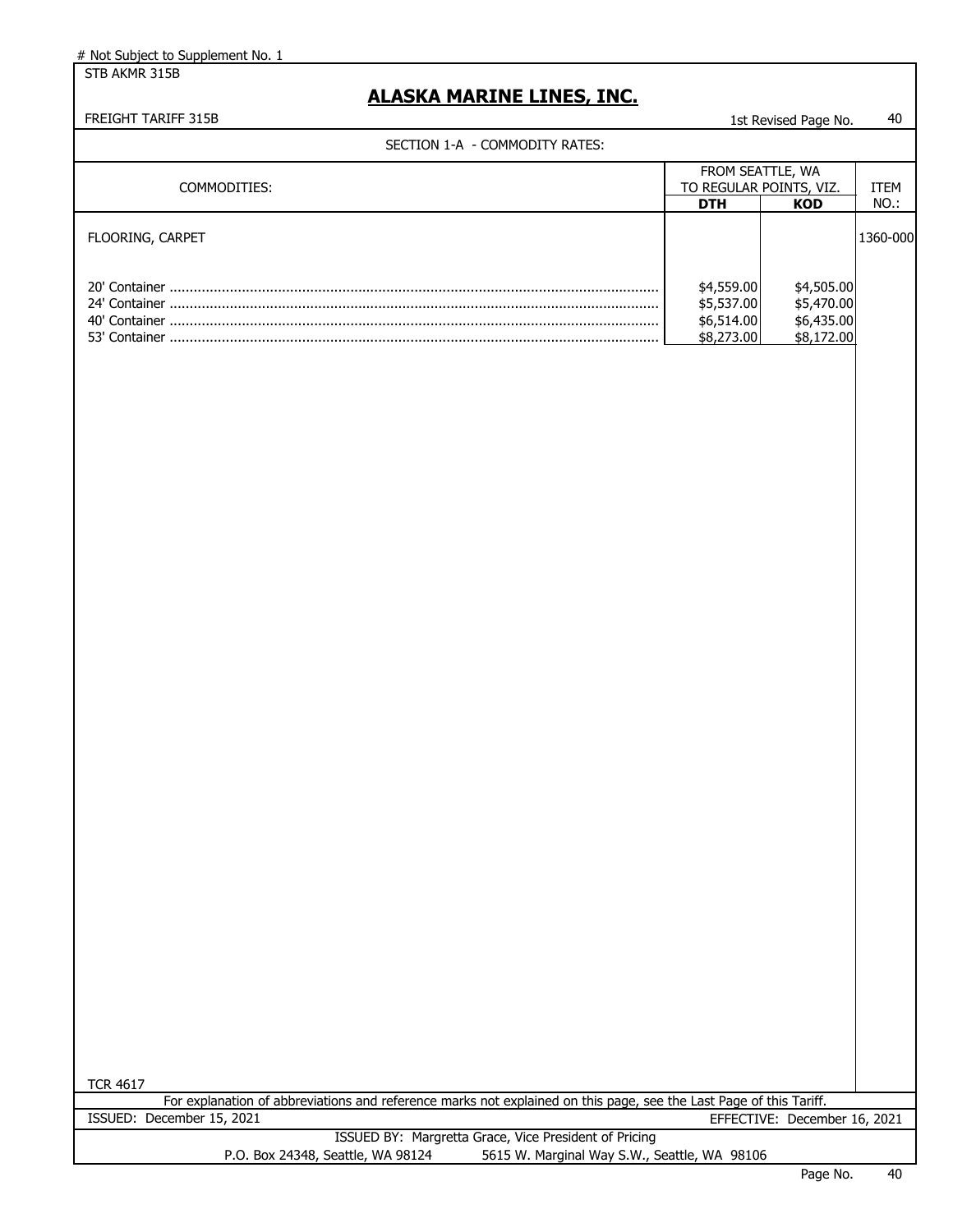# Not Subject to Supplement No. 1

STB AKMR 315B

## ALASKA MARINE LINES, INC.

FREIGHT TARIFF 315B — 1st Revised Page No. 40

SECTION 1-A - COMMODITY RATES:

| COMMODITIES: | FROM SEATTLE, WA TO REGULAR POINTS, VIZ. | | ITEM NO.: |
|---|---|---|---|
| | **DTH** | **KOD** | |
| FLOORING, CARPET | | | 1360-000 |
| 20' Container | $4,559.00 | $4,505.00 | |
| 24' Container | $5,537.00 | $5,470.00 | |
| 40' Container | $6,514.00 | $6,435.00 | |
| 53' Container | $8,273.00 | $8,172.00 | |

TCR 4617

For explanation of abbreviations and reference marks not explained on this page, see the Last Page of this Tariff.

ISSUED: December 15, 2021 — EFFECTIVE: December 16, 2021

ISSUED BY: Margretta Grace, Vice President of Pricing

P.O. Box 24348, Seattle, WA 98124 — 5615 W. Marginal Way S.W., Seattle, WA 98106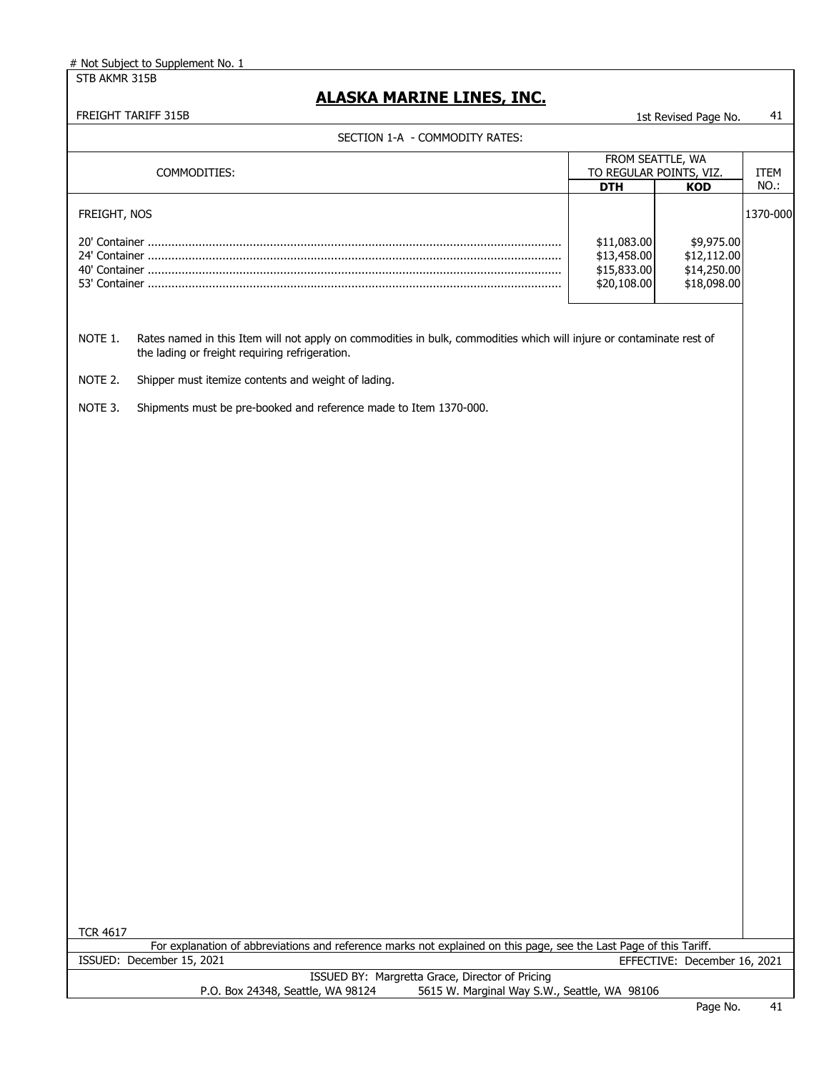# Not Subject to Supplement No. 1

STB AKMR 315B

# ALASKA MARINE LINES, INC.

FREIGHT TARIFF 315B

1st Revised Page No. 41

SECTION 1-A - COMMODITY RATES:

| COMMODITIES: | FROM SEATTLE, WA TO REGULAR POINTS, VIZ. | | ITEM NO.: |
|---|---|---|---|
| | **DTH** | **KOD** | |
| FREIGHT, NOS | | | 1370-000 |
| 20' Container | $11,083.00 | $9,975.00 | |
| 24' Container | $13,458.00 | $12,112.00 | |
| 40' Container | $15,833.00 | $14,250.00 | |
| 53' Container | $20,108.00 | $18,098.00 | |

NOTE 1. Rates named in this Item will not apply on commodities in bulk, commodities which will injure or contaminate rest of the lading or freight requiring refrigeration.

NOTE 2. Shipper must itemize contents and weight of lading.

NOTE 3. Shipments must be pre-booked and reference made to Item 1370-000.

TCR 4617

For explanation of abbreviations and reference marks not explained on this page, see the Last Page of this Tariff.

ISSUED: December 15, 2021

EFFECTIVE: December 16, 2021

ISSUED BY: Margretta Grace, Director of Pricing

P.O. Box 24348, Seattle, WA 98124 5615 W. Marginal Way S.W., Seattle, WA 98106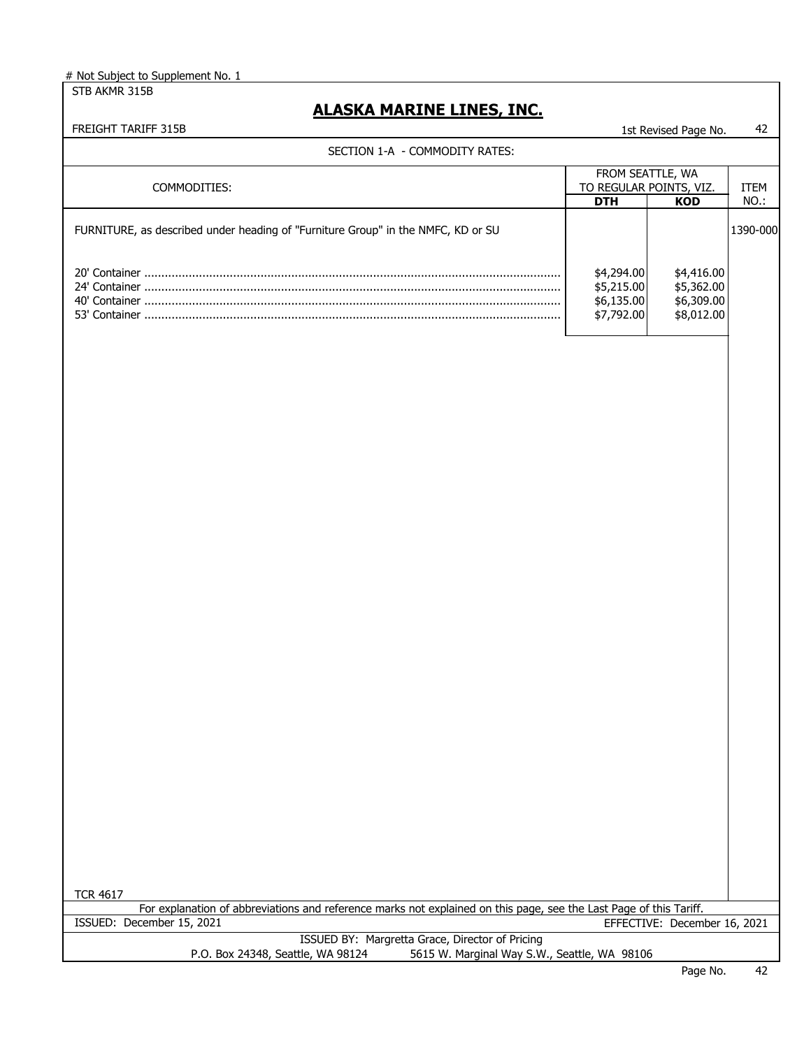# Not Subject to Supplement No. 1

STB AKMR 315B

## ALASKA MARINE LINES, INC.

FREIGHT TARIFF 315B

1st Revised Page No. 42

SECTION 1-A - COMMODITY RATES:

| COMMODITIES: | FROM SEATTLE, WA TO REGULAR POINTS, VIZ. | | ITEM NO.: |
|---|---|---|---|
| | **DTH** | **KOD** | |
| FURNITURE, as described under heading of "Furniture Group" in the NMFC, KD or SU | | | 1390-000 |
| 20' Container | $4,294.00 | $4,416.00 | |
| 24' Container | $5,215.00 | $5,362.00 | |
| 40' Container | $6,135.00 | $6,309.00 | |
| 53' Container | $7,792.00 | $8,012.00 | |

TCR 4617

For explanation of abbreviations and reference marks not explained on this page, see the Last Page of this Tariff.

ISSUED: December 15, 2021

EFFECTIVE: December 16, 2021

ISSUED BY: Margretta Grace, Director of Pricing

P.O. Box 24348, Seattle, WA 98124 5615 W. Marginal Way S.W., Seattle, WA 98106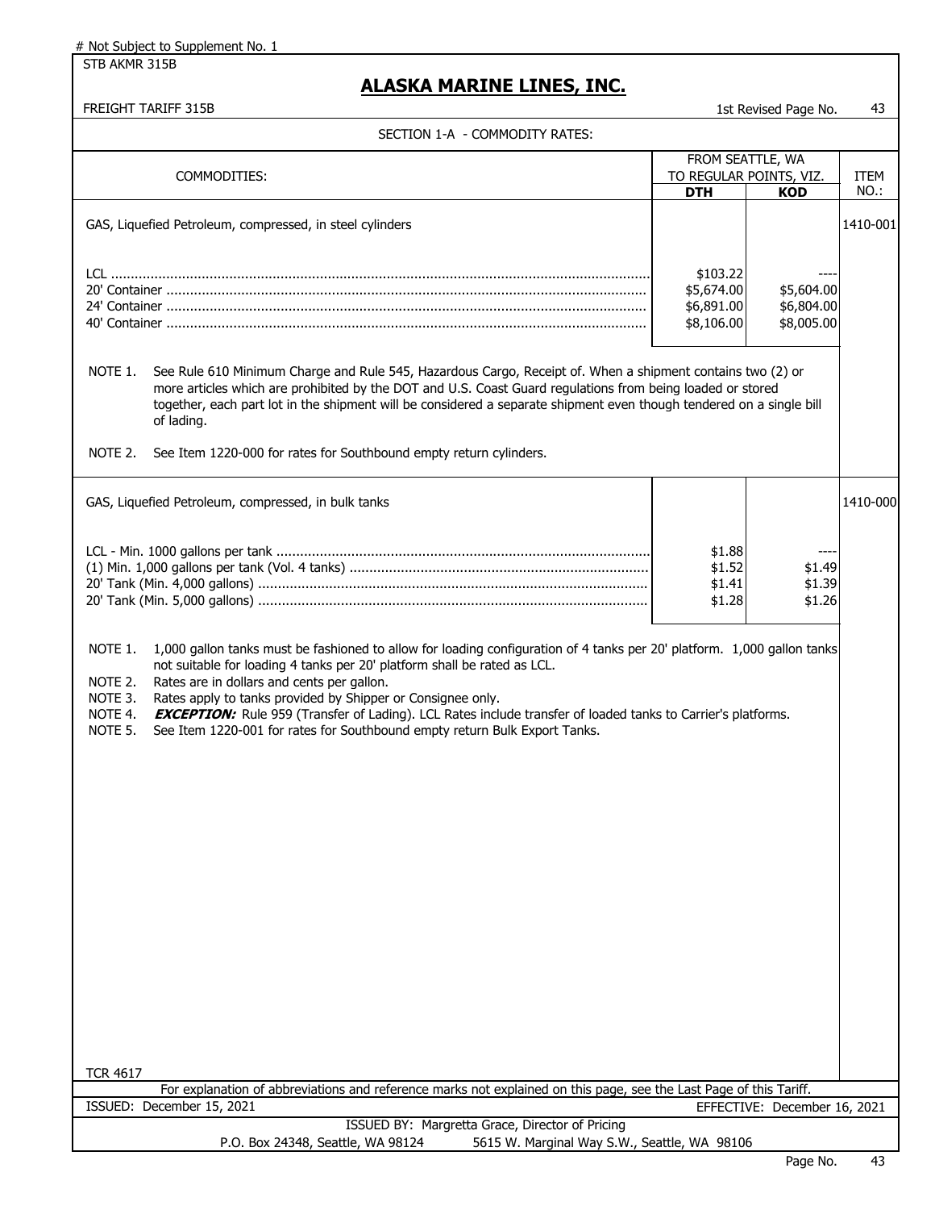# Not Subject to Supplement No. 1

STB AKMR 315B

## ALASKA MARINE LINES, INC.

FREIGHT TARIFF 315B

1st Revised Page No. 43

SECTION 1-A - COMMODITY RATES:

| COMMODITIES: | FROM SEATTLE, WA TO REGULAR POINTS, VIZ. | | ITEM NO.: |
|---|---|---|---|
| | **DTH** | **KOD** | |
| GAS, Liquefied Petroleum, compressed, in steel cylinders | | | 1410-001 |
| LCL | $103.22 | ---- | |
| 20' Container | $5,674.00 | $5,604.00 | |
| 24' Container | $6,891.00 | $6,804.00 | |
| 40' Container | $8,106.00 | $8,005.00 | |

NOTE 1. See Rule 610 Minimum Charge and Rule 545, Hazardous Cargo, Receipt of. When a shipment contains two (2) or more articles which are prohibited by the DOT and U.S. Coast Guard regulations from being loaded or stored together, each part lot in the shipment will be considered a separate shipment even though tendered on a single bill of lading.

NOTE 2. See Item 1220-000 for rates for Southbound empty return cylinders.

| COMMODITIES: | DTH | KOD | ITEM NO.: |
|---|---|---|---|
| GAS, Liquefied Petroleum, compressed, in bulk tanks | | | 1410-000 |
| LCL - Min. 1000 gallons per tank | $1.88 | ---- | |
| (1) Min. 1,000 gallons per tank (Vol. 4 tanks) | $1.52 | $1.49 | |
| 20' Tank (Min. 4,000 gallons) | $1.41 | $1.39 | |
| 20' Tank (Min. 5,000 gallons) | $1.28 | $1.26 | |

NOTE 1. 1,000 gallon tanks must be fashioned to allow for loading configuration of 4 tanks per 20' platform. 1,000 gallon tanks not suitable for loading 4 tanks per 20' platform shall be rated as LCL.

NOTE 2. Rates are in dollars and cents per gallon.

NOTE 3. Rates apply to tanks provided by Shipper or Consignee only.

NOTE 4. ***EXCEPTION:*** Rule 959 (Transfer of Lading). LCL Rates include transfer of loaded tanks to Carrier's platforms.

NOTE 5. See Item 1220-001 for rates for Southbound empty return Bulk Export Tanks.

TCR 4617

For explanation of abbreviations and reference marks not explained on this page, see the Last Page of this Tariff.

ISSUED: December 15, 2021 EFFECTIVE: December 16, 2021

ISSUED BY: Margretta Grace, Director of Pricing

P.O. Box 24348, Seattle, WA 98124 5615 W. Marginal Way S.W., Seattle, WA 98106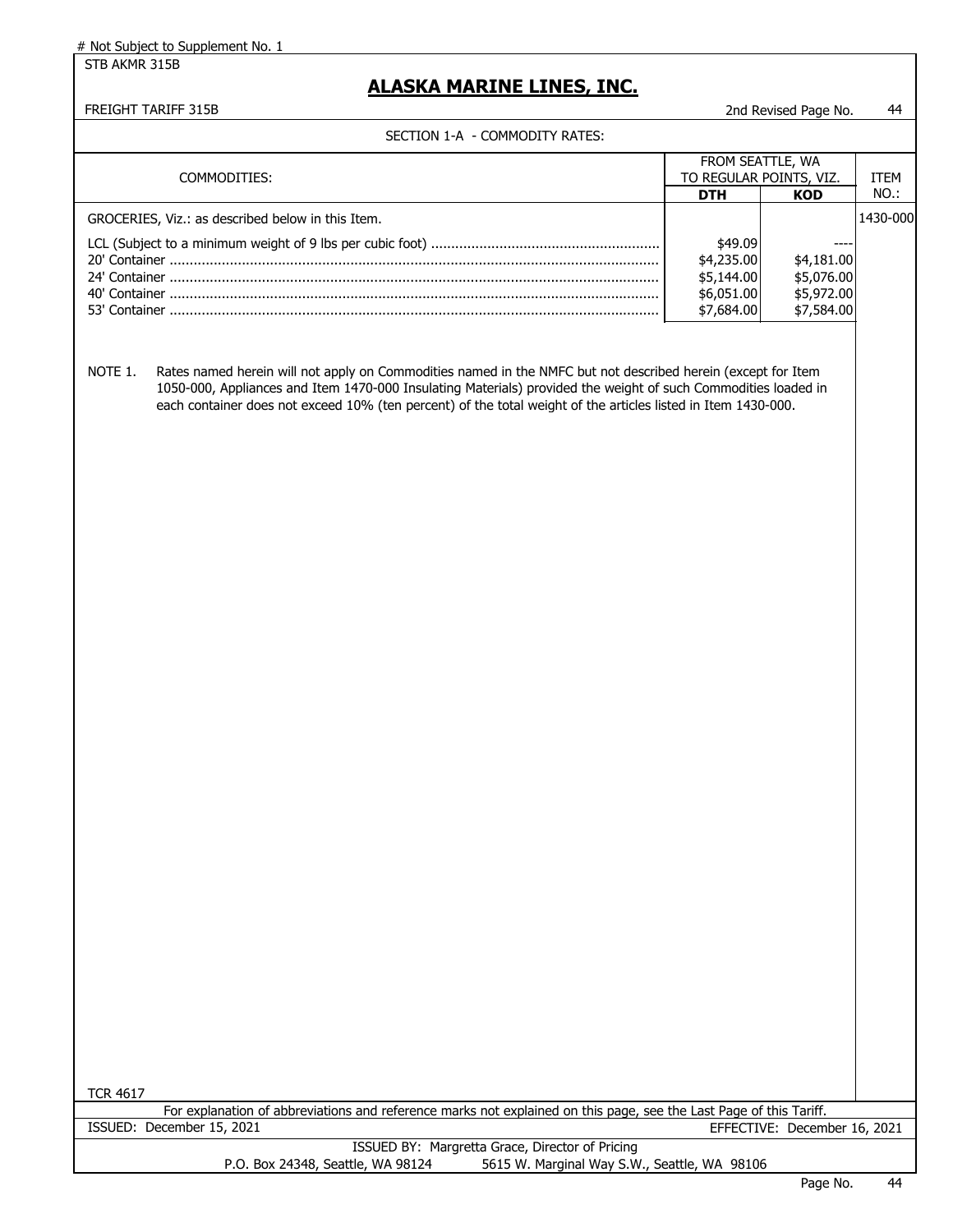# Not Subject to Supplement No. 1

STB AKMR 315B

## ALASKA MARINE LINES, INC.

FREIGHT TARIFF 315B — 2nd Revised Page No. 44

SECTION 1-A - COMMODITY RATES:

| COMMODITIES: | FROM SEATTLE, WA TO REGULAR POINTS, VIZ. | | ITEM NO.: |
|---|---|---|---|
| | **DTH** | **KOD** | |
| GROCERIES, Viz.: as described below in this Item. | | | 1430-000 |
| LCL (Subject to a minimum weight of 9 lbs per cubic foot) | $49.09 | ---- | |
| 20' Container | $4,235.00 | $4,181.00 | |
| 24' Container | $5,144.00 | $5,076.00 | |
| 40' Container | $6,051.00 | $5,972.00 | |
| 53' Container | $7,684.00 | $7,584.00 | |

NOTE 1. Rates named herein will not apply on Commodities named in the NMFC but not described herein (except for Item 1050-000, Appliances and Item 1470-000 Insulating Materials) provided the weight of such Commodities loaded in each container does not exceed 10% (ten percent) of the total weight of the articles listed in Item 1430-000.

TCR 4617

For explanation of abbreviations and reference marks not explained on this page, see the Last Page of this Tariff.

ISSUED: December 15, 2021 — EFFECTIVE: December 16, 2021

ISSUED BY: Margretta Grace, Director of Pricing

P.O. Box 24348, Seattle, WA 98124 — 5615 W. Marginal Way S.W., Seattle, WA 98106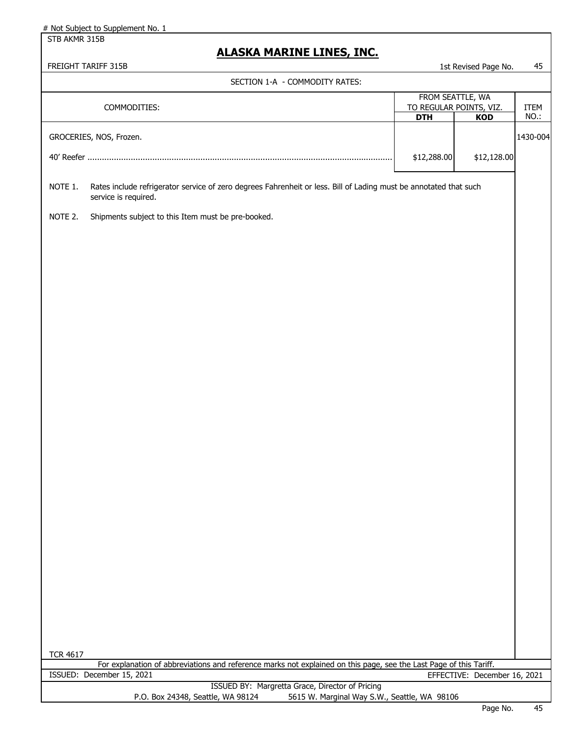# Not Subject to Supplement No. 1

STB AKMR 315B

# ALASKA MARINE LINES, INC.

FREIGHT TARIFF 315B

1st Revised Page No. 45

SECTION 1-A - COMMODITY RATES:

| COMMODITIES: | FROM SEATTLE, WA TO REGULAR POINTS, VIZ. | | ITEM NO.: |
|---|---|---|---|
| | **DTH** | **KOD** | |
| GROCERIES, NOS, Frozen. | | | 1430-004 |
| 40' Reefer .............................................................................................................................. | $12,288.00 | $12,128.00 | |

NOTE 1. Rates include refrigerator service of zero degrees Fahrenheit or less. Bill of Lading must be annotated that such service is required.

NOTE 2. Shipments subject to this Item must be pre-booked.

TCR 4617

For explanation of abbreviations and reference marks not explained on this page, see the Last Page of this Tariff.

ISSUED: December 15, 2021

EFFECTIVE: December 16, 2021

ISSUED BY: Margretta Grace, Director of Pricing

P.O. Box 24348, Seattle, WA 98124     5615 W. Marginal Way S.W., Seattle, WA 98106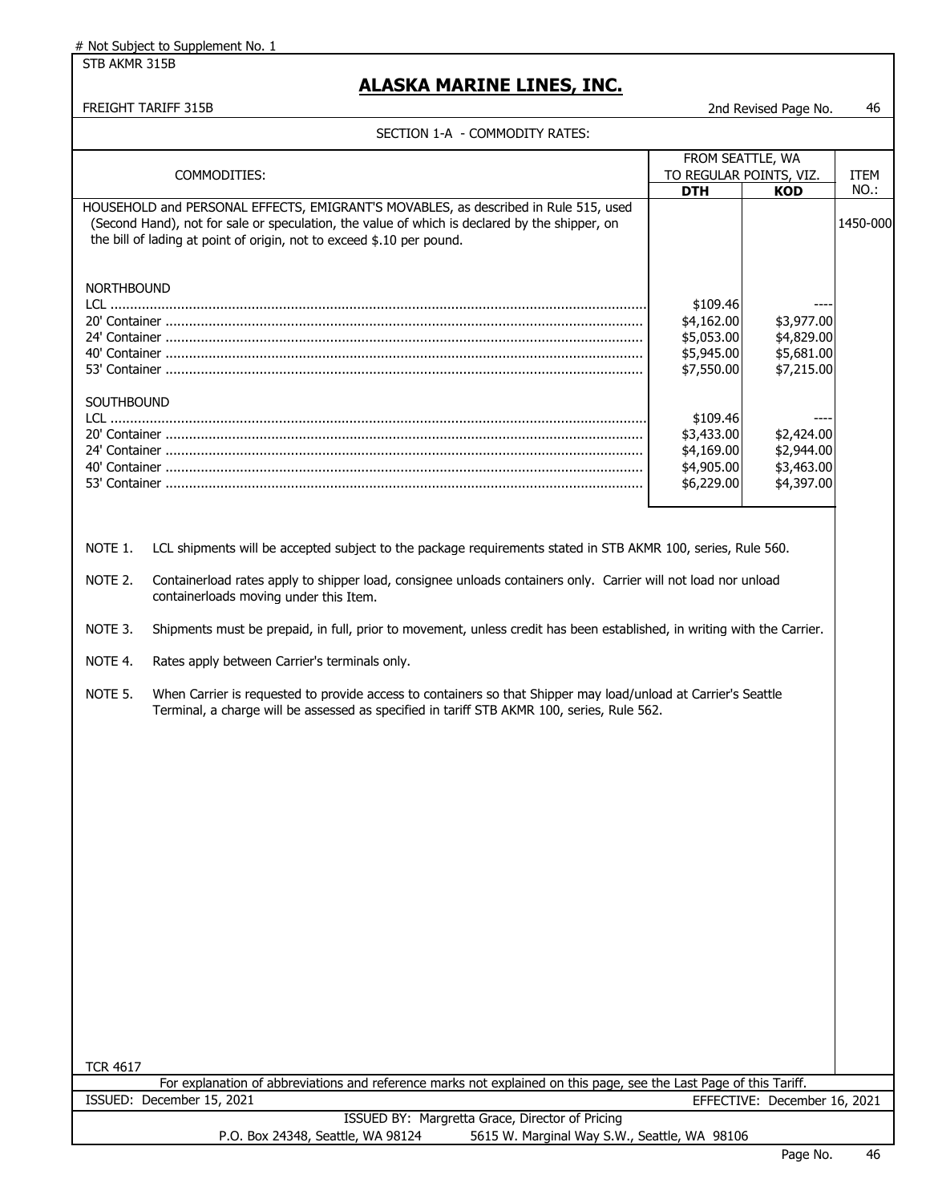# Not Subject to Supplement No. 1

STB AKMR 315B

## ALASKA MARINE LINES, INC.

FREIGHT TARIFF 315B

2nd Revised Page No. 46

SECTION 1-A - COMMODITY RATES:

| COMMODITIES: | FROM SEATTLE, WA TO REGULAR POINTS, VIZ. | | ITEM NO.: |
|---|---|---|---|
| | DTH | KOD | |
| HOUSEHOLD and PERSONAL EFFECTS, EMIGRANT'S MOVABLES, as described in Rule 515, used (Second Hand), not for sale or speculation, the value of which is declared by the shipper, on the bill of lading at point of origin, not to exceed $.10 per pound. | | | 1450-000 |
| NORTHBOUND | | | |
| LCL | $109.46 | ---- | |
| 20' Container | $4,162.00 | $3,977.00 | |
| 24' Container | $5,053.00 | $4,829.00 | |
| 40' Container | $5,945.00 | $5,681.00 | |
| 53' Container | $7,550.00 | $7,215.00 | |
| SOUTHBOUND | | | |
| LCL | $109.46 | ---- | |
| 20' Container | $3,433.00 | $2,424.00 | |
| 24' Container | $4,169.00 | $2,944.00 | |
| 40' Container | $4,905.00 | $3,463.00 | |
| 53' Container | $6,229.00 | $4,397.00 | |

NOTE 1. LCL shipments will be accepted subject to the package requirements stated in STB AKMR 100, series, Rule 560.

NOTE 2. Containerload rates apply to shipper load, consignee unloads containers only. Carrier will not load nor unload containerloads moving under this Item.

NOTE 3. Shipments must be prepaid, in full, prior to movement, unless credit has been established, in writing with the Carrier.

NOTE 4. Rates apply between Carrier's terminals only.

NOTE 5. When Carrier is requested to provide access to containers so that Shipper may load/unload at Carrier's Seattle Terminal, a charge will be assessed as specified in tariff STB AKMR 100, series, Rule 562.

TCR 4617

For explanation of abbreviations and reference marks not explained on this page, see the Last Page of this Tariff.

ISSUED: December 15, 2021 EFFECTIVE: December 16, 2021

ISSUED BY: Margretta Grace, Director of Pricing

P.O. Box 24348, Seattle, WA 98124 5615 W. Marginal Way S.W., Seattle, WA 98106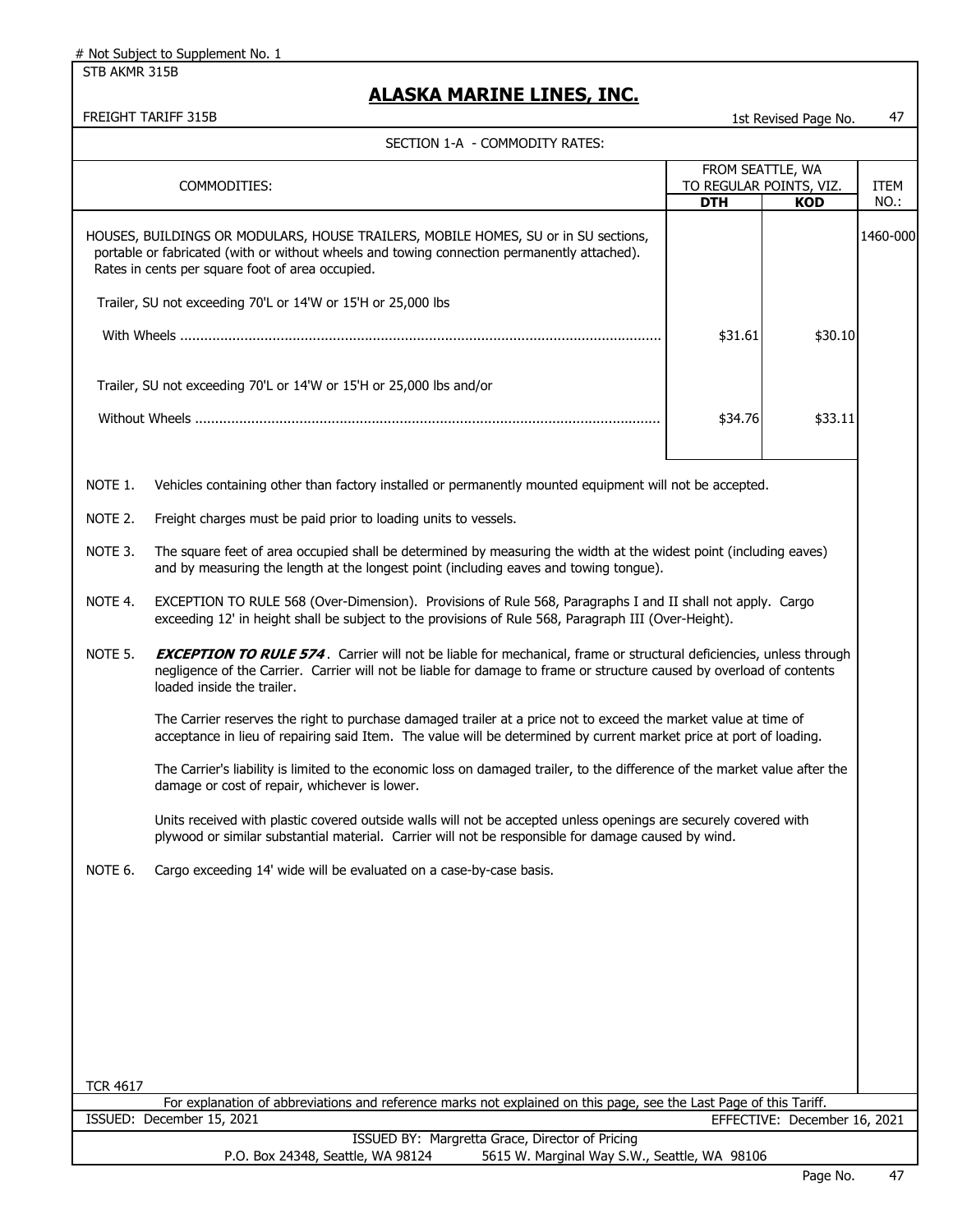# Not Subject to Supplement No. 1

STB AKMR 315B

## ALASKA MARINE LINES, INC.

FREIGHT TARIFF 315B — 1st Revised Page No. 47

SECTION 1-A - COMMODITY RATES:

| COMMODITIES: | FROM SEATTLE, WA TO REGULAR POINTS, VIZ. DTH | KOD | ITEM NO.: |
|---|---|---|---|
| HOUSES, BUILDINGS OR MODULARS, HOUSE TRAILERS, MOBILE HOMES, SU or in SU sections, portable or fabricated (with or without wheels and towing connection permanently attached). Rates in cents per square foot of area occupied. | | | 1460-000 |
| Trailer, SU not exceeding 70'L or 14'W or 15'H or 25,000 lbs | | | |
| With Wheels ........................................ | $31.61 | $30.10 | |
| Trailer, SU not exceeding 70'L or 14'W or 15'H or 25,000 lbs and/or | | | |
| Without Wheels ........................................ | $34.76 | $33.11 | |

NOTE 1. Vehicles containing other than factory installed or permanently mounted equipment will not be accepted.

NOTE 2. Freight charges must be paid prior to loading units to vessels.

NOTE 3. The square feet of area occupied shall be determined by measuring the width at the widest point (including eaves) and by measuring the length at the longest point (including eaves and towing tongue).

NOTE 4. EXCEPTION TO RULE 568 (Over-Dimension). Provisions of Rule 568, Paragraphs I and II shall not apply. Cargo exceeding 12' in height shall be subject to the provisions of Rule 568, Paragraph III (Over-Height).

NOTE 5. ***EXCEPTION TO RULE 574***. Carrier will not be liable for mechanical, frame or structural deficiencies, unless through negligence of the Carrier. Carrier will not be liable for damage to frame or structure caused by overload of contents loaded inside the trailer.

The Carrier reserves the right to purchase damaged trailer at a price not to exceed the market value at time of acceptance in lieu of repairing said Item. The value will be determined by current market price at port of loading.

The Carrier's liability is limited to the economic loss on damaged trailer, to the difference of the market value after the damage or cost of repair, whichever is lower.

Units received with plastic covered outside walls will not be accepted unless openings are securely covered with plywood or similar substantial material. Carrier will not be responsible for damage caused by wind.

NOTE 6. Cargo exceeding 14' wide will be evaluated on a case-by-case basis.

TCR 4617

For explanation of abbreviations and reference marks not explained on this page, see the Last Page of this Tariff.

ISSUED: December 15, 2021 — EFFECTIVE: December 16, 2021

ISSUED BY: Margretta Grace, Director of Pricing

P.O. Box 24348, Seattle, WA 98124 — 5615 W. Marginal Way S.W., Seattle, WA 98106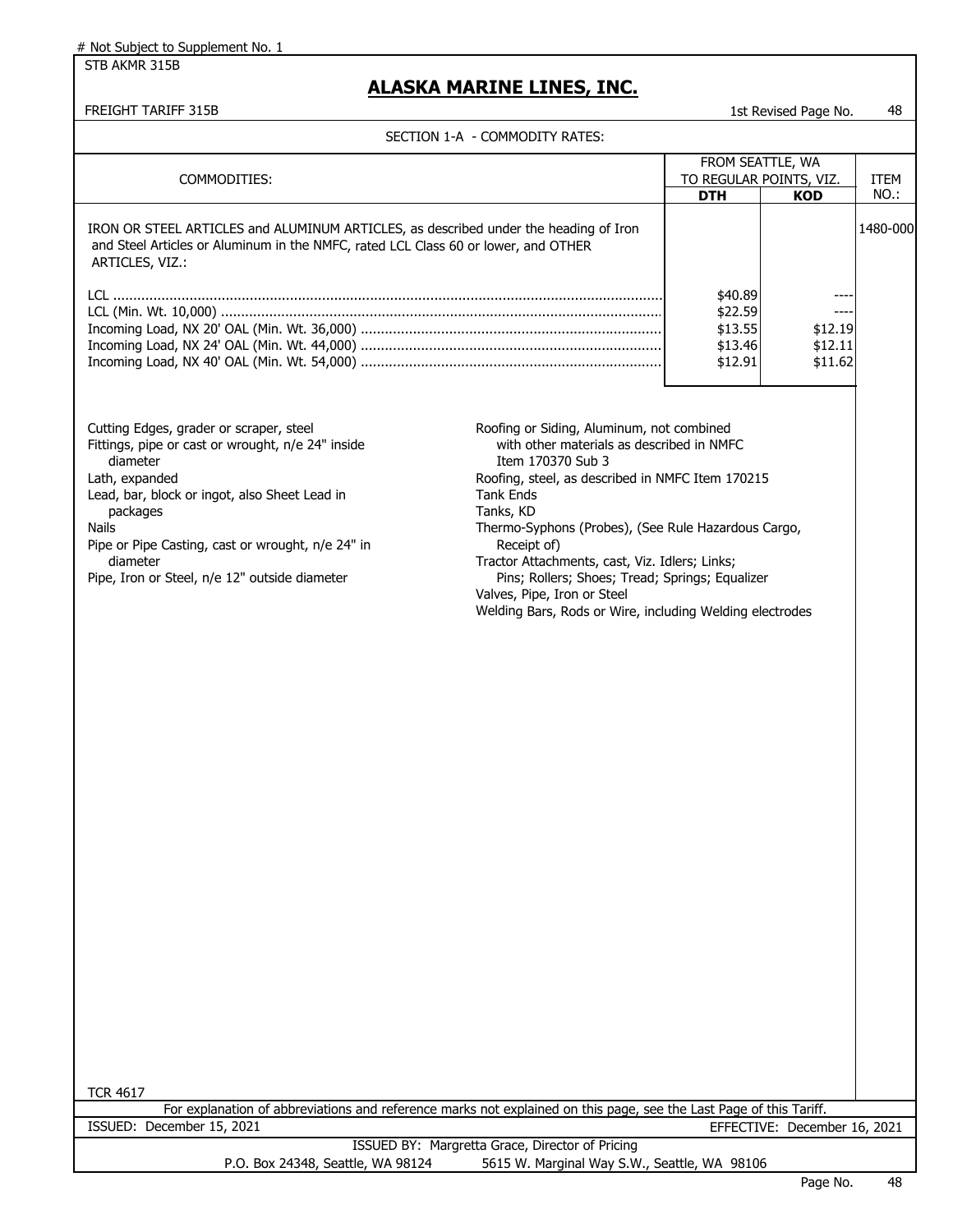# Not Subject to Supplement No. 1

STB AKMR 315B

## ALASKA MARINE LINES, INC.

FREIGHT TARIFF 315B — 1st Revised Page No. 48

SECTION 1-A - COMMODITY RATES:

| COMMODITIES: | FROM SEATTLE, WA TO REGULAR POINTS, VIZ. | | ITEM NO.: |
|---|---|---|---|
| | **DTH** | **KOD** | |
| IRON OR STEEL ARTICLES and ALUMINUM ARTICLES, as described under the heading of Iron and Steel Articles or Aluminum in the NMFC, rated LCL Class 60 or lower, and OTHER ARTICLES, VIZ.: | | | 1480-000 |
| LCL | $40.89 | ---- | |
| LCL (Min. Wt. 10,000) | $22.59 | ---- | |
| Incoming Load, NX 20' OAL (Min. Wt. 36,000) | $13.55 | $12.19 | |
| Incoming Load, NX 24' OAL (Min. Wt. 44,000) | $13.46 | $12.11 | |
| Incoming Load, NX 40' OAL (Min. Wt. 54,000) | $12.91 | $11.62 | |

- Cutting Edges, grader or scraper, steel
- Fittings, pipe or cast or wrought, n/e 24" inside diameter
- Lath, expanded
- Lead, bar, block or ingot, also Sheet Lead in packages
- Nails
- Pipe or Pipe Casting, cast or wrought, n/e 24" in diameter
- Pipe, Iron or Steel, n/e 12" outside diameter
- Roofing or Siding, Aluminum, not combined with other materials as described in NMFC Item 170370 Sub 3
- Roofing, steel, as described in NMFC Item 170215
- Tank Ends
- Tanks, KD
- Thermo-Syphons (Probes), (See Rule Hazardous Cargo, Receipt of)
- Tractor Attachments, cast, Viz. Idlers; Links; Pins; Rollers; Shoes; Tread; Springs; Equalizer
- Valves, Pipe, Iron or Steel
- Welding Bars, Rods or Wire, including Welding electrodes

TCR 4617

For explanation of abbreviations and reference marks not explained on this page, see the Last Page of this Tariff.

ISSUED: December 15, 2021 — EFFECTIVE: December 16, 2021

ISSUED BY: Margretta Grace, Director of Pricing

P.O. Box 24348, Seattle, WA 98124 — 5615 W. Marginal Way S.W., Seattle, WA 98106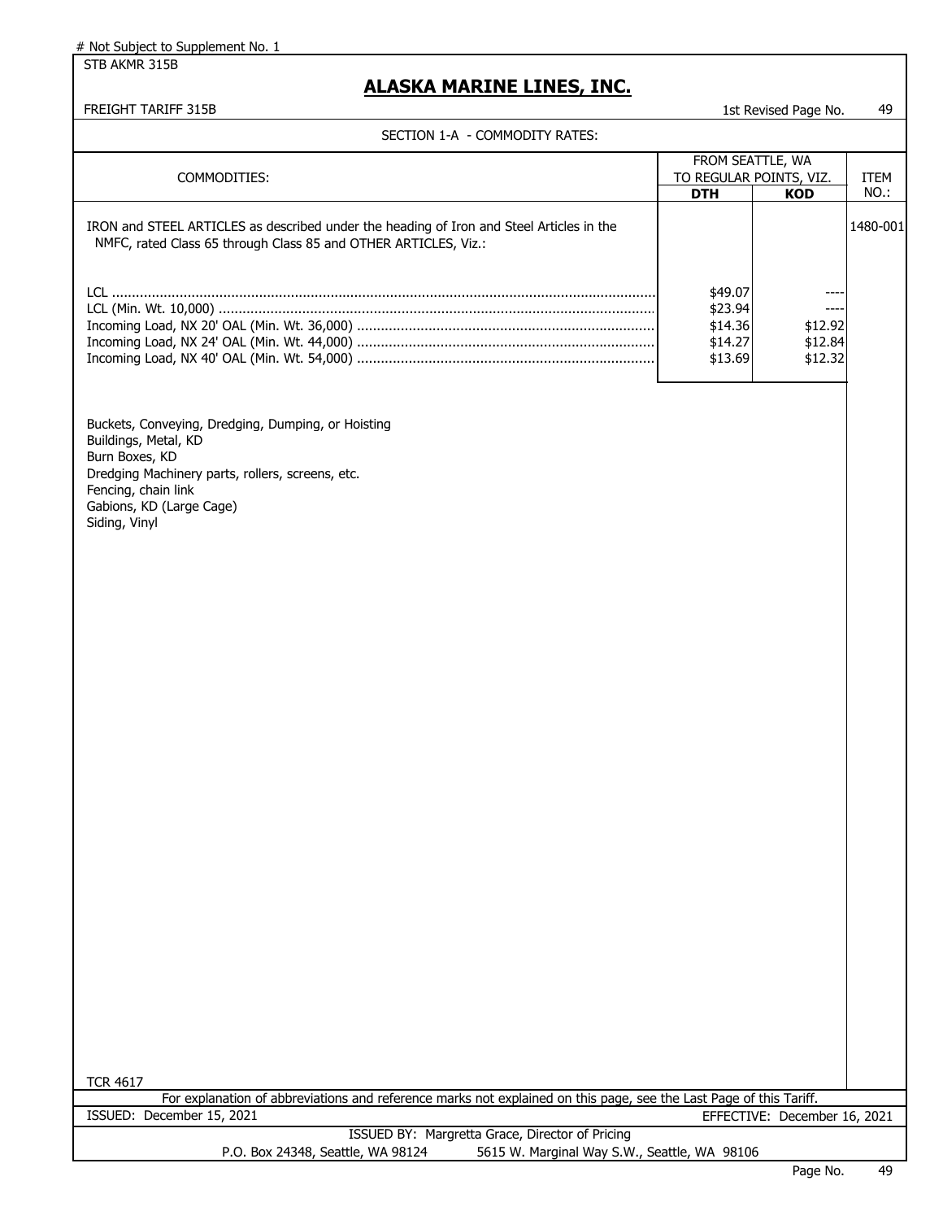# Not Subject to Supplement No. 1

STB AKMR 315B

## ALASKA MARINE LINES, INC.

FREIGHT TARIFF 315B — 1st Revised Page No. 49

SECTION 1-A - COMMODITY RATES:

| COMMODITIES: | FROM SEATTLE, WA TO REGULAR POINTS, VIZ. | | ITEM NO.: |
|---|---|---|---|
| | **DTH** | **KOD** | |
| IRON and STEEL ARTICLES as described under the heading of Iron and Steel Articles in the NMFC, rated Class 65 through Class 85 and OTHER ARTICLES, Viz.: | | | 1480-001 |
| LCL | $49.07 | ---- | |
| LCL (Min. Wt. 10,000) | $23.94 | ---- | |
| Incoming Load, NX 20' OAL (Min. Wt. 36,000) | $14.36 | $12.92 | |
| Incoming Load, NX 24' OAL (Min. Wt. 44,000) | $14.27 | $12.84 | |
| Incoming Load, NX 40' OAL (Min. Wt. 54,000) | $13.69 | $12.32 | |

Buckets, Conveying, Dredging, Dumping, or Hoisting
Buildings, Metal, KD
Burn Boxes, KD
Dredging Machinery parts, rollers, screens, etc.
Fencing, chain link
Gabions, KD (Large Cage)
Siding, Vinyl

TCR 4617

For explanation of abbreviations and reference marks not explained on this page, see the Last Page of this Tariff.

ISSUED: December 15, 2021 — EFFECTIVE: December 16, 2021

ISSUED BY: Margretta Grace, Director of Pricing
P.O. Box 24348, Seattle, WA 98124 — 5615 W. Marginal Way S.W., Seattle, WA 98106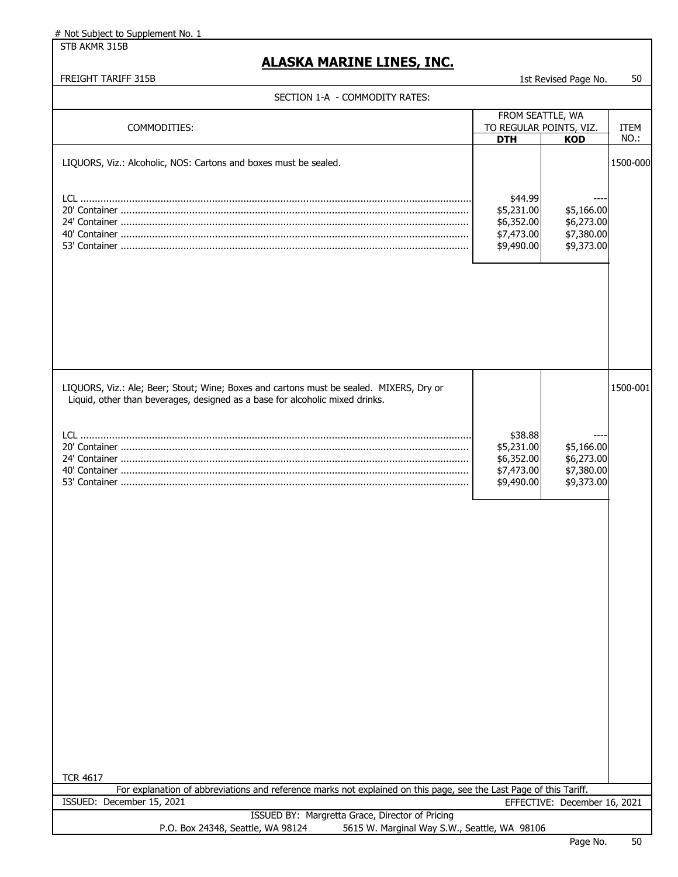# Not Subject to Supplement No. 1

STB AKMR 315B

## ALASKA MARINE LINES, INC.

FREIGHT TARIFF 315B — 1st Revised Page No. 50

SECTION 1-A - COMMODITY RATES:

| COMMODITIES: | FROM SEATTLE, WA TO REGULAR POINTS, VIZ. | | ITEM NO.: |
|---|---|---|---|
| | **DTH** | **KOD** | |
| LIQUORS, Viz.: Alcoholic, NOS: Cartons and boxes must be sealed. | | | 1500-000 |
| LCL | $44.99 | ---- | |
| 20' Container | $5,231.00 | $5,166.00 | |
| 24' Container | $6,352.00 | $6,273.00 | |
| 40' Container | $7,473.00 | $7,380.00 | |
| 53' Container | $9,490.00 | $9,373.00 | |
| LIQUORS, Viz.: Ale; Beer; Stout; Wine; Boxes and cartons must be sealed. MIXERS, Dry or Liquid, other than beverages, designed as a base for alcoholic mixed drinks. | | | 1500-001 |
| LCL | $38.88 | ---- | |
| 20' Container | $5,231.00 | $5,166.00 | |
| 24' Container | $6,352.00 | $6,273.00 | |
| 40' Container | $7,473.00 | $7,380.00 | |
| 53' Container | $9,490.00 | $9,373.00 | |

TCR 4617

For explanation of abbreviations and reference marks not explained on this page, see the Last Page of this Tariff.

ISSUED: December 15, 2021 — EFFECTIVE: December 16, 2021

ISSUED BY: Margretta Grace, Director of Pricing

P.O. Box 24348, Seattle, WA 98124 — 5615 W. Marginal Way S.W., Seattle, WA 98106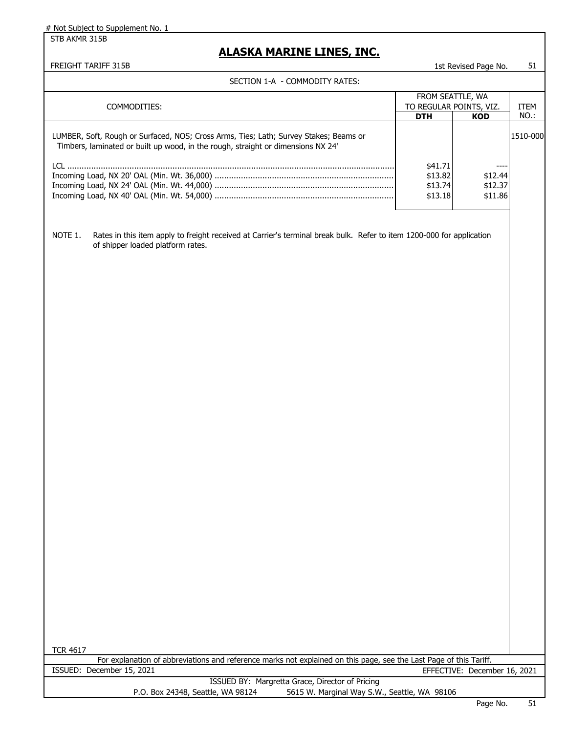# Not Subject to Supplement No. 1

STB AKMR 315B

## ALASKA MARINE LINES, INC.

FREIGHT TARIFF 315B

1st Revised Page No. 51

SECTION 1-A - COMMODITY RATES:

| COMMODITIES: | FROM SEATTLE, WA TO REGULAR POINTS, VIZ. | | ITEM NO.: |
|---|---|---|---|
| | DTH | KOD | |
| LUMBER, Soft, Rough or Surfaced, NOS; Cross Arms, Ties; Lath; Survey Stakes; Beams or Timbers, laminated or built up wood, in the rough, straight or dimensions NX 24' | | | 1510-000 |
| LCL | $41.71 | ---- | |
| Incoming Load, NX 20' OAL (Min. Wt. 36,000) | $13.82 | $12.44 | |
| Incoming Load, NX 24' OAL (Min. Wt. 44,000) | $13.74 | $12.37 | |
| Incoming Load, NX 40' OAL (Min. Wt. 54,000) | $13.18 | $11.86 | |

NOTE 1. Rates in this item apply to freight received at Carrier's terminal break bulk. Refer to item 1200-000 for application of shipper loaded platform rates.

TCR 4617

For explanation of abbreviations and reference marks not explained on this page, see the Last Page of this Tariff.

ISSUED: December 15, 2021

EFFECTIVE: December 16, 2021

ISSUED BY: Margretta Grace, Director of Pricing

P.O. Box 24348, Seattle, WA 98124 5615 W. Marginal Way S.W., Seattle, WA 98106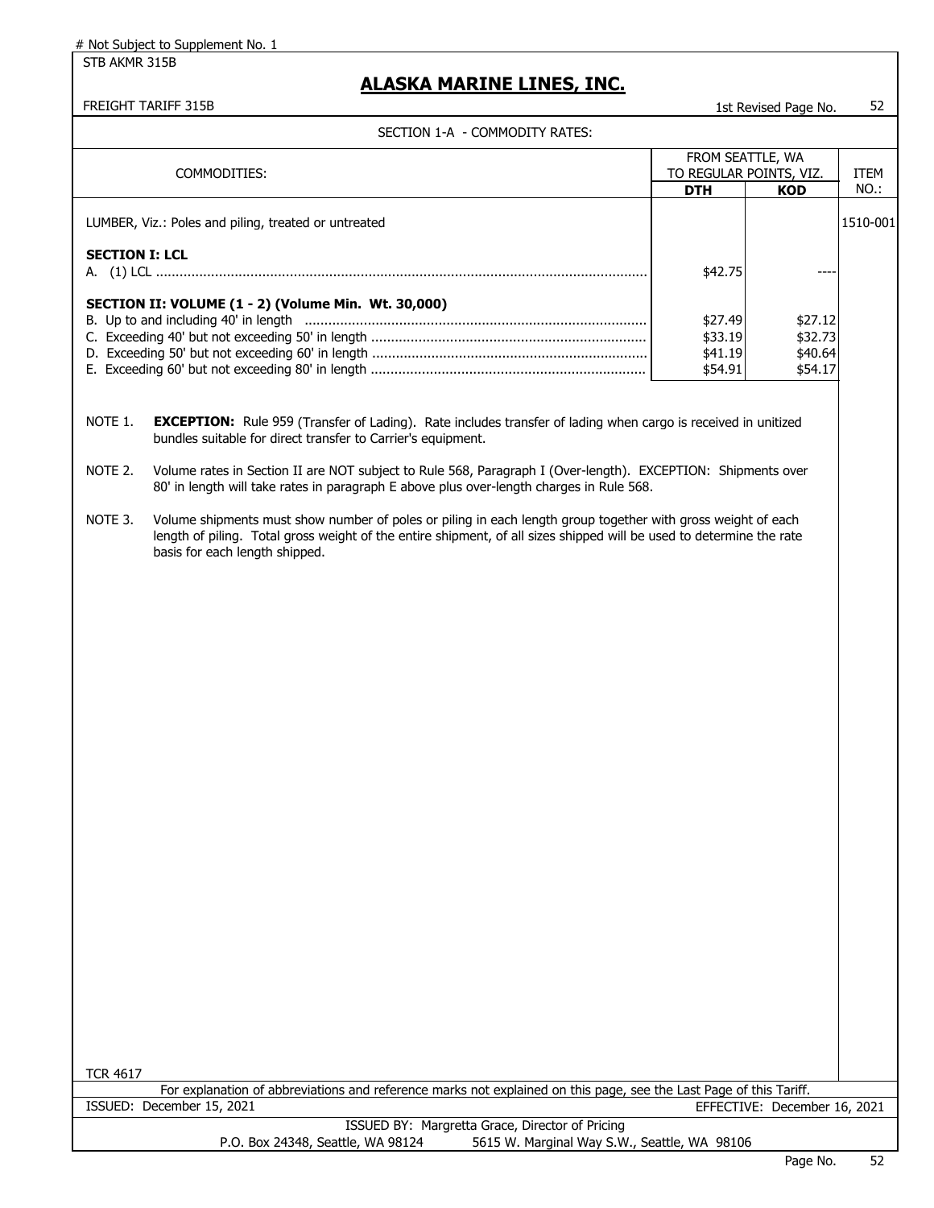# Not Subject to Supplement No. 1

STB AKMR 315B

## ALASKA MARINE LINES, INC.

FREIGHT TARIFF 315B

1st Revised Page No. 52

SECTION 1-A - COMMODITY RATES:

| COMMODITIES: | FROM SEATTLE, WA TO REGULAR POINTS, VIZ. | | ITEM NO.: |
|---|---|---|---|
| | **DTH** | **KOD** | |
| LUMBER, Viz.: Poles and piling, treated or untreated | | | 1510-001 |
| **SECTION I: LCL** | | | |
| A. (1) LCL | $42.75 | ---- | |
| **SECTION II: VOLUME (1 - 2) (Volume Min. Wt. 30,000)** | | | |
| B. Up to and including 40' in length | $27.49 | $27.12 | |
| C. Exceeding 40' but not exceeding 50' in length | $33.19 | $32.73 | |
| D. Exceeding 50' but not exceeding 60' in length | $41.19 | $40.64 | |
| E. Exceeding 60' but not exceeding 80' in length | $54.91 | $54.17 | |

NOTE 1. **EXCEPTION:** Rule 959 (Transfer of Lading). Rate includes transfer of lading when cargo is received in unitized bundles suitable for direct transfer to Carrier's equipment.

NOTE 2. Volume rates in Section II are NOT subject to Rule 568, Paragraph I (Over-length). EXCEPTION: Shipments over 80' in length will take rates in paragraph E above plus over-length charges in Rule 568.

NOTE 3. Volume shipments must show number of poles or piling in each length group together with gross weight of each length of piling. Total gross weight of the entire shipment, of all sizes shipped will be used to determine the rate basis for each length shipped.

TCR 4617

For explanation of abbreviations and reference marks not explained on this page, see the Last Page of this Tariff.

ISSUED: December 15, 2021

EFFECTIVE: December 16, 2021

ISSUED BY: Margretta Grace, Director of Pricing

P.O. Box 24348, Seattle, WA 98124 5615 W. Marginal Way S.W., Seattle, WA 98106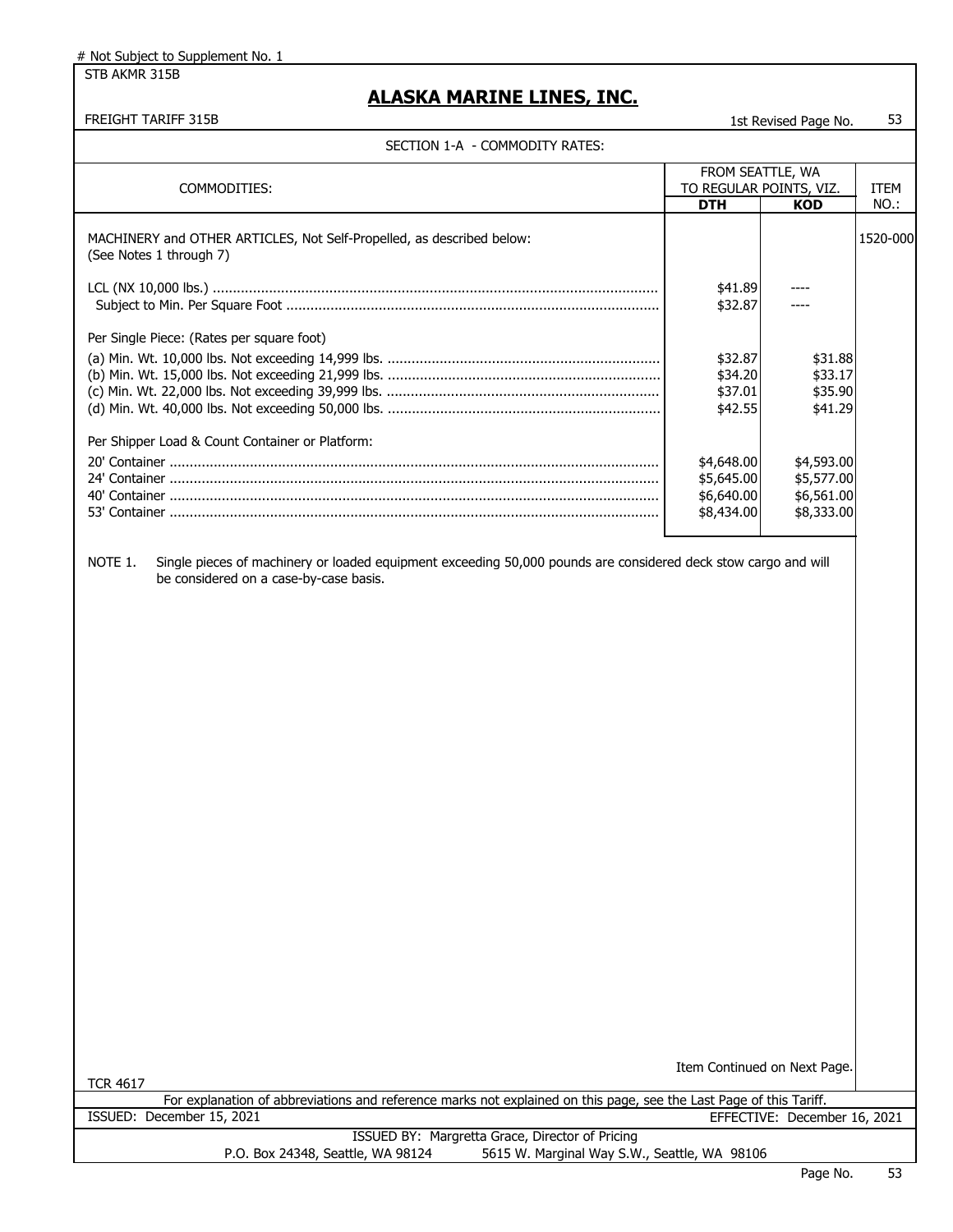# Not Subject to Supplement No. 1

STB AKMR 315B

# ALASKA MARINE LINES, INC.

FREIGHT TARIFF 315B — 1st Revised Page No. 53

## SECTION 1-A - COMMODITY RATES:

| COMMODITIES: | FROM SEATTLE, WA TO REGULAR POINTS, VIZ. DTH | KOD | ITEM NO.: |
|---|---|---|---|
| MACHINERY and OTHER ARTICLES, Not Self-Propelled, as described below: (See Notes 1 through 7) | | | 1520-000 |
| LCL (NX 10,000 lbs.) | $41.89 | ---- | |
| Subject to Min. Per Square Foot | $32.87 | ---- | |
| Per Single Piece: (Rates per square foot) | | | |
| (a) Min. Wt. 10,000 lbs. Not exceeding 14,999 lbs. | $32.87 | $31.88 | |
| (b) Min. Wt. 15,000 lbs. Not exceeding 21,999 lbs. | $34.20 | $33.17 | |
| (c) Min. Wt. 22,000 lbs. Not exceeding 39,999 lbs. | $37.01 | $35.90 | |
| (d) Min. Wt. 40,000 lbs. Not exceeding 50,000 lbs. | $42.55 | $41.29 | |
| Per Shipper Load & Count Container or Platform: | | | |
| 20' Container | $4,648.00 | $4,593.00 | |
| 24' Container | $5,645.00 | $5,577.00 | |
| 40' Container | $6,640.00 | $6,561.00 | |
| 53' Container | $8,434.00 | $8,333.00 | |

NOTE 1. Single pieces of machinery or loaded equipment exceeding 50,000 pounds are considered deck stow cargo and will be considered on a case-by-case basis.

Item Continued on Next Page.

TCR 4617

For explanation of abbreviations and reference marks not explained on this page, see the Last Page of this Tariff.

ISSUED: December 15, 2021 — EFFECTIVE: December 16, 2021

ISSUED BY: Margretta Grace, Director of Pricing

P.O. Box 24348, Seattle, WA 98124 — 5615 W. Marginal Way S.W., Seattle, WA 98106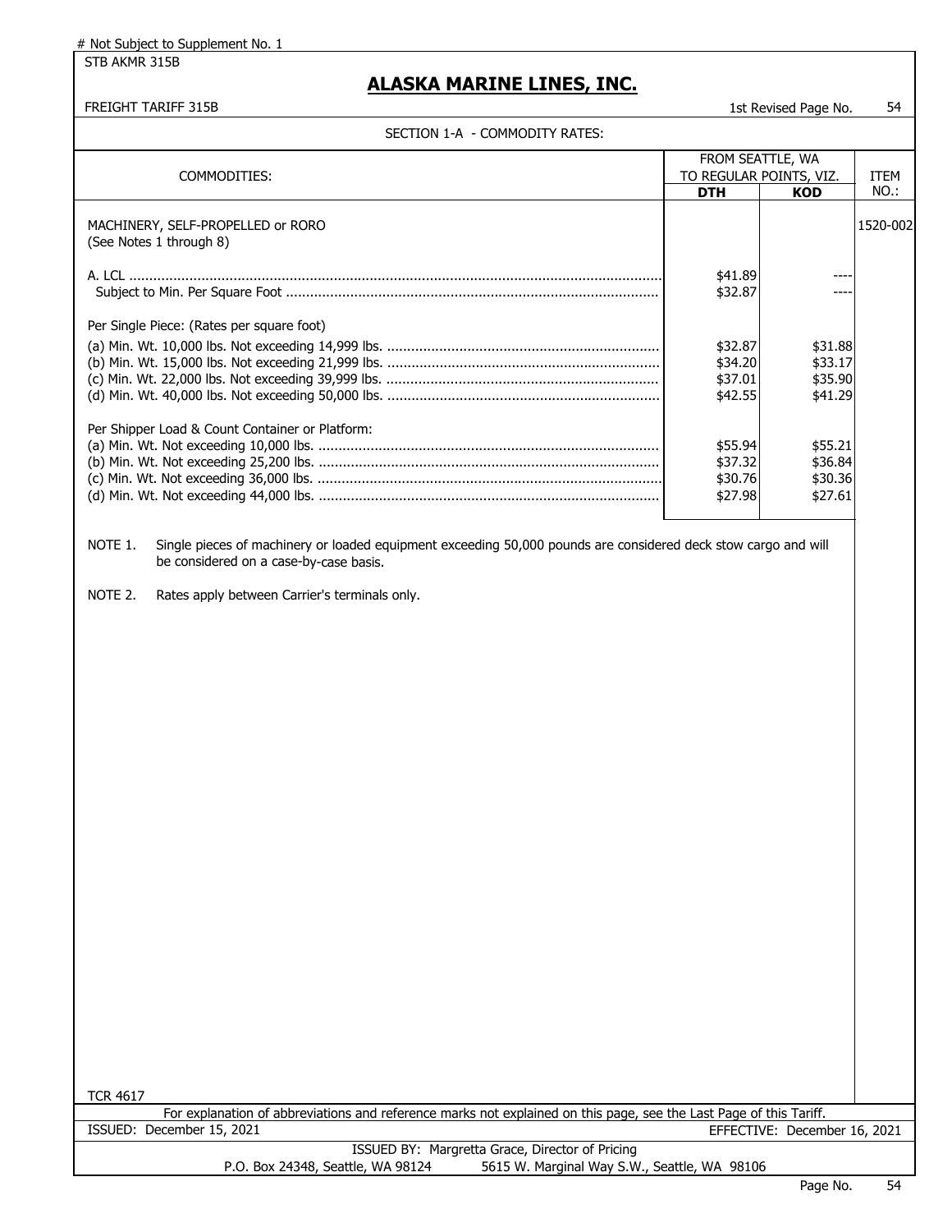# Not Subject to Supplement No. 1

STB AKMR 315B

## ALASKA MARINE LINES, INC.

FREIGHT TARIFF 315B

1st Revised Page No. 54

SECTION 1-A - COMMODITY RATES:

| COMMODITIES: | FROM SEATTLE, WA TO REGULAR POINTS, VIZ. DTH | KOD | ITEM NO.: |
|---|---|---|---|
| MACHINERY, SELF-PROPELLED or RORO (See Notes 1 through 8) | | | 1520-002 |
| A. LCL | $41.89 | ---- | |
| Subject to Min. Per Square Foot | $32.87 | ---- | |
| Per Single Piece: (Rates per square foot) | | | |
| (a) Min. Wt. 10,000 lbs. Not exceeding 14,999 lbs. | $32.87 | $31.88 | |
| (b) Min. Wt. 15,000 lbs. Not exceeding 21,999 lbs. | $34.20 | $33.17 | |
| (c) Min. Wt. 22,000 lbs. Not exceeding 39,999 lbs. | $37.01 | $35.90 | |
| (d) Min. Wt. 40,000 lbs. Not exceeding 50,000 lbs. | $42.55 | $41.29 | |
| Per Shipper Load & Count Container or Platform: | | | |
| (a) Min. Wt. Not exceeding 10,000 lbs. | $55.94 | $55.21 | |
| (b) Min. Wt. Not exceeding 25,200 lbs. | $37.32 | $36.84 | |
| (c) Min. Wt. Not exceeding 36,000 lbs. | $30.76 | $30.36 | |
| (d) Min. Wt. Not exceeding 44,000 lbs. | $27.98 | $27.61 | |

NOTE 1. Single pieces of machinery or loaded equipment exceeding 50,000 pounds are considered deck stow cargo and will be considered on a case-by-case basis.

NOTE 2. Rates apply between Carrier's terminals only.

TCR 4617

For explanation of abbreviations and reference marks not explained on this page, see the Last Page of this Tariff.

ISSUED: December 15, 2021 EFFECTIVE: December 16, 2021

ISSUED BY: Margretta Grace, Director of Pricing

P.O. Box 24348, Seattle, WA 98124 5615 W. Marginal Way S.W., Seattle, WA 98106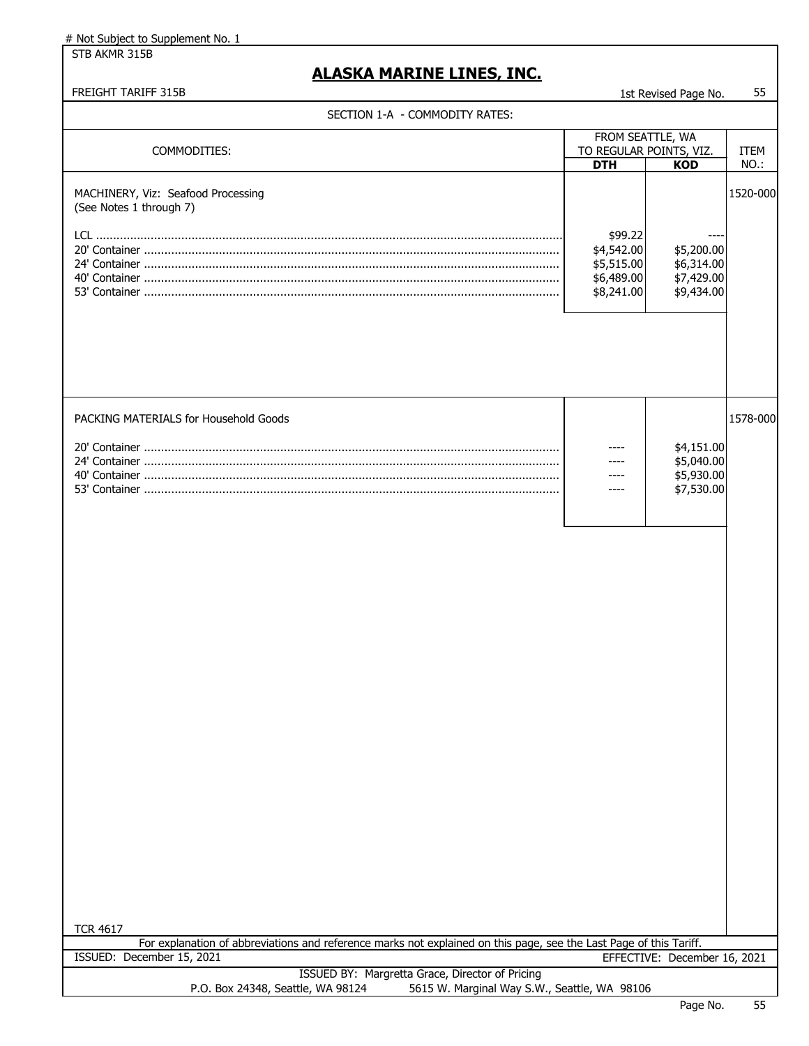# Not Subject to Supplement No. 1

STB AKMR 315B

# ALASKA MARINE LINES, INC.

FREIGHT TARIFF 315B — 1st Revised Page No. 55

SECTION 1-A - COMMODITY RATES:

| COMMODITIES: | FROM SEATTLE, WA TO REGULAR POINTS, VIZ. DTH | KOD | ITEM NO.: |
|---|---|---|---|
| MACHINERY, Viz: Seafood Processing (See Notes 1 through 7) | | | 1520-000 |
| LCL | $99.22 | ---- | |
| 20' Container | $4,542.00 | $5,200.00 | |
| 24' Container | $5,515.00 | $6,314.00 | |
| 40' Container | $6,489.00 | $7,429.00 | |
| 53' Container | $8,241.00 | $9,434.00 | |
| PACKING MATERIALS for Household Goods | | | 1578-000 |
| 20' Container | ---- | $4,151.00 | |
| 24' Container | ---- | $5,040.00 | |
| 40' Container | ---- | $5,930.00 | |
| 53' Container | ---- | $7,530.00 | |

TCR 4617

For explanation of abbreviations and reference marks not explained on this page, see the Last Page of this Tariff.

ISSUED: December 15, 2021 — EFFECTIVE: December 16, 2021

ISSUED BY: Margretta Grace, Director of Pricing
P.O. Box 24348, Seattle, WA 98124 — 5615 W. Marginal Way S.W., Seattle, WA 98106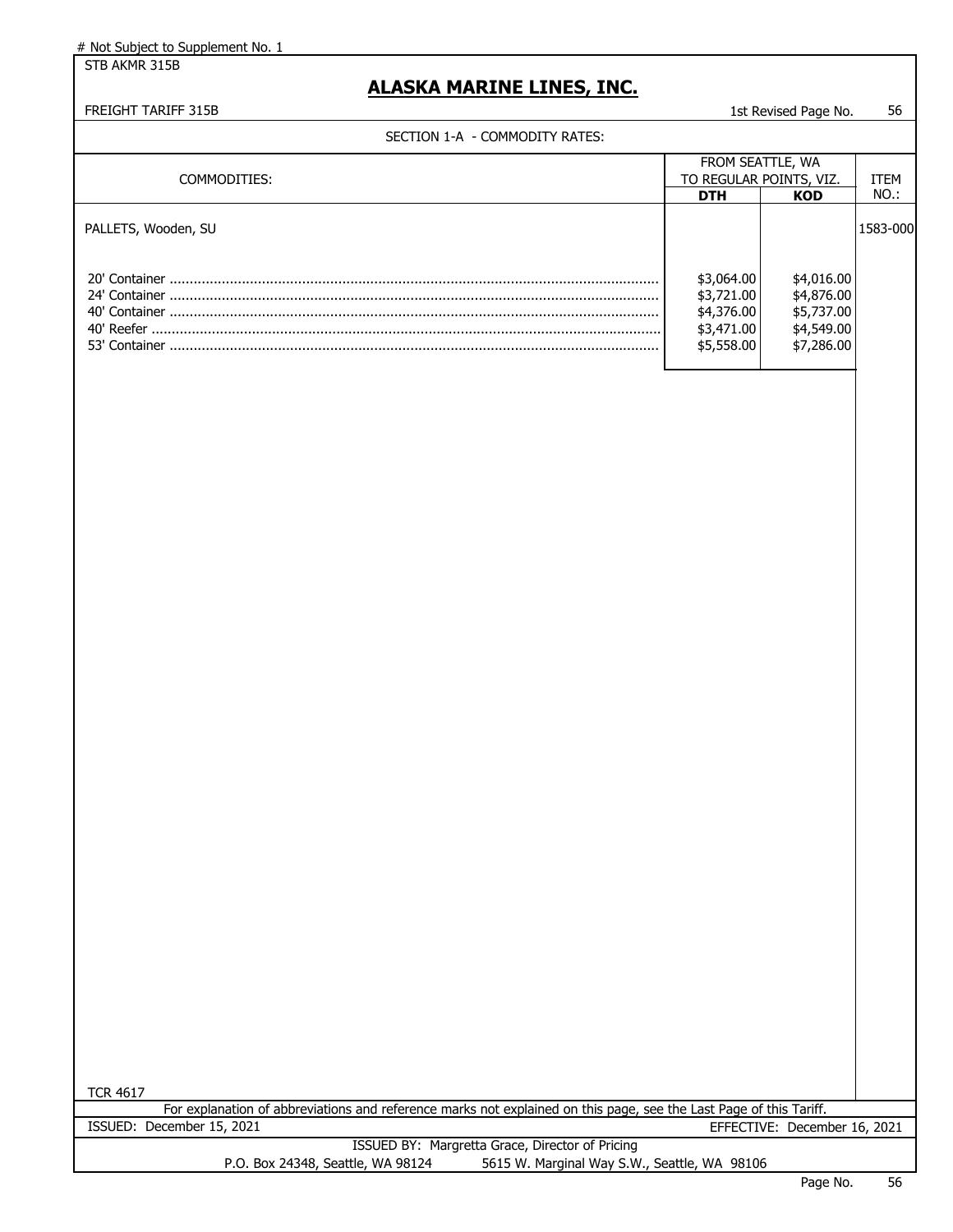# Not Subject to Supplement No. 1

STB AKMR 315B

## ALASKA MARINE LINES, INC.

FREIGHT TARIFF 315B

1st Revised Page No. 56

SECTION 1-A - COMMODITY RATES:

| COMMODITIES: | FROM SEATTLE, WA TO REGULAR POINTS, VIZ. | | ITEM NO.: |
|---|---|---|---|
| | **DTH** | **KOD** | |
| PALLETS, Wooden, SU | | | 1583-000 |
| 20' Container | $3,064.00 | $4,016.00 | |
| 24' Container | $3,721.00 | $4,876.00 | |
| 40' Container | $4,376.00 | $5,737.00 | |
| 40' Reefer | $3,471.00 | $4,549.00 | |
| 53' Container | $5,558.00 | $7,286.00 | |

TCR 4617

For explanation of abbreviations and reference marks not explained on this page, see the Last Page of this Tariff.

ISSUED: December 15, 2021

EFFECTIVE: December 16, 2021

ISSUED BY: Margretta Grace, Director of Pricing

P.O. Box 24348, Seattle, WA 98124 5615 W. Marginal Way S.W., Seattle, WA 98106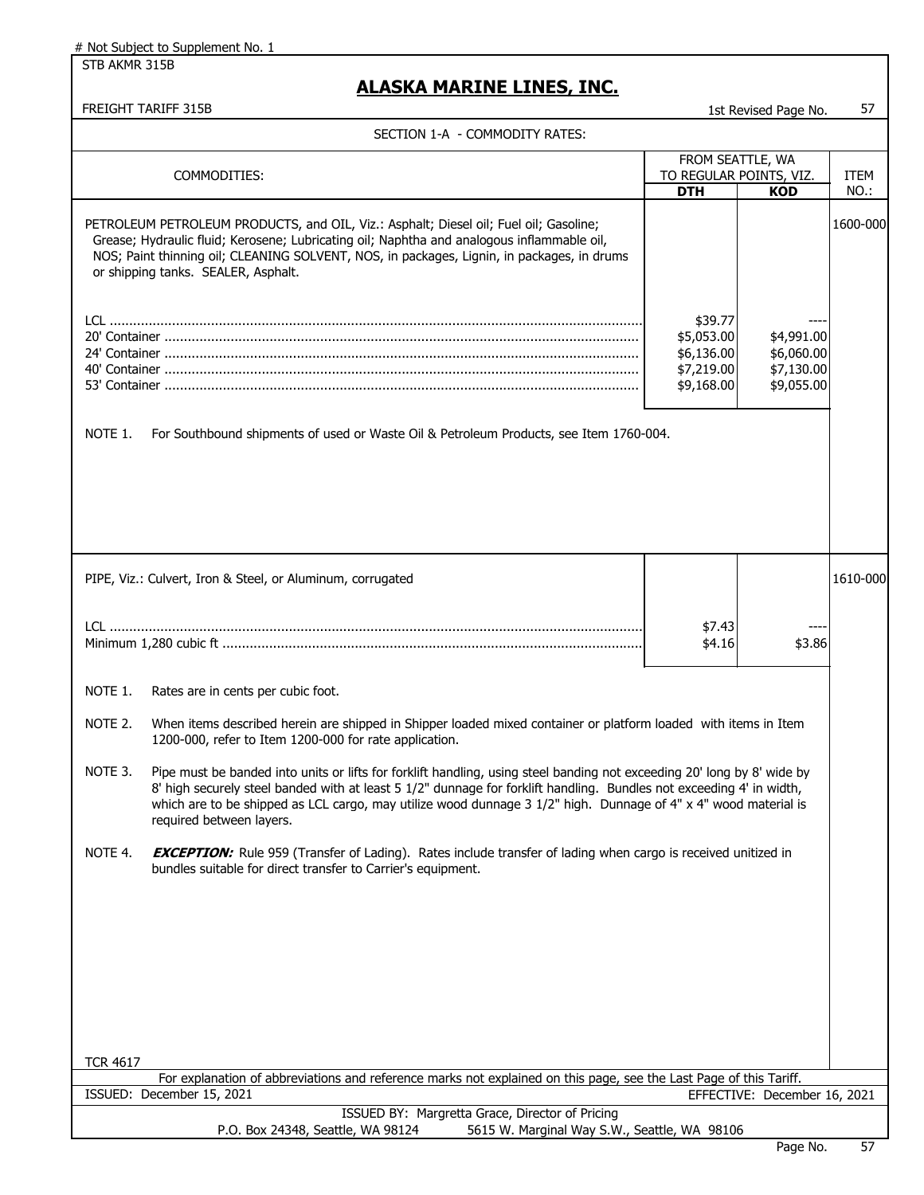# Not Subject to Supplement No. 1

STB AKMR 315B

## ALASKA MARINE LINES, INC.

FREIGHT TARIFF 315B — 1st Revised Page No. 57

### SECTION 1-A - COMMODITY RATES:

| COMMODITIES: | FROM SEATTLE, WA TO REGULAR POINTS, VIZ. | | ITEM NO.: |
|---|---|---|---|
| | **DTH** | **KOD** | |
| PETROLEUM PETROLEUM PRODUCTS, and OIL, Viz.: Asphalt; Diesel oil; Fuel oil; Gasoline; Grease; Hydraulic fluid; Kerosene; Lubricating oil; Naphtha and analogous inflammable oil, NOS; Paint thinning oil; CLEANING SOLVENT, NOS, in packages, Lignin, in packages, in drums or shipping tanks. SEALER, Asphalt. | | | 1600-000 |
| LCL | $39.77 | ---- | |
| 20' Container | $5,053.00 | $4,991.00 | |
| 24' Container | $6,136.00 | $6,060.00 | |
| 40' Container | $7,219.00 | $7,130.00 | |
| 53' Container | $9,168.00 | $9,055.00 | |

NOTE 1. For Southbound shipments of used or Waste Oil & Petroleum Products, see Item 1760-004.

| COMMODITIES: | DTH | KOD | ITEM NO.: |
|---|---|---|---|
| PIPE, Viz.: Culvert, Iron & Steel, or Aluminum, corrugated | | | 1610-000 |
| LCL | $7.43 | ---- | |
| Minimum 1,280 cubic ft | $4.16 | $3.86 | |

NOTE 1. Rates are in cents per cubic foot.

NOTE 2. When items described herein are shipped in Shipper loaded mixed container or platform loaded with items in Item 1200-000, refer to Item 1200-000 for rate application.

NOTE 3. Pipe must be banded into units or lifts for forklift handling, using steel banding not exceeding 20' long by 8' wide by 8' high securely steel banded with at least 5 1/2" dunnage for forklift handling. Bundles not exceeding 4' in width, which are to be shipped as LCL cargo, may utilize wood dunnage 3 1/2" high. Dunnage of 4" x 4" wood material is required between layers.

NOTE 4. ***EXCEPTION:*** Rule 959 (Transfer of Lading). Rates include transfer of lading when cargo is received unitized in bundles suitable for direct transfer to Carrier's equipment.

TCR 4617

For explanation of abbreviations and reference marks not explained on this page, see the Last Page of this Tariff.

ISSUED: December 15, 2021 — EFFECTIVE: December 16, 2021

ISSUED BY: Margretta Grace, Director of Pricing
P.O. Box 24348, Seattle, WA 98124 — 5615 W. Marginal Way S.W., Seattle, WA 98106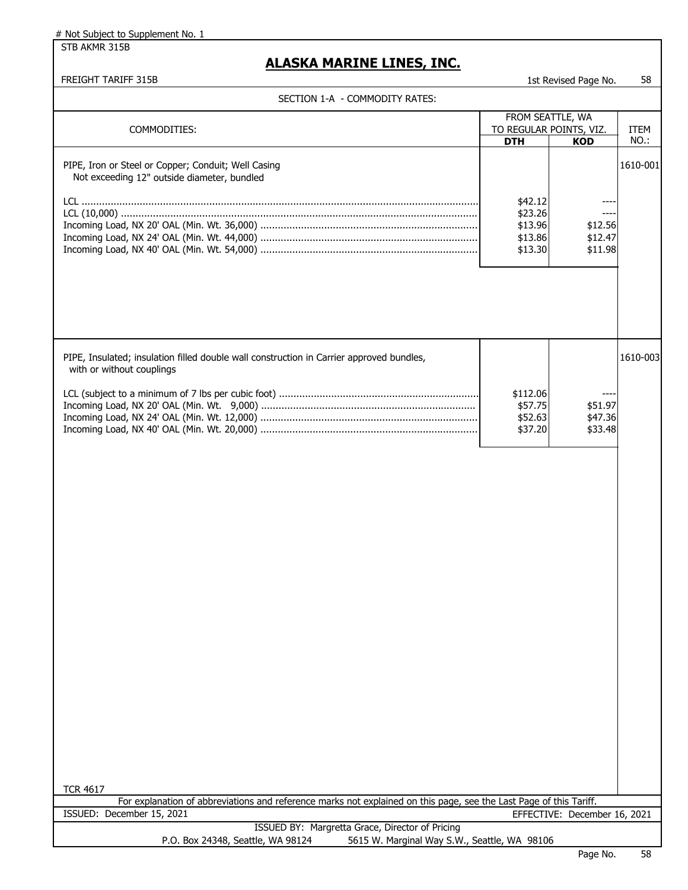# Not Subject to Supplement No. 1

STB AKMR 315B

## ALASKA MARINE LINES, INC.

FREIGHT TARIFF 315B

1st Revised Page No. 58

SECTION 1-A - COMMODITY RATES:

| COMMODITIES: | FROM SEATTLE, WA TO REGULAR POINTS, VIZ. | | ITEM NO.: |
|---|---|---|---|
| | DTH | KOD | |
| PIPE, Iron or Steel or Copper; Conduit; Well Casing<br>Not exceeding 12" outside diameter, bundled | | | 1610-001 |
| LCL | $42.12 | ---- | |
| LCL (10,000) | $23.26 | ---- | |
| Incoming Load, NX 20' OAL (Min. Wt. 36,000) | $13.96 | $12.56 | |
| Incoming Load, NX 24' OAL (Min. Wt. 44,000) | $13.86 | $12.47 | |
| Incoming Load, NX 40' OAL (Min. Wt. 54,000) | $13.30 | $11.98 | |
| PIPE, Insulated; insulation filled double wall construction in Carrier approved bundles, with or without couplings | | | 1610-003 |
| LCL (subject to a minimum of 7 lbs per cubic foot) | $112.06 | ---- | |
| Incoming Load, NX 20' OAL (Min. Wt. 9,000) | $57.75 | $51.97 | |
| Incoming Load, NX 24' OAL (Min. Wt. 12,000) | $52.63 | $47.36 | |
| Incoming Load, NX 40' OAL (Min. Wt. 20,000) | $37.20 | $33.48 | |

TCR 4617

For explanation of abbreviations and reference marks not explained on this page, see the Last Page of this Tariff.

ISSUED: December 15, 2021

EFFECTIVE: December 16, 2021

ISSUED BY: Margretta Grace, Director of Pricing

P.O. Box 24348, Seattle, WA 98124 5615 W. Marginal Way S.W., Seattle, WA 98106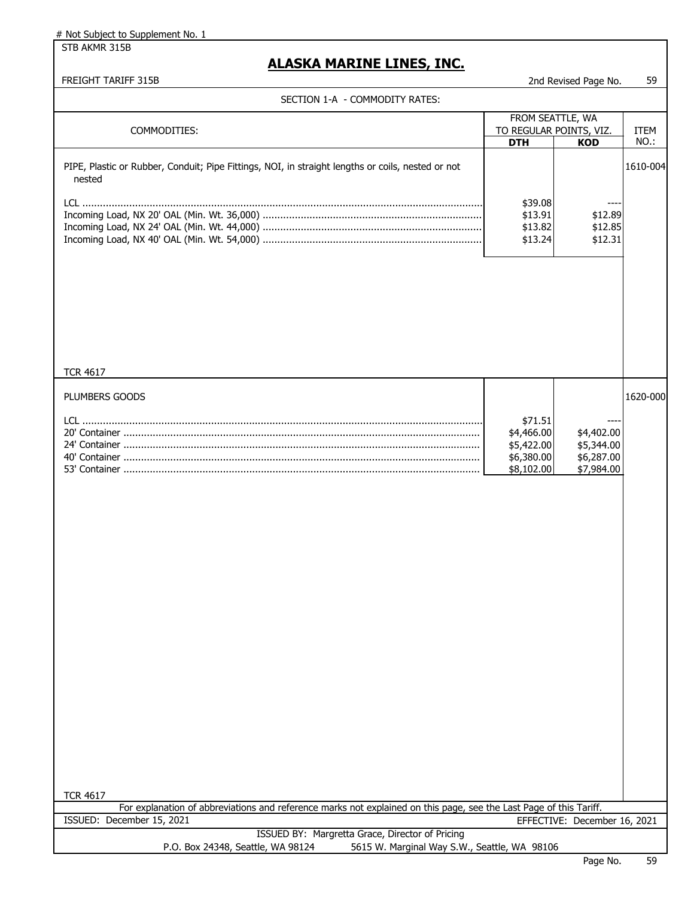# Not Subject to Supplement No. 1

STB AKMR 315B

## ALASKA MARINE LINES, INC.

FREIGHT TARIFF 315B — 2nd Revised Page No. 59

SECTION 1-A - COMMODITY RATES:

| COMMODITIES: | FROM SEATTLE, WA TO REGULAR POINTS, VIZ. | | ITEM NO.: |
|---|---|---|---|
| | **DTH** | **KOD** | |
| PIPE, Plastic or Rubber, Conduit; Pipe Fittings, NOI, in straight lengths or coils, nested or not nested | | | 1610-004 |
| LCL | $39.08 | ---- | |
| Incoming Load, NX 20' OAL (Min. Wt. 36,000) | $13.91 | $12.89 | |
| Incoming Load, NX 24' OAL (Min. Wt. 44,000) | $13.82 | $12.85 | |
| Incoming Load, NX 40' OAL (Min. Wt. 54,000) | $13.24 | $12.31 | |
| TCR 4617 | | | |
| PLUMBERS GOODS | | | 1620-000 |
| LCL | $71.51 | ---- | |
| 20' Container | $4,466.00 | $4,402.00 | |
| 24' Container | $5,422.00 | $5,344.00 | |
| 40' Container | $6,380.00 | $6,287.00 | |
| 53' Container | $8,102.00 | $7,984.00 | |
| TCR 4617 | | | |

For explanation of abbreviations and reference marks not explained on this page, see the Last Page of this Tariff.

ISSUED: December 15, 2021 — EFFECTIVE: December 16, 2021

ISSUED BY: Margretta Grace, Director of Pricing

P.O. Box 24348, Seattle, WA 98124 — 5615 W. Marginal Way S.W., Seattle, WA 98106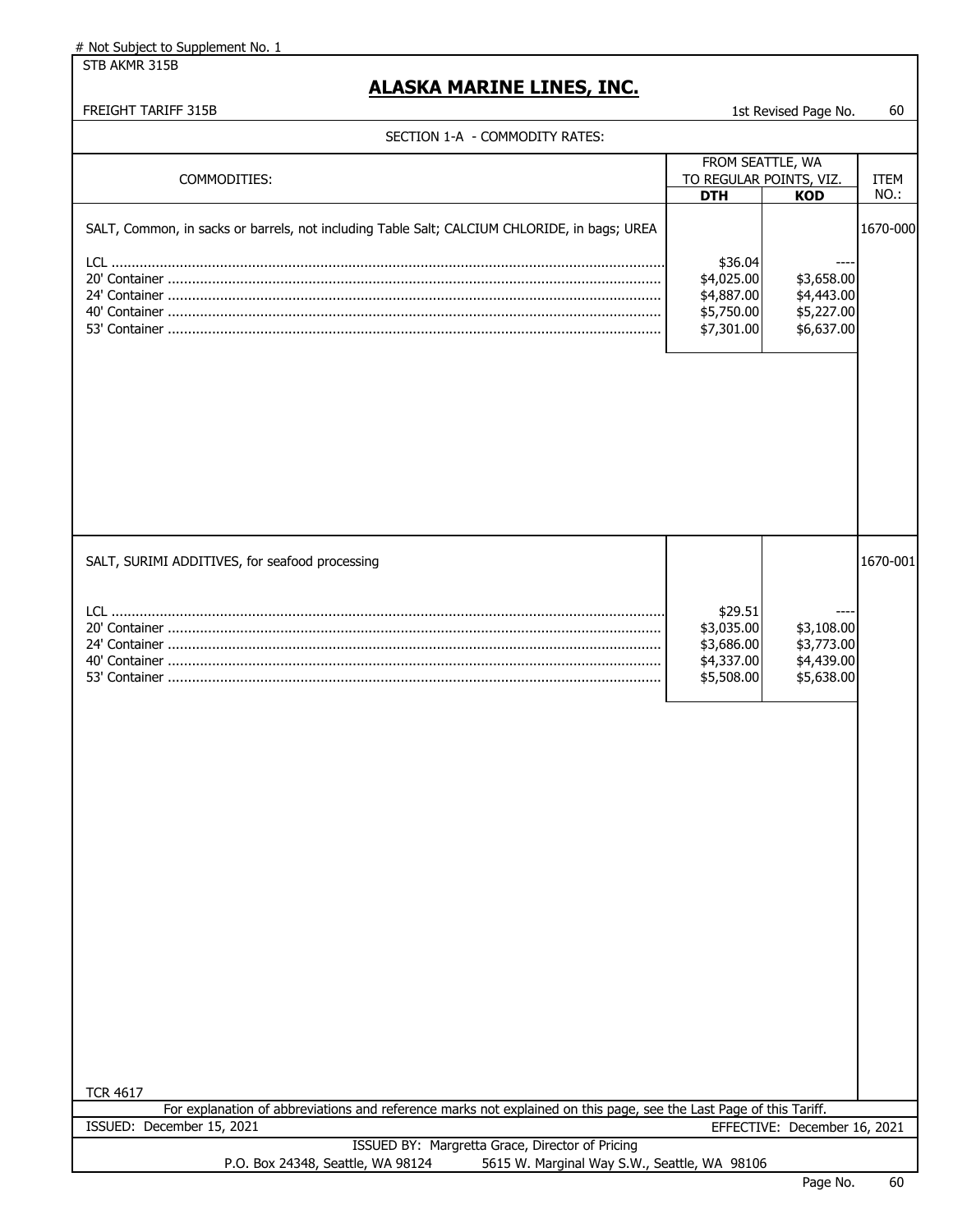# Not Subject to Supplement No. 1

STB AKMR 315B

# ALASKA MARINE LINES, INC.

FREIGHT TARIFF 315B — 1st Revised Page No. 60

SECTION 1-A - COMMODITY RATES:

| COMMODITIES: | FROM SEATTLE, WA TO REGULAR POINTS, VIZ. | | ITEM NO.: |
|---|---|---|---|
| | **DTH** | **KOD** | |
| SALT, Common, in sacks or barrels, not including Table Salt; CALCIUM CHLORIDE, in bags; UREA | | | 1670-000 |
| LCL | $36.04 | ---- | |
| 20' Container | $4,025.00 | $3,658.00 | |
| 24' Container | $4,887.00 | $4,443.00 | |
| 40' Container | $5,750.00 | $5,227.00 | |
| 53' Container | $7,301.00 | $6,637.00 | |
| SALT, SURIMI ADDITIVES, for seafood processing | | | 1670-001 |
| LCL | $29.51 | ---- | |
| 20' Container | $3,035.00 | $3,108.00 | |
| 24' Container | $3,686.00 | $3,773.00 | |
| 40' Container | $4,337.00 | $4,439.00 | |
| 53' Container | $5,508.00 | $5,638.00 | |

TCR 4617

For explanation of abbreviations and reference marks not explained on this page, see the Last Page of this Tariff.

ISSUED: December 15, 2021 — EFFECTIVE: December 16, 2021

ISSUED BY: Margretta Grace, Director of Pricing

P.O. Box 24348, Seattle, WA 98124 — 5615 W. Marginal Way S.W., Seattle, WA 98106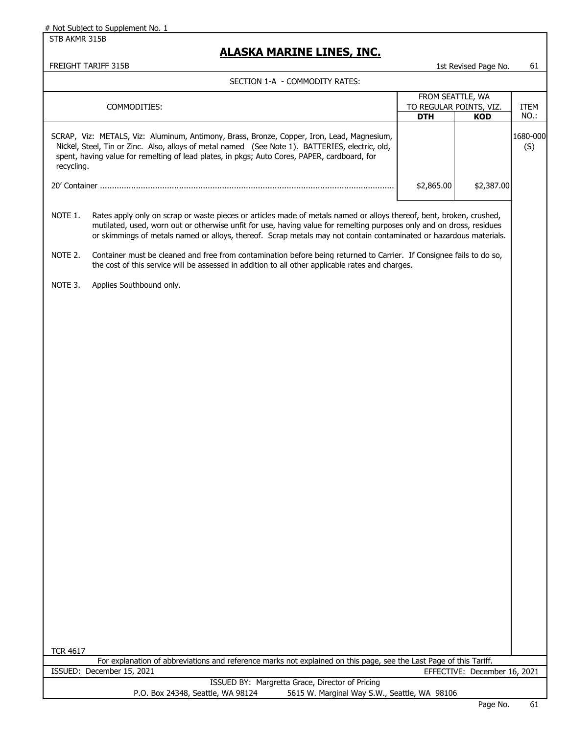# Not Subject to Supplement No. 1

STB AKMR 315B

## ALASKA MARINE LINES, INC.

FREIGHT TARIFF 315B

1st Revised Page No. 61

SECTION 1-A - COMMODITY RATES:

| COMMODITIES: | FROM SEATTLE, WA TO REGULAR POINTS, VIZ. | | ITEM NO.: |
|---|---|---|---|
| | **DTH** | **KOD** | |
| SCRAP, Viz: METALS, Viz: Aluminum, Antimony, Brass, Bronze, Copper, Iron, Lead, Magnesium, Nickel, Steel, Tin or Zinc. Also, alloys of metal named (See Note 1). BATTERIES, electric, old, spent, having value for remelting of lead plates, in pkgs; Auto Cores, PAPER, cardboard, for recycling. | | | 1680-000 (S) |
| 20' Container ........................................ | $2,865.00 | $2,387.00 | |

NOTE 1. Rates apply only on scrap or waste pieces or articles made of metals named or alloys thereof, bent, broken, crushed, mutilated, used, worn out or otherwise unfit for use, having value for remelting purposes only and on dross, residues or skimmings of metals named or alloys, thereof. Scrap metals may not contain contaminated or hazardous materials.

NOTE 2. Container must be cleaned and free from contamination before being returned to Carrier. If Consignee fails to do so, the cost of this service will be assessed in addition to all other applicable rates and charges.

NOTE 3. Applies Southbound only.

TCR 4617

For explanation of abbreviations and reference marks not explained on this page, see the Last Page of this Tariff.

ISSUED: December 15, 2021

EFFECTIVE: December 16, 2021

ISSUED BY: Margretta Grace, Director of Pricing

P.O. Box 24348, Seattle, WA 98124 5615 W. Marginal Way S.W., Seattle, WA 98106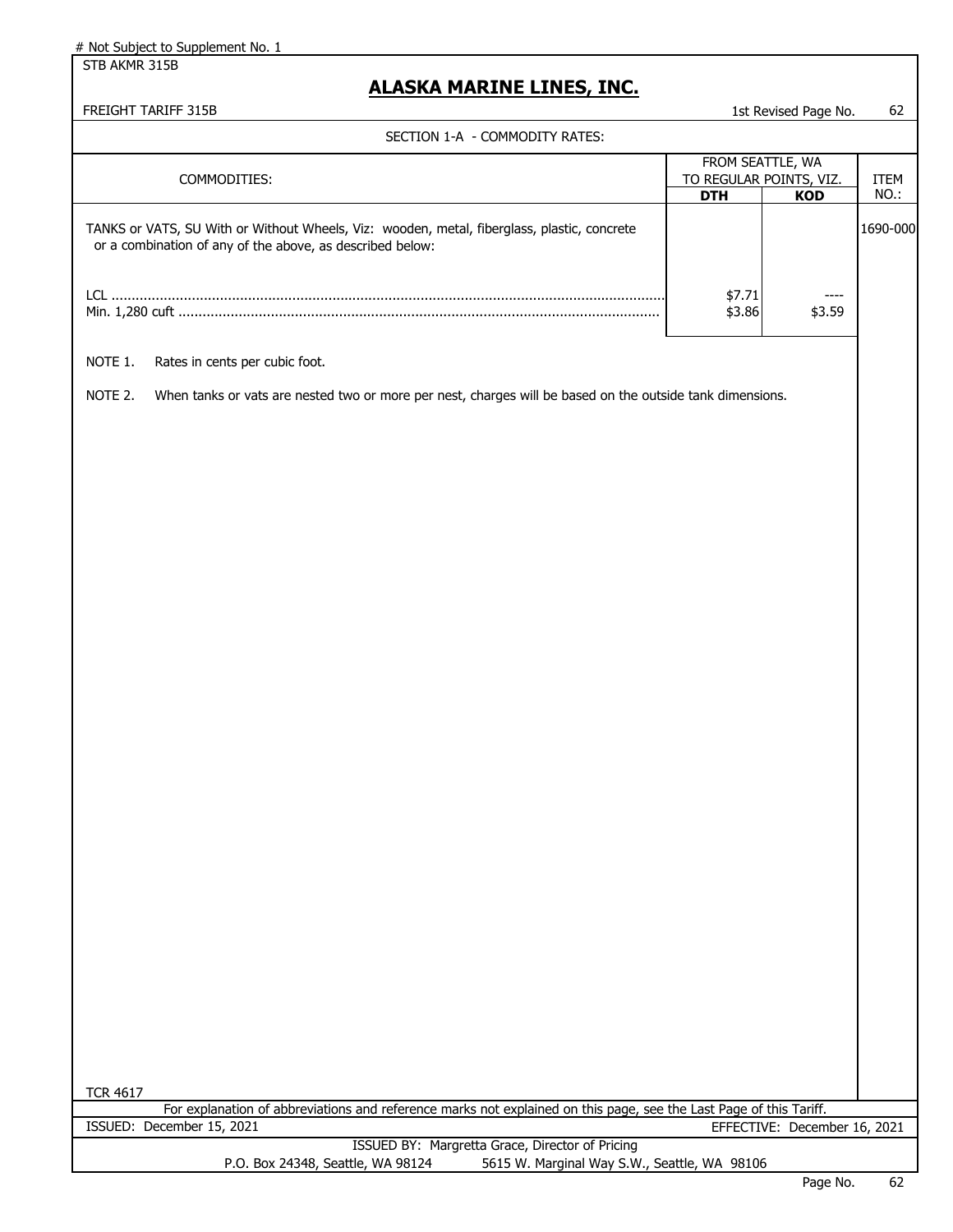# Not Subject to Supplement No. 1

STB AKMR 315B

# ALASKA MARINE LINES, INC.

FREIGHT TARIFF 315B

1st Revised Page No. 62

SECTION 1-A - COMMODITY RATES:

| COMMODITIES: | FROM SEATTLE, WA TO REGULAR POINTS, VIZ. | | ITEM NO.: |
|---|---|---|---|
| | **DTH** | **KOD** | |
| TANKS or VATS, SU With or Without Wheels, Viz: wooden, metal, fiberglass, plastic, concrete or a combination of any of the above, as described below: | | | 1690-000 |
| LCL | $7.71 | ---- | |
| Min. 1,280 cuft | $3.86 | $3.59 | |

NOTE 1. Rates in cents per cubic foot.

NOTE 2. When tanks or vats are nested two or more per nest, charges will be based on the outside tank dimensions.

TCR 4617

For explanation of abbreviations and reference marks not explained on this page, see the Last Page of this Tariff.

ISSUED: December 15, 2021 EFFECTIVE: December 16, 2021

ISSUED BY: Margretta Grace, Director of Pricing

P.O. Box 24348, Seattle, WA 98124 5615 W. Marginal Way S.W., Seattle, WA 98106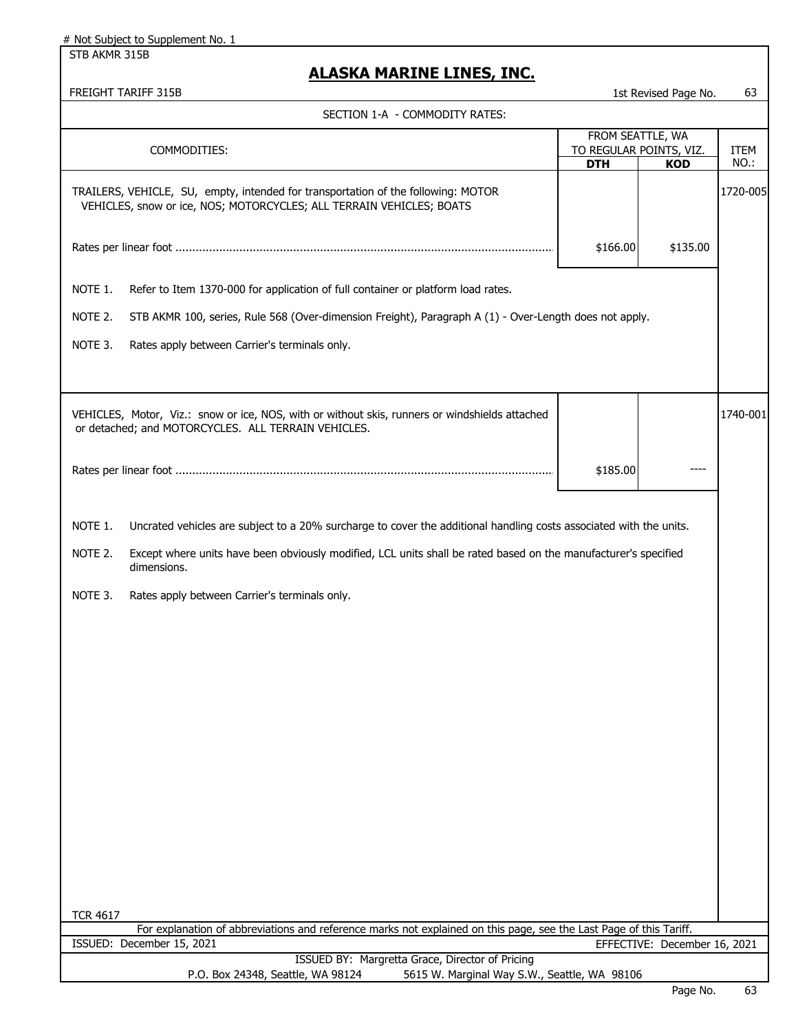# Not Subject to Supplement No. 1

STB AKMR 315B

## ALASKA MARINE LINES, INC.

FREIGHT TARIFF 315B — 1st Revised Page No. 63

SECTION 1-A - COMMODITY RATES:

| COMMODITIES: | FROM SEATTLE, WA TO REGULAR POINTS, VIZ. DTH | KOD | ITEM NO.: |
|---|---|---|---|
| TRAILERS, VEHICLE, SU, empty, intended for transportation of the following: MOTOR VEHICLES, snow or ice, NOS; MOTORCYCLES; ALL TERRAIN VEHICLES; BOATS | | | 1720-005 |
| Rates per linear foot | $166.00 | $135.00 | |

NOTE 1. Refer to Item 1370-000 for application of full container or platform load rates.

NOTE 2. STB AKMR 100, series, Rule 568 (Over-dimension Freight), Paragraph A (1) - Over-Length does not apply.

NOTE 3. Rates apply between Carrier's terminals only.

| COMMODITIES: | DTH | KOD | ITEM NO.: |
|---|---|---|---|
| VEHICLES, Motor, Viz.: snow or ice, NOS, with or without skis, runners or windshields attached or detached; and MOTORCYCLES. ALL TERRAIN VEHICLES. | | | 1740-001 |
| Rates per linear foot | $185.00 | ---- | |

NOTE 1. Uncrated vehicles are subject to a 20% surcharge to cover the additional handling costs associated with the units.

NOTE 2. Except where units have been obviously modified, LCL units shall be rated based on the manufacturer's specified dimensions.

NOTE 3. Rates apply between Carrier's terminals only.

TCR 4617

For explanation of abbreviations and reference marks not explained on this page, see the Last Page of this Tariff.

ISSUED: December 15, 2021 — EFFECTIVE: December 16, 2021

ISSUED BY: Margretta Grace, Director of Pricing
P.O. Box 24348, Seattle, WA 98124 — 5615 W. Marginal Way S.W., Seattle, WA 98106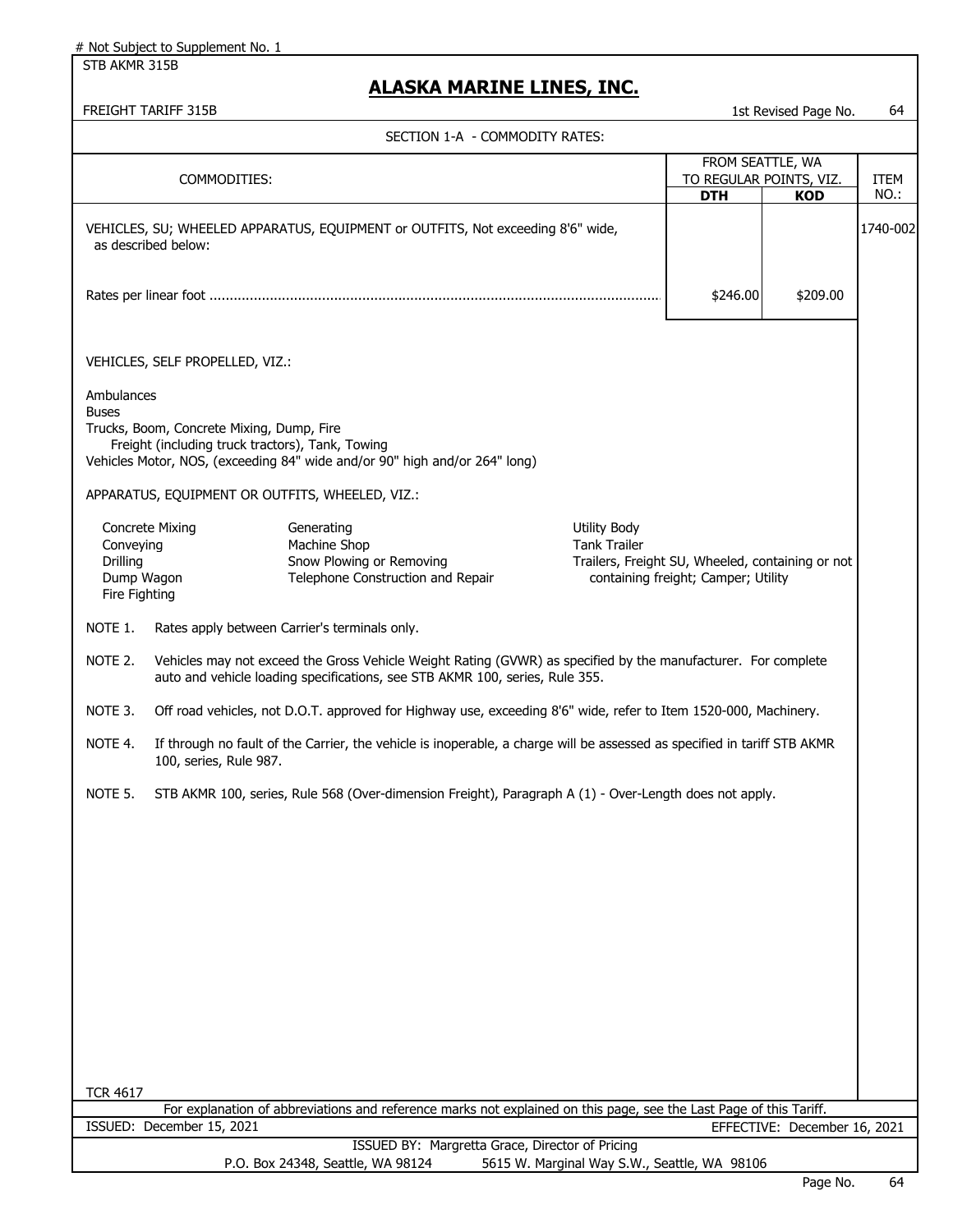# Not Subject to Supplement No. 1

STB AKMR 315B

# ALASKA MARINE LINES, INC.

FREIGHT TARIFF 315B — 1st Revised Page No. 64

SECTION 1-A - COMMODITY RATES:

| COMMODITIES: | FROM SEATTLE, WA TO REGULAR POINTS, VIZ. DTH | KOD | ITEM NO.: |
|---|---|---|---|
| VEHICLES, SU; WHEELED APPARATUS, EQUIPMENT or OUTFITS, Not exceeding 8'6" wide, as described below: | | | 1740-002 |
| Rates per linear foot | $246.00 | $209.00 | |

VEHICLES, SELF PROPELLED, VIZ.:

Ambulances
Buses
Trucks, Boom, Concrete Mixing, Dump, Fire
  Freight (including truck tractors), Tank, Towing
Vehicles Motor, NOS, (exceeding 84" wide and/or 90" high and/or 264" long)

APPARATUS, EQUIPMENT OR OUTFITS, WHEELED, VIZ.:

- Concrete Mixing
- Conveying
- Drilling
- Dump Wagon
- Fire Fighting
- Generating
- Machine Shop
- Snow Plowing or Removing
- Telephone Construction and Repair
- Utility Body
- Tank Trailer
- Trailers, Freight SU, Wheeled, containing or not containing freight; Camper; Utility

NOTE 1. Rates apply between Carrier's terminals only.

NOTE 2. Vehicles may not exceed the Gross Vehicle Weight Rating (GVWR) as specified by the manufacturer. For complete auto and vehicle loading specifications, see STB AKMR 100, series, Rule 355.

NOTE 3. Off road vehicles, not D.O.T. approved for Highway use, exceeding 8'6" wide, refer to Item 1520-000, Machinery.

NOTE 4. If through no fault of the Carrier, the vehicle is inoperable, a charge will be assessed as specified in tariff STB AKMR 100, series, Rule 987.

NOTE 5. STB AKMR 100, series, Rule 568 (Over-dimension Freight), Paragraph A (1) - Over-Length does not apply.

TCR 4617

For explanation of abbreviations and reference marks not explained on this page, see the Last Page of this Tariff.

ISSUED: December 15, 2021 — EFFECTIVE: December 16, 2021

ISSUED BY: Margretta Grace, Director of Pricing
P.O. Box 24348, Seattle, WA 98124 — 5615 W. Marginal Way S.W., Seattle, WA 98106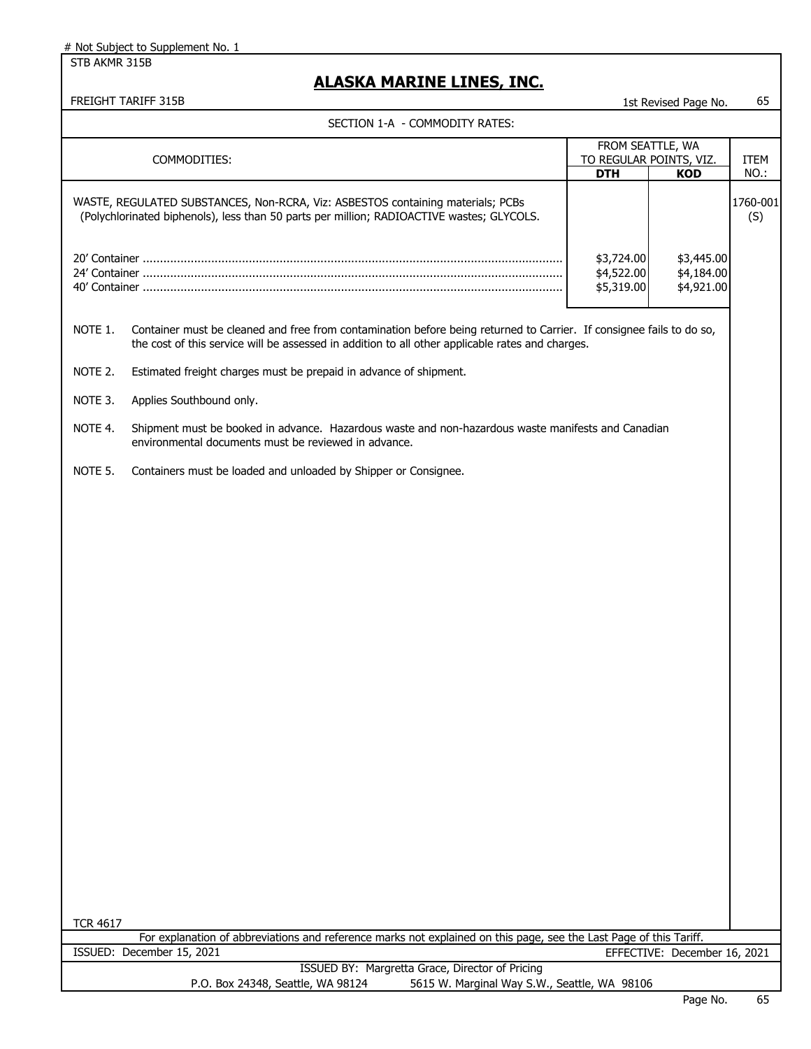# Not Subject to Supplement No. 1

STB AKMR 315B

# ALASKA MARINE LINES, INC.

FREIGHT TARIFF 315B — 1st Revised Page No. 65

SECTION 1-A - COMMODITY RATES:

| COMMODITIES: | FROM SEATTLE, WA TO REGULAR POINTS, VIZ. DTH | KOD | ITEM NO.: |
|---|---|---|---|
| WASTE, REGULATED SUBSTANCES, Non-RCRA, Viz: ASBESTOS containing materials; PCBs (Polychlorinated biphenols), less than 50 parts per million; RADIOACTIVE wastes; GLYCOLS. | | | 1760-001 (S) |
| 20' Container | $3,724.00 | $3,445.00 | |
| 24' Container | $4,522.00 | $4,184.00 | |
| 40' Container | $5,319.00 | $4,921.00 | |

NOTE 1. Container must be cleaned and free from contamination before being returned to Carrier. If consignee fails to do so, the cost of this service will be assessed in addition to all other applicable rates and charges.

NOTE 2. Estimated freight charges must be prepaid in advance of shipment.

NOTE 3. Applies Southbound only.

NOTE 4. Shipment must be booked in advance. Hazardous waste and non-hazardous waste manifests and Canadian environmental documents must be reviewed in advance.

NOTE 5. Containers must be loaded and unloaded by Shipper or Consignee.

TCR 4617

For explanation of abbreviations and reference marks not explained on this page, see the Last Page of this Tariff.

ISSUED: December 15, 2021 — EFFECTIVE: December 16, 2021

ISSUED BY: Margretta Grace, Director of Pricing
P.O. Box 24348, Seattle, WA 98124 — 5615 W. Marginal Way S.W., Seattle, WA 98106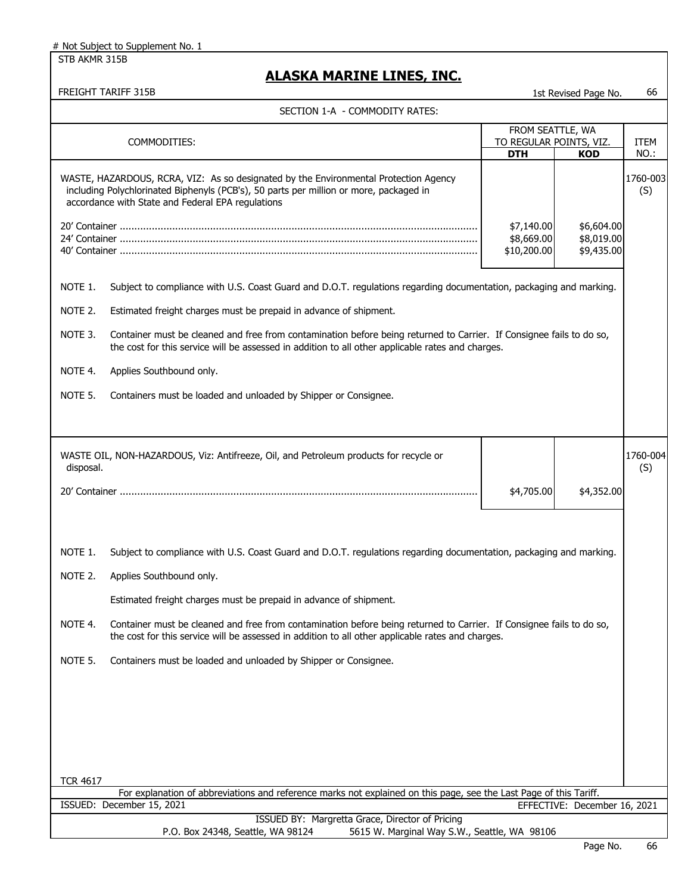# Not Subject to Supplement No. 1

STB AKMR 315B

## ALASKA MARINE LINES, INC.

FREIGHT TARIFF 315B — 1st Revised Page No. 66

SECTION 1-A - COMMODITY RATES:

| COMMODITIES: | FROM SEATTLE, WA TO REGULAR POINTS, VIZ. | | ITEM NO.: |
|---|---|---|---|
| | **DTH** | **KOD** | |
| WASTE, HAZARDOUS, RCRA, VIZ: As so designated by the Environmental Protection Agency including Polychlorinated Biphenyls (PCB's), 50 parts per million or more, packaged in accordance with State and Federal EPA regulations | | | 1760-003 (S) |
| 20' Container | \$7,140.00 | \$6,604.00 | |
| 24' Container | \$8,669.00 | \$8,019.00 | |
| 40' Container | \$10,200.00 | \$9,435.00 | |

NOTE 1. Subject to compliance with U.S. Coast Guard and D.O.T. regulations regarding documentation, packaging and marking.

NOTE 2. Estimated freight charges must be prepaid in advance of shipment.

NOTE 3. Container must be cleaned and free from contamination before being returned to Carrier. If Consignee fails to do so, the cost for this service will be assessed in addition to all other applicable rates and charges.

NOTE 4. Applies Southbound only.

NOTE 5. Containers must be loaded and unloaded by Shipper or Consignee.

| COMMODITIES: | DTH | KOD | ITEM NO.: |
|---|---|---|---|
| WASTE OIL, NON-HAZARDOUS, Viz: Antifreeze, Oil, and Petroleum products for recycle or disposal. | | | 1760-004 (S) |
| 20' Container | \$4,705.00 | \$4,352.00 | |

NOTE 1. Subject to compliance with U.S. Coast Guard and D.O.T. regulations regarding documentation, packaging and marking.

NOTE 2. Applies Southbound only.

Estimated freight charges must be prepaid in advance of shipment.

NOTE 4. Container must be cleaned and free from contamination before being returned to Carrier. If Consignee fails to do so, the cost for this service will be assessed in addition to all other applicable rates and charges.

NOTE 5. Containers must be loaded and unloaded by Shipper or Consignee.

TCR 4617

For explanation of abbreviations and reference marks not explained on this page, see the Last Page of this Tariff.

ISSUED: December 15, 2021 — EFFECTIVE: December 16, 2021

ISSUED BY: Margretta Grace, Director of Pricing

P.O. Box 24348, Seattle, WA 98124 — 5615 W. Marginal Way S.W., Seattle, WA 98106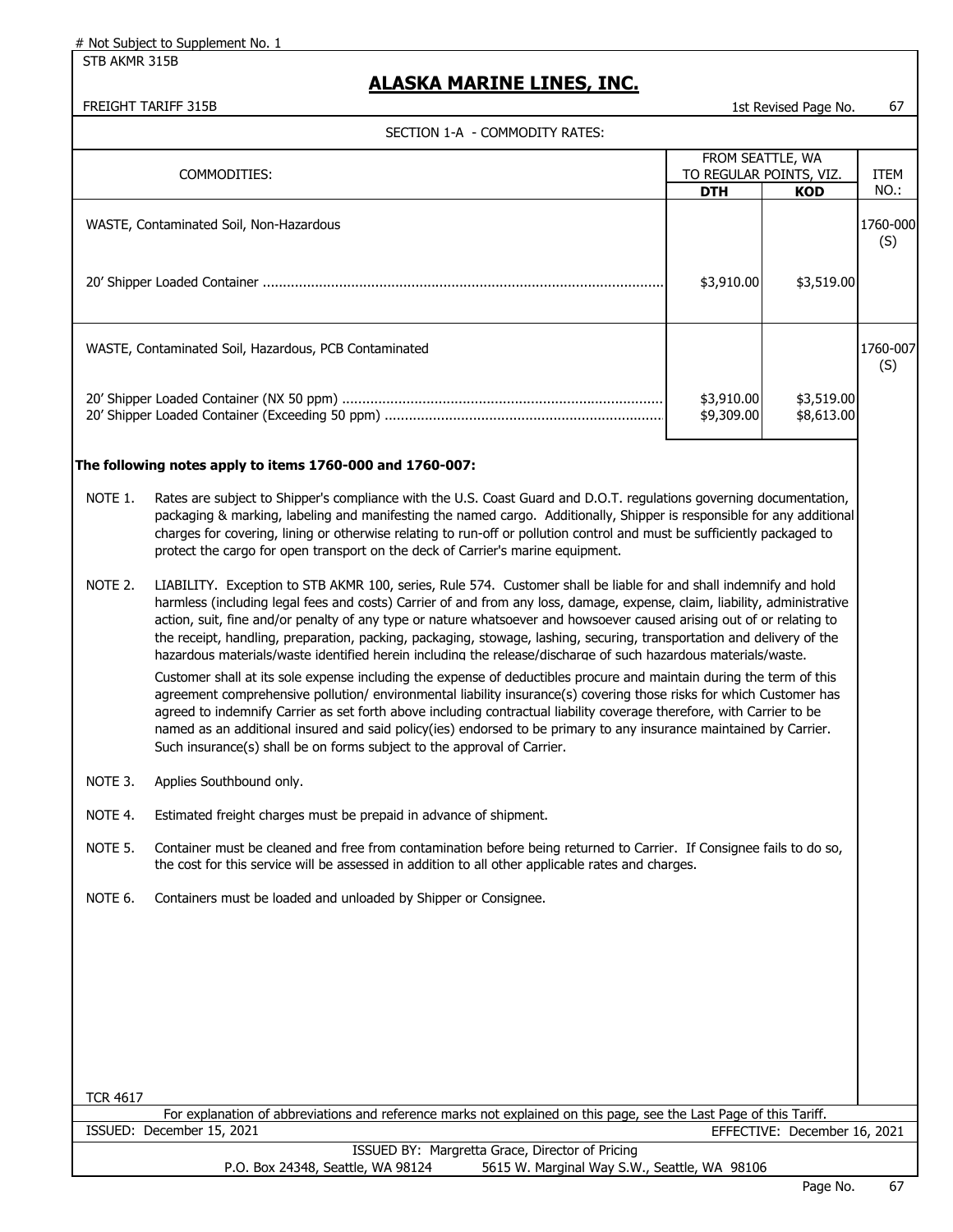// Not Subject to Supplement No. 1

# ALASKA MARINE LINES, INC.

FREIGHT TARIFF 315B

1st Revised Page No. 67

SECTION 1-A - COMMODITY RATES:

| COMMODITIES: | FROM SEATTLE, WA TO REGULAR POINTS, VIZ. | | ITEM NO.: |
|---|---|---|---|
| | DTH | KOD | |
| WASTE, Contaminated Soil, Non-Hazardous | | | 1760-000 (S) |
| 20' Shipper Loaded Container | $3,910.00 | $3,519.00 | |
| WASTE, Contaminated Soil, Hazardous, PCB Contaminated | | | 1760-007 (S) |
| 20' Shipper Loaded Container (NX 50 ppm) | $3,910.00 | $3,519.00 | |
| 20' Shipper Loaded Container (Exceeding 50 ppm) | $9,309.00 | $8,613.00 | |

**The following notes apply to items 1760-000 and 1760-007:**

NOTE 1. Rates are subject to Shipper's compliance with the U.S. Coast Guard and D.O.T. regulations governing documentation, packaging & marking, labeling and manifesting the named cargo. Additionally, Shipper is responsible for any additional charges for covering, lining or otherwise relating to run-off or pollution control and must be sufficiently packaged to protect the cargo for open transport on the deck of Carrier's marine equipment.

NOTE 2. LIABILITY. Exception to STB AKMR 100, series, Rule 574. Customer shall be liable for and shall indemnify and hold harmless (including legal fees and costs) Carrier of and from any loss, damage, expense, claim, liability, administrative action, suit, fine and/or penalty of any type or nature whatsoever and howsoever caused arising out of or relating to the receipt, handling, preparation, packing, packaging, stowage, lashing, securing, transportation and delivery of the hazardous materials/waste identified herein including the release/discharge of such hazardous materials/waste.

Customer shall at its sole expense including the expense of deductibles procure and maintain during the term of this agreement comprehensive pollution/ environmental liability insurance(s) covering those risks for which Customer has agreed to indemnify Carrier as set forth above including contractual liability coverage therefore, with Carrier to be named as an additional insured and said policy(ies) endorsed to be primary to any insurance maintained by Carrier. Such insurance(s) shall be on forms subject to the approval of Carrier.

NOTE 3. Applies Southbound only.

NOTE 4. Estimated freight charges must be prepaid in advance of shipment.

NOTE 5. Container must be cleaned and free from contamination before being returned to Carrier. If Consignee fails to do so, the cost for this service will be assessed in addition to all other applicable rates and charges.

NOTE 6. Containers must be loaded and unloaded by Shipper or Consignee.

TCR 4617

For explanation of abbreviations and reference marks not explained on this page, see the Last Page of this Tariff.

ISSUED: December 15, 2021

EFFECTIVE: December 16, 2021

ISSUED BY: Margretta Grace, Director of Pricing

P.O. Box 24348, Seattle, WA 98124 5615 W. Marginal Way S.W., Seattle, WA 98106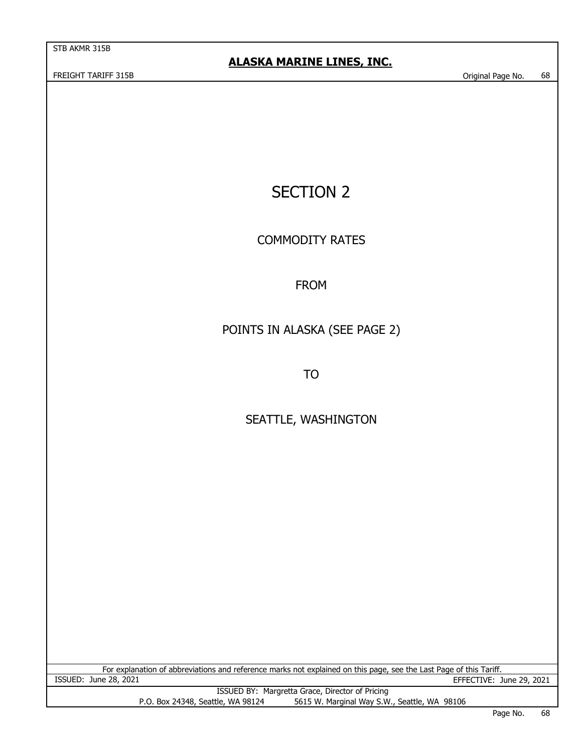# SECTION 2

COMMODITY RATES

FROM

POINTS IN ALASKA (SEE PAGE 2)

TO

SEATTLE, WASHINGTON

For explanation of abbreviations and reference marks not explained on this page, see the Last Page of this Tariff.

ISSUED: June 28, 2021 EFFECTIVE: June 29, 2021

ISSUED BY: Margretta Grace, Director of Pricing

P.O. Box 24348, Seattle, WA 98124 5615 W. Marginal Way S.W., Seattle, WA 98106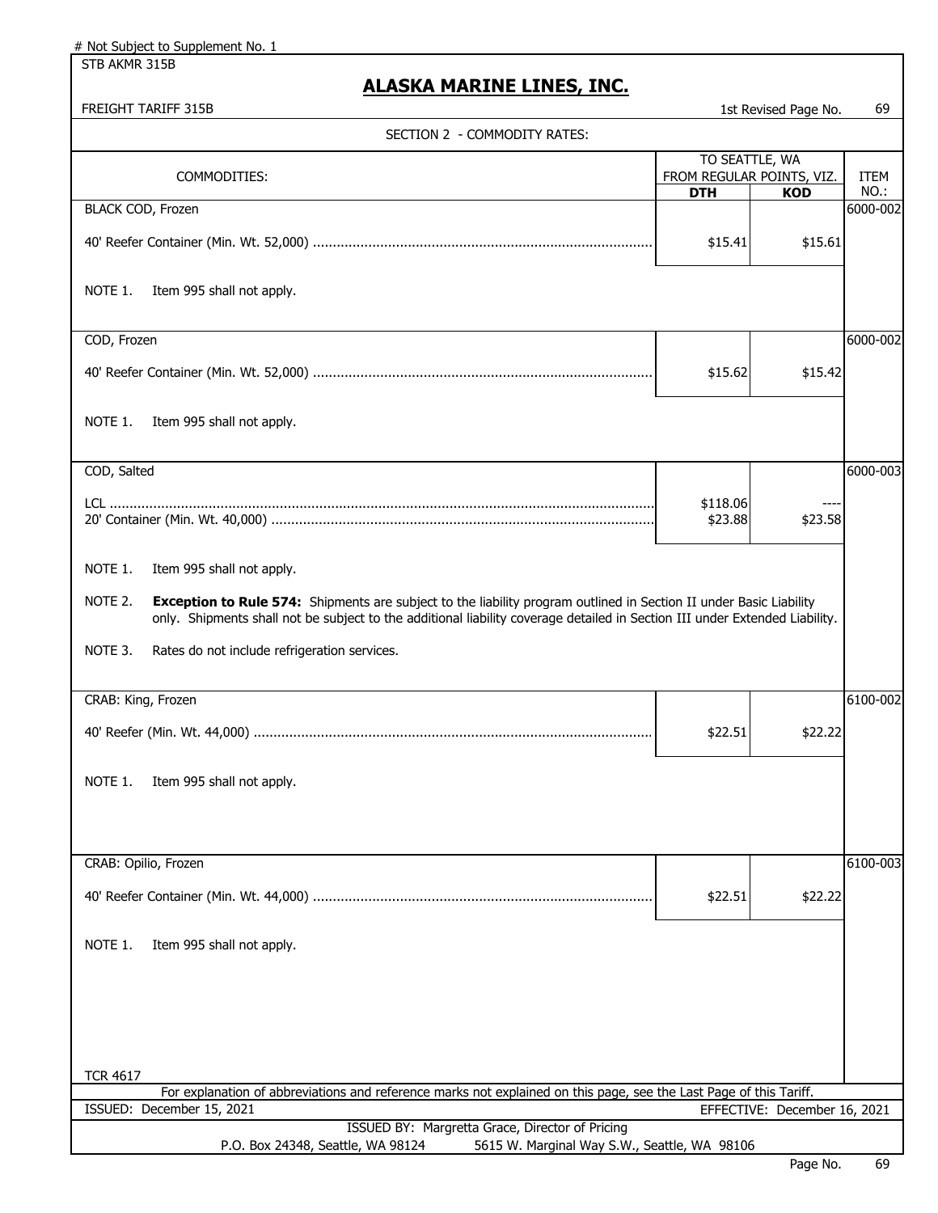# Not Subject to Supplement No. 1

STB AKMR 315B

## ALASKA MARINE LINES, INC.

FREIGHT TARIFF 315B — 1st Revised Page No. 69

### SECTION 2 - COMMODITY RATES:

| COMMODITIES: | TO SEATTLE, WA FROM REGULAR POINTS, VIZ. DTH | KOD | ITEM NO.: |
|---|---|---|---|
| BLACK COD, Frozen | | | 6000-002 |
| 40' Reefer Container (Min. Wt. 52,000) | $15.41 | $15.61 | |
| NOTE 1. Item 995 shall not apply. | | | |
| COD, Frozen | | | 6000-002 |
| 40' Reefer Container (Min. Wt. 52,000) | $15.62 | $15.42 | |
| NOTE 1. Item 995 shall not apply. | | | |
| COD, Salted | | | 6000-003 |
| LCL | $118.06 | ---- | |
| 20' Container (Min. Wt. 40,000) | $23.88 | $23.58 | |
| NOTE 1. Item 995 shall not apply. | | | |
| NOTE 2. **Exception to Rule 574:** Shipments are subject to the liability program outlined in Section II under Basic Liability only. Shipments shall not be subject to the additional liability coverage detailed in Section III under Extended Liability. | | | |
| NOTE 3. Rates do not include refrigeration services. | | | |
| CRAB: King, Frozen | | | 6100-002 |
| 40' Reefer (Min. Wt. 44,000) | $22.51 | $22.22 | |
| NOTE 1. Item 995 shall not apply. | | | |
| CRAB: Opilio, Frozen | | | 6100-003 |
| 40' Reefer Container (Min. Wt. 44,000) | $22.51 | $22.22 | |
| NOTE 1. Item 995 shall not apply. | | | |

TCR 4617

For explanation of abbreviations and reference marks not explained on this page, see the Last Page of this Tariff.

ISSUED: December 15, 2021 — EFFECTIVE: December 16, 2021

ISSUED BY: Margretta Grace, Director of Pricing

P.O. Box 24348, Seattle, WA 98124 — 5615 W. Marginal Way S.W., Seattle, WA 98106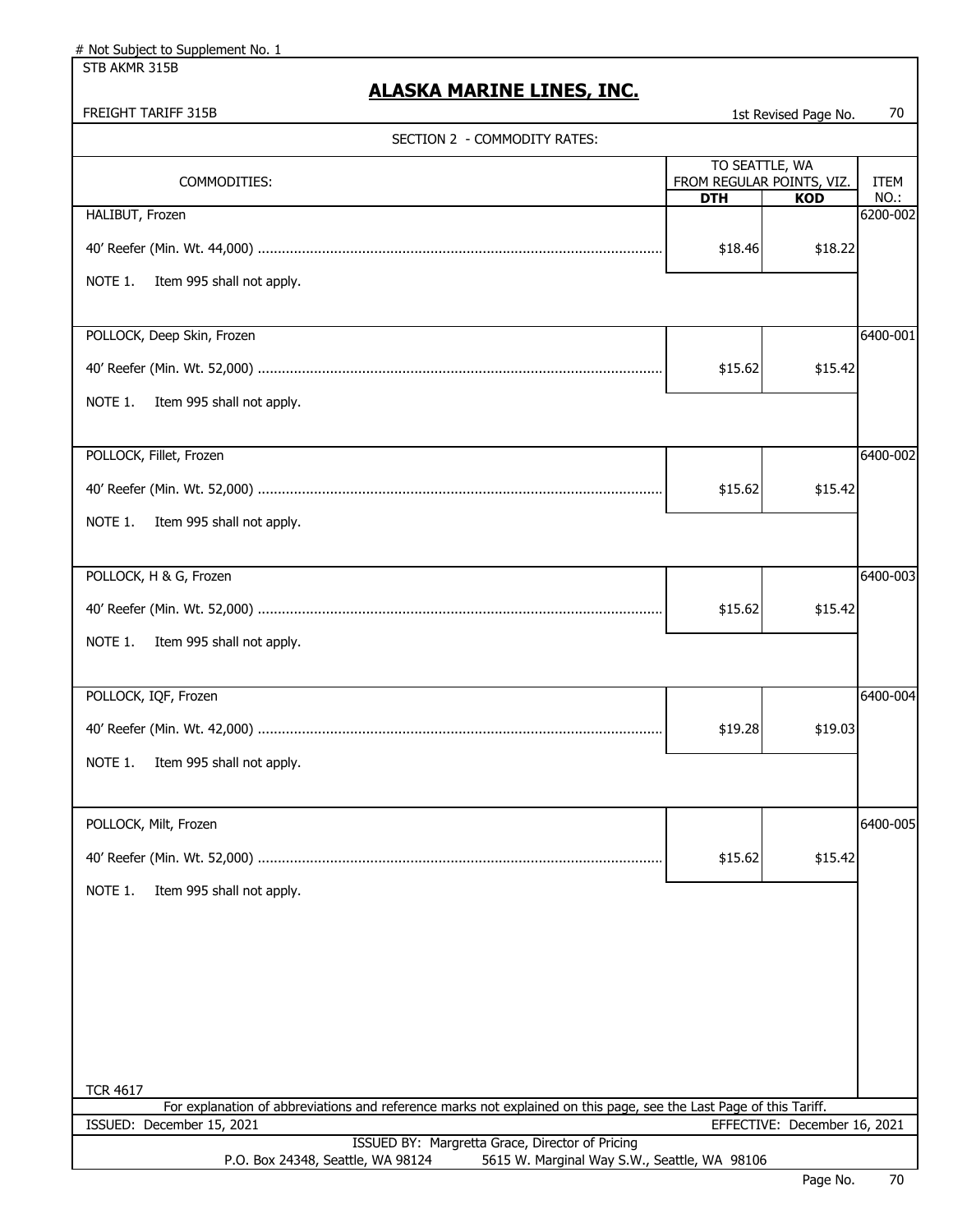# Not Subject to Supplement No. 1

STB AKMR 315B

## ALASKA MARINE LINES, INC.

FREIGHT TARIFF 315B

1st Revised Page No. 70

SECTION 2 - COMMODITY RATES:

| COMMODITIES: | TO SEATTLE, WA FROM REGULAR POINTS, VIZ. | | ITEM NO.: |
|---|---|---|---|
| | **DTH** | **KOD** | |
| HALIBUT, Frozen | | | 6200-002 |
| 40' Reefer (Min. Wt. 44,000) | $18.46 | $18.22 | |
| NOTE 1. Item 995 shall not apply. | | | |
| POLLOCK, Deep Skin, Frozen | | | 6400-001 |
| 40' Reefer (Min. Wt. 52,000) | $15.62 | $15.42 | |
| NOTE 1. Item 995 shall not apply. | | | |
| POLLOCK, Fillet, Frozen | | | 6400-002 |
| 40' Reefer (Min. Wt. 52,000) | $15.62 | $15.42 | |
| NOTE 1. Item 995 shall not apply. | | | |
| POLLOCK, H & G, Frozen | | | 6400-003 |
| 40' Reefer (Min. Wt. 52,000) | $15.62 | $15.42 | |
| NOTE 1. Item 995 shall not apply. | | | |
| POLLOCK, IQF, Frozen | | | 6400-004 |
| 40' Reefer (Min. Wt. 42,000) | $19.28 | $19.03 | |
| NOTE 1. Item 995 shall not apply. | | | |
| POLLOCK, Milt, Frozen | | | 6400-005 |
| 40' Reefer (Min. Wt. 52,000) | $15.62 | $15.42 | |
| NOTE 1. Item 995 shall not apply. | | | |

TCR 4617

For explanation of abbreviations and reference marks not explained on this page, see the Last Page of this Tariff.

ISSUED: December 15, 2021 — EFFECTIVE: December 16, 2021

ISSUED BY: Margretta Grace, Director of Pricing

P.O. Box 24348, Seattle, WA 98124 — 5615 W. Marginal Way S.W., Seattle, WA 98106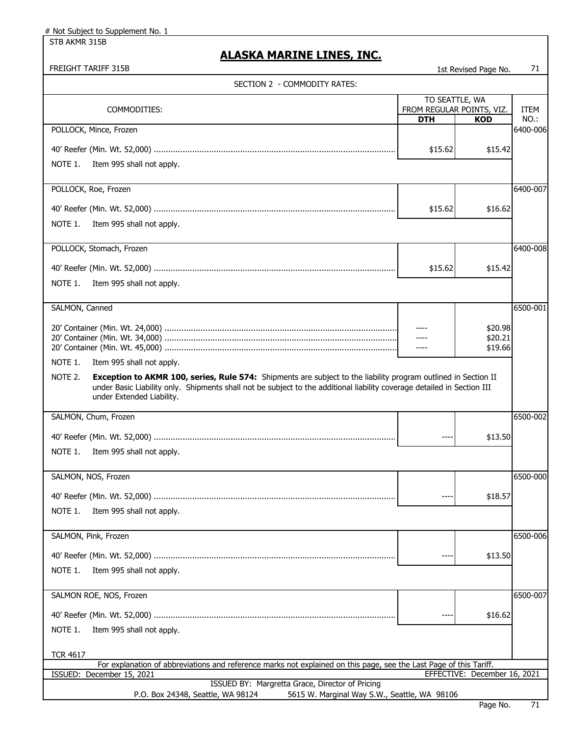# Not Subject to Supplement No. 1

STB AKMR 315B

## ALASKA MARINE LINES, INC.

FREIGHT TARIFF 315B — 1st Revised Page No. 71

SECTION 2 - COMMODITY RATES:

| COMMODITIES: | TO SEATTLE, WA FROM REGULAR POINTS, VIZ. | | ITEM NO.: |
|---|---|---|---|
| | **DTH** | **KOD** | |
| POLLOCK, Mince, Frozen | | | 6400-006 |
| 40' Reefer (Min. Wt. 52,000) | $15.62 | $15.42 | |
| NOTE 1. Item 995 shall not apply. | | | |
| POLLOCK, Roe, Frozen | | | 6400-007 |
| 40' Reefer (Min. Wt. 52,000) | $15.62 | $16.62 | |
| NOTE 1. Item 995 shall not apply. | | | |
| POLLOCK, Stomach, Frozen | | | 6400-008 |
| 40' Reefer (Min. Wt. 52,000) | $15.62 | $15.42 | |
| NOTE 1. Item 995 shall not apply. | | | |
| SALMON, Canned | | | 6500-001 |
| 20' Container (Min. Wt. 24,000) | ---- | $20.98 | |
| 20' Container (Min. Wt. 34,000) | ---- | $20.21 | |
| 20' Container (Min. Wt. 45,000) | ---- | $19.66 | |
| NOTE 1. Item 995 shall not apply. | | | |
| NOTE 2. **Exception to AKMR 100, series, Rule 574:** Shipments are subject to the liability program outlined in Section II under Basic Liability only. Shipments shall not be subject to the additional liability coverage detailed in Section III under Extended Liability. | | | |
| SALMON, Chum, Frozen | | | 6500-002 |
| 40' Reefer (Min. Wt. 52,000) | ---- | $13.50 | |
| NOTE 1. Item 995 shall not apply. | | | |
| SALMON, NOS, Frozen | | | 6500-000 |
| 40' Reefer (Min. Wt. 52,000) | ---- | $18.57 | |
| NOTE 1. Item 995 shall not apply. | | | |
| SALMON, Pink, Frozen | | | 6500-006 |
| 40' Reefer (Min. Wt. 52,000) | ---- | $13.50 | |
| NOTE 1. Item 995 shall not apply. | | | |
| SALMON ROE, NOS, Frozen | | | 6500-007 |
| 40' Reefer (Min. Wt. 52,000) | ---- | $16.62 | |
| NOTE 1. Item 995 shall not apply. | | | |

TCR 4617

For explanation of abbreviations and reference marks not explained on this page, see the Last Page of this Tariff.

ISSUED: December 15, 2021 — EFFECTIVE: December 16, 2021

ISSUED BY: Margretta Grace, Director of Pricing

P.O. Box 24348, Seattle, WA 98124 — 5615 W. Marginal Way S.W., Seattle, WA 98106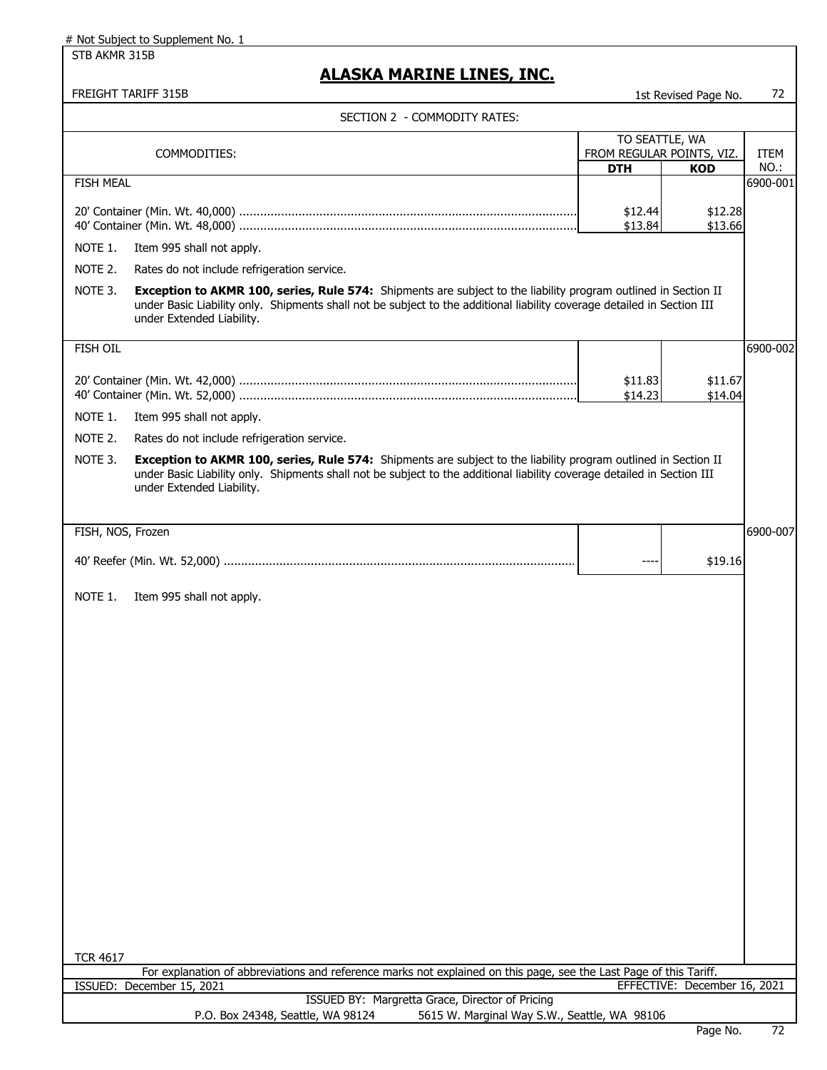# Not Subject to Supplement No. 1

STB AKMR 315B

# ALASKA MARINE LINES, INC.

FREIGHT TARIFF 315B — 1st Revised Page No. 72

## SECTION 2 - COMMODITY RATES:

| COMMODITIES: | TO SEATTLE, WA FROM REGULAR POINTS, VIZ. | | ITEM NO.: |
|---|---|---|---|
| | DTH | KOD | |
| FISH MEAL | | | 6900-001 |
| 20' Container (Min. Wt. 40,000) | $12.44 | $12.28 | |
| 40' Container (Min. Wt. 48,000) | $13.84 | $13.66 | |

NOTE 1. Item 995 shall not apply.

NOTE 2. Rates do not include refrigeration service.

NOTE 3. **Exception to AKMR 100, series, Rule 574:** Shipments are subject to the liability program outlined in Section II under Basic Liability only. Shipments shall not be subject to the additional liability coverage detailed in Section III under Extended Liability.

| COMMODITIES: | DTH | KOD | ITEM NO.: |
|---|---|---|---|
| FISH OIL | | | 6900-002 |
| 20' Container (Min. Wt. 42,000) | $11.83 | $11.67 | |
| 40' Container (Min. Wt. 52,000) | $14.23 | $14.04 | |

NOTE 1. Item 995 shall not apply.

NOTE 2. Rates do not include refrigeration service.

NOTE 3. **Exception to AKMR 100, series, Rule 574:** Shipments are subject to the liability program outlined in Section II under Basic Liability only. Shipments shall not be subject to the additional liability coverage detailed in Section III under Extended Liability.

| COMMODITIES: | DTH | KOD | ITEM NO.: |
|---|---|---|---|
| FISH, NOS, Frozen | | | 6900-007 |
| 40' Reefer (Min. Wt. 52,000) | ---- | $19.16 | |

NOTE 1. Item 995 shall not apply.

TCR 4617

For explanation of abbreviations and reference marks not explained on this page, see the Last Page of this Tariff.

ISSUED: December 15, 2021 — EFFECTIVE: December 16, 2021

ISSUED BY: Margretta Grace, Director of Pricing

P.O. Box 24348, Seattle, WA 98124 — 5615 W. Marginal Way S.W., Seattle, WA 98106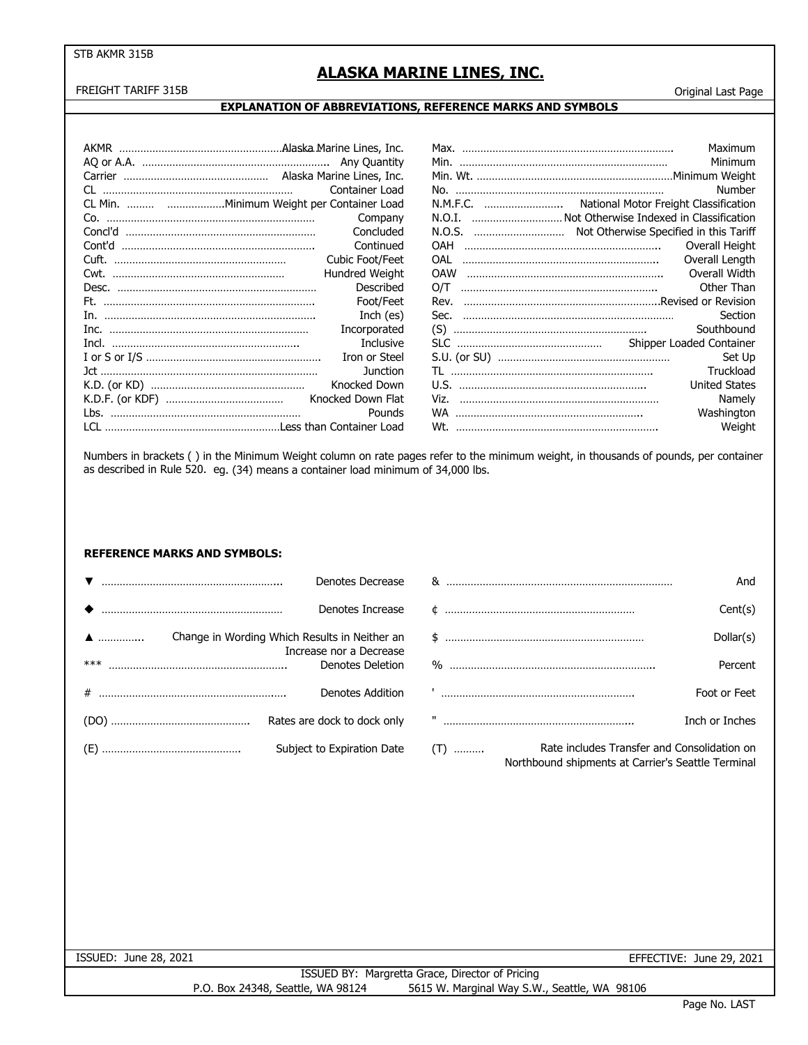## ALASKA MARINE LINES, INC.

### EXPLANATION OF ABBREVIATIONS, REFERENCE MARKS AND SYMBOLS

| Abbreviation | Meaning |
|---|---|
| AKMR | Alaska Marine Lines, Inc. |
| AQ or A.A. | Any Quantity |
| Carrier | Alaska Marine Lines, Inc. |
| CL | Container Load |
| CL Min. | Minimum Weight per Container Load |
| Co. | Company |
| Concl'd | Concluded |
| Cont'd | Continued |
| Cuft. | Cubic Foot/Feet |
| Cwt. | Hundred Weight |
| Desc. | Described |
| Ft. | Foot/Feet |
| In. | Inch (es) |
| Inc. | Incorporated |
| Incl. | Inclusive |
| I or S or I/S | Iron or Steel |
| Jct | Junction |
| K.D. (or KD) | Knocked Down |
| K.D.F. (or KDF) | Knocked Down Flat |
| Lbs. | Pounds |
| LCL | Less than Container Load |
| Max. | Maximum |
| Min. | Minimum |
| Min. Wt. | Minimum Weight |
| No. | Number |
| N.M.F.C. | National Motor Freight Classification |
| N.O.I. | Not Otherwise Indexed in Classification |
| N.O.S. | Not Otherwise Specified in this Tariff |
| OAH | Overall Height |
| OAL | Overall Length |
| OAW | Overall Width |
| O/T | Other Than |
| Rev. | Revised or Revision |
| Sec. | Section |
| (S) | Southbound |
| SLC | Shipper Loaded Container |
| S.U. (or SU) | Set Up |
| TL | Truckload |
| U.S. | United States |
| Viz. | Namely |
| WA | Washington |
| Wt. | Weight |

Numbers in brackets ( ) in the Minimum Weight column on rate pages refer to the minimum weight, in thousands of pounds, per container as described in Rule 520. eg. (34) means a container load minimum of 34,000 lbs.

**REFERENCE MARKS AND SYMBOLS:**

| Symbol | Meaning |
|---|---|
| ▼ | Denotes Decrease |
| ◆ | Denotes Increase |
| ▲ | Change in Wording Which Results in Neither an Increase nor a Decrease |
| *** | Denotes Deletion |
| # | Denotes Addition |
| (DO) | Rates are dock to dock only |
| (E) | Subject to Expiration Date |
| & | And |
| ¢ | Cent(s) |
| $ | Dollar(s) |
| % | Percent |
| ' | Foot or Feet |
| " | Inch or Inches |
| (T) | Rate includes Transfer and Consolidation on Northbound shipments at Carrier's Seattle Terminal |

ISSUED: June 28, 2021 EFFECTIVE: June 29, 2021

ISSUED BY: Margretta Grace, Director of Pricing
P.O. Box 24348, Seattle, WA 98124 5615 W. Marginal Way S.W., Seattle, WA 98106